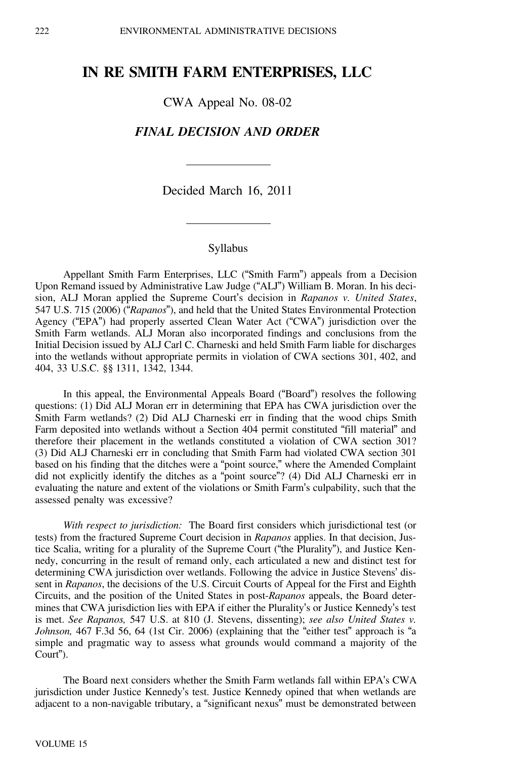# IN RE SMITH FARM ENTERPRISES, LLC

CWA Appeal No. 08-02

## *FINAL DECISION AND ORDER*

Decided March 16, 2011

### Syllabus

Appellant Smith Farm Enterprises, LLC ("Smith Farm") appeals from a Decision Upon Remand issued by Administrative Law Judge ("ALJ") William B. Moran. In his decision, ALJ Moran applied the Supreme Court's decision in *Rapanos v. United States*, 547 U.S. 715 (2006) ("*Rapanos*"), and held that the United States Environmental Protection Agency ("EPA") had properly asserted Clean Water Act ("CWA") jurisdiction over the Smith Farm wetlands. ALJ Moran also incorporated findings and conclusions from the Initial Decision issued by ALJ Carl C. Charneski and held Smith Farm liable for discharges into the wetlands without appropriate permits in violation of CWA sections 301, 402, and 404, 33 U.S.C. §§ 1311, 1342, 1344.

In this appeal, the Environmental Appeals Board ("Board") resolves the following questions: (1) Did ALJ Moran err in determining that EPA has CWA jurisdiction over the Smith Farm wetlands? (2) Did ALJ Charneski err in finding that the wood chips Smith Farm deposited into wetlands without a Section 404 permit constituted "fill material" and therefore their placement in the wetlands constituted a violation of CWA section 301? (3) Did ALJ Charneski err in concluding that Smith Farm had violated CWA section 301 based on his finding that the ditches were a "point source," where the Amended Complaint did not explicitly identify the ditches as a "point source"? (4) Did ALJ Charneski err in evaluating the nature and extent of the violations or Smith Farm's culpability, such that the assessed penalty was excessive?

*With respect to jurisdiction:* The Board first considers which jurisdictional test (or tests) from the fractured Supreme Court decision in *Rapanos* applies. In that decision, Justice Scalia, writing for a plurality of the Supreme Court ("the Plurality"), and Justice Kennedy, concurring in the result of remand only, each articulated a new and distinct test for determining CWA jurisdiction over wetlands. Following the advice in Justice Stevens' dissent in *Rapanos*, the decisions of the U.S. Circuit Courts of Appeal for the First and Eighth Circuits, and the position of the United States in post-*Rapanos* appeals, the Board determines that CWA jurisdiction lies with EPA if either the Plurality's or Justice Kennedy's test is met. *See Rapanos,* 547 U.S. at 810 (J. Stevens, dissenting); *see also United States v. Johnson,* 467 F.3d 56, 64 (1st Cir. 2006) (explaining that the "either test" approach is "a simple and pragmatic way to assess what grounds would command a majority of the Court").

The Board next considers whether the Smith Farm wetlands fall within EPA's CWA jurisdiction under Justice Kennedy's test. Justice Kennedy opined that when wetlands are adjacent to a non-navigable tributary, a "significant nexus" must be demonstrated between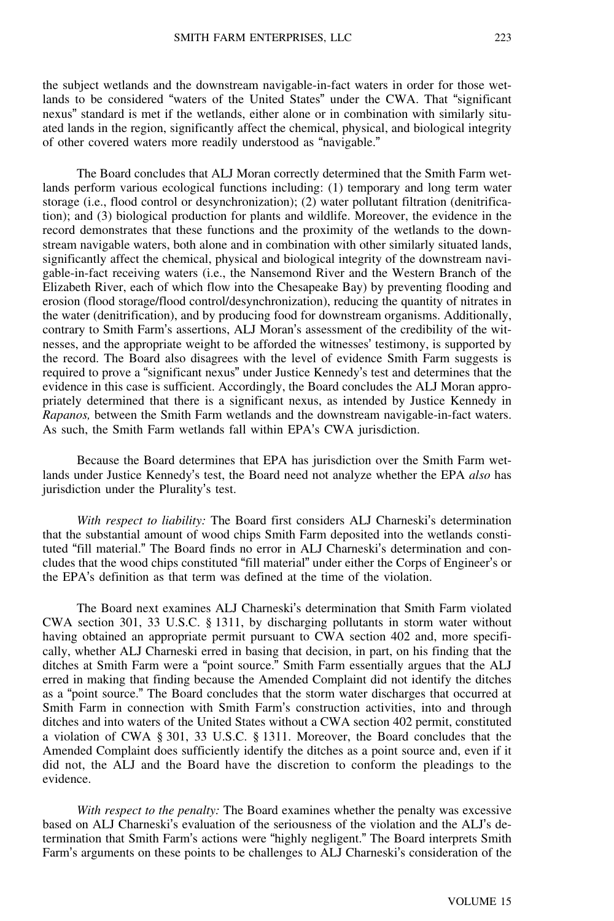the subject wetlands and the downstream navigable-in-fact waters in order for those wetlands to be considered "waters of the United States" under the CWA. That "significant nexus" standard is met if the wetlands, either alone or in combination with similarly situated lands in the region, significantly affect the chemical, physical, and biological integrity of other covered waters more readily understood as "navigable."

The Board concludes that ALJ Moran correctly determined that the Smith Farm wetlands perform various ecological functions including: (1) temporary and long term water storage (i.e., flood control or desynchronization); (2) water pollutant filtration (denitrification); and (3) biological production for plants and wildlife. Moreover, the evidence in the record demonstrates that these functions and the proximity of the wetlands to the downstream navigable waters, both alone and in combination with other similarly situated lands, significantly affect the chemical, physical and biological integrity of the downstream navigable-in-fact receiving waters (i.e., the Nansemond River and the Western Branch of the Elizabeth River, each of which flow into the Chesapeake Bay) by preventing flooding and erosion (flood storage/flood control/desynchronization), reducing the quantity of nitrates in the water (denitrification), and by producing food for downstream organisms. Additionally, contrary to Smith Farm's assertions, ALJ Moran's assessment of the credibility of the witnesses, and the appropriate weight to be afforded the witnesses' testimony, is supported by the record. The Board also disagrees with the level of evidence Smith Farm suggests is required to prove a "significant nexus" under Justice Kennedy's test and determines that the evidence in this case is sufficient. Accordingly, the Board concludes the ALJ Moran appropriately determined that there is a significant nexus, as intended by Justice Kennedy in *Rapanos,* between the Smith Farm wetlands and the downstream navigable-in-fact waters. As such, the Smith Farm wetlands fall within EPA's CWA jurisdiction.

Because the Board determines that EPA has jurisdiction over the Smith Farm wetlands under Justice Kennedy's test, the Board need not analyze whether the EPA *also* has jurisdiction under the Plurality's test.

*With respect to liability:* The Board first considers ALJ Charneski's determination that the substantial amount of wood chips Smith Farm deposited into the wetlands constituted "fill material." The Board finds no error in ALJ Charneski's determination and concludes that the wood chips constituted "fill material" under either the Corps of Engineer's or the EPA's definition as that term was defined at the time of the violation.

The Board next examines ALJ Charneski's determination that Smith Farm violated CWA section 301, 33 U.S.C. § 1311, by discharging pollutants in storm water without having obtained an appropriate permit pursuant to CWA section 402 and, more specifically, whether ALJ Charneski erred in basing that decision, in part, on his finding that the ditches at Smith Farm were a "point source." Smith Farm essentially argues that the ALJ erred in making that finding because the Amended Complaint did not identify the ditches as a "point source." The Board concludes that the storm water discharges that occurred at Smith Farm in connection with Smith Farm's construction activities, into and through ditches and into waters of the United States without a CWA section 402 permit, constituted a violation of CWA § 301, 33 U.S.C. § 1311. Moreover, the Board concludes that the Amended Complaint does sufficiently identify the ditches as a point source and, even if it did not, the ALJ and the Board have the discretion to conform the pleadings to the evidence.

*With respect to the penalty:* The Board examines whether the penalty was excessive based on ALJ Charneski's evaluation of the seriousness of the violation and the ALJ's determination that Smith Farm's actions were "highly negligent." The Board interprets Smith Farm's arguments on these points to be challenges to ALJ Charneski's consideration of the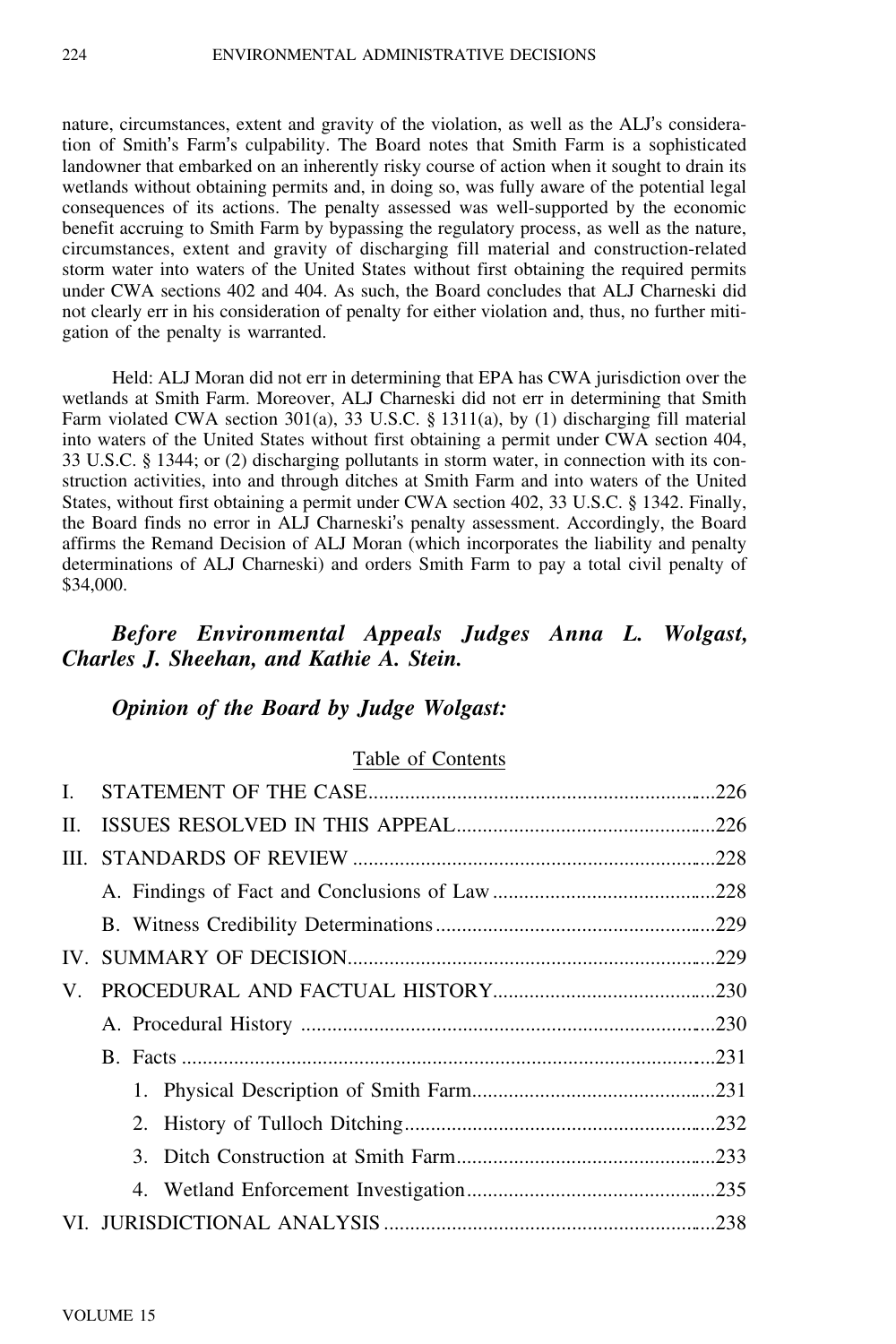nature, circumstances, extent and gravity of the violation, as well as the ALJ's consideration of Smith's Farm's culpability. The Board notes that Smith Farm is a sophisticated landowner that embarked on an inherently risky course of action when it sought to drain its wetlands without obtaining permits and, in doing so, was fully aware of the potential legal consequences of its actions. The penalty assessed was well-supported by the economic benefit accruing to Smith Farm by bypassing the regulatory process, as well as the nature, circumstances, extent and gravity of discharging fill material and construction-related storm water into waters of the United States without first obtaining the required permits under CWA sections 402 and 404. As such, the Board concludes that ALJ Charneski did not clearly err in his consideration of penalty for either violation and, thus, no further mitigation of the penalty is warranted.

Held: ALJ Moran did not err in determining that EPA has CWA jurisdiction over the wetlands at Smith Farm. Moreover, ALJ Charneski did not err in determining that Smith Farm violated CWA section 301(a), 33 U.S.C. § 1311(a), by (1) discharging fill material into waters of the United States without first obtaining a permit under CWA section 404, 33 U.S.C. § 1344; or (2) discharging pollutants in storm water, in connection with its construction activities, into and through ditches at Smith Farm and into waters of the United States, without first obtaining a permit under CWA section 402, 33 U.S.C. § 1342. Finally, the Board finds no error in ALJ Charneski's penalty assessment. Accordingly, the Board affirms the Remand Decision of ALJ Moran (which incorporates the liability and penalty determinations of ALJ Charneski) and orders Smith Farm to pay a total civil penalty of $34,000.

***Before Environmental Appeals Judges Anna L. Wolgast, Charles J. Sheehan, and Kathie A. Stein.***

***Opinion of the Board by Judge Wolgast:***

Table of Contents

I. STATEMENT OF THE CASE ....226

II. ISSUES RESOLVED IN THIS APPEAL ....226

III. STANDARDS OF REVIEW ....228

 A. Findings of Fact and Conclusions of Law ....228

 B. Witness Credibility Determinations ....229

IV. SUMMARY OF DECISION ....229

V. PROCEDURAL AND FACTUAL HISTORY ....230

 A. Procedural History ....230

 B. Facts ....231

  1. Physical Description of Smith Farm ....231

  2. History of Tulloch Ditching ....232

  3. Ditch Construction at Smith Farm ....233

  4. Wetland Enforcement Investigation ....235

VI. JURISDICTIONAL ANALYSIS ....238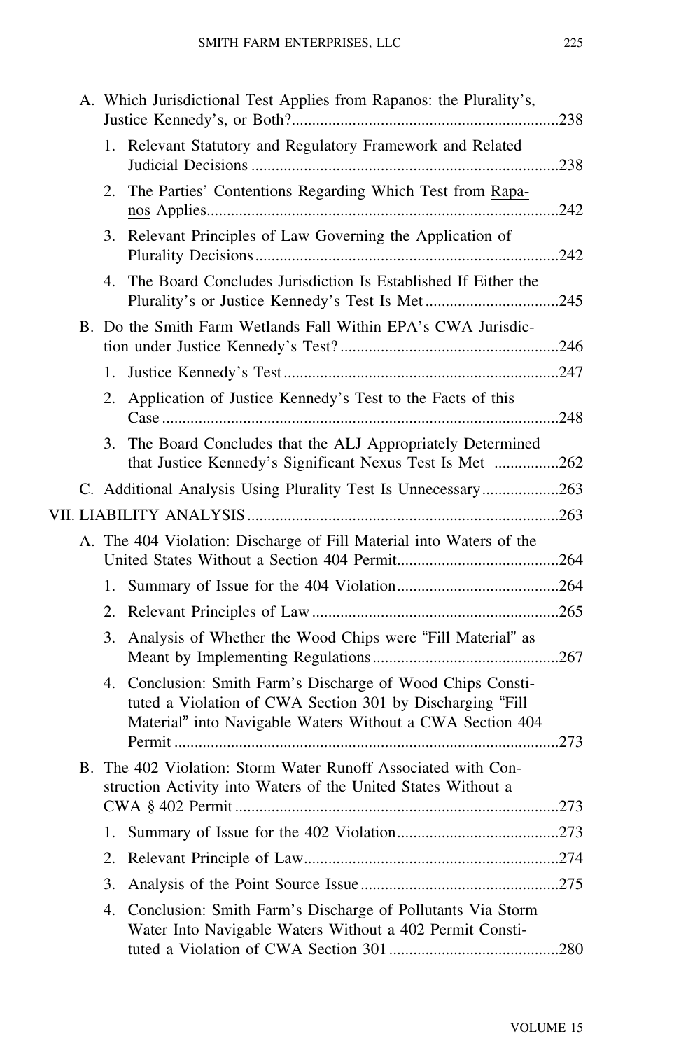- A. Which Jurisdictional Test Applies from Rapanos: the Plurality's, Justice Kennedy's, or Both? .....238
  - 1. Relevant Statutory and Regulatory Framework and Related Judicial Decisions .....238
  - 2. The Parties' Contentions Regarding Which Test from Rapanos Applies .....242
  - 3. Relevant Principles of Law Governing the Application of Plurality Decisions .....242
  - 4. The Board Concludes Jurisdiction Is Established If Either the Plurality's or Justice Kennedy's Test Is Met .....245
- B. Do the Smith Farm Wetlands Fall Within EPA's CWA Jurisdiction under Justice Kennedy's Test? .....246
  - 1. Justice Kennedy's Test .....247
  - 2. Application of Justice Kennedy's Test to the Facts of this Case .....248
  - 3. The Board Concludes that the ALJ Appropriately Determined that Justice Kennedy's Significant Nexus Test Is Met .....262
- C. Additional Analysis Using Plurality Test Is Unnecessary .....263

VII. LIABILITY ANALYSIS .....263

- A. The 404 Violation: Discharge of Fill Material into Waters of the United States Without a Section 404 Permit .....264
  - 1. Summary of Issue for the 404 Violation .....264
  - 2. Relevant Principles of Law .....265
  - 3. Analysis of Whether the Wood Chips were "Fill Material" as Meant by Implementing Regulations .....267
  - 4. Conclusion: Smith Farm's Discharge of Wood Chips Constituted a Violation of CWA Section 301 by Discharging "Fill Material" into Navigable Waters Without a CWA Section 404 Permit .....273
- B. The 402 Violation: Storm Water Runoff Associated with Construction Activity into Waters of the United States Without a CWA § 402 Permit .....273
  - 1. Summary of Issue for the 402 Violation .....273
  - 2. Relevant Principle of Law .....274
  - 3. Analysis of the Point Source Issue .....275
  - 4. Conclusion: Smith Farm's Discharge of Pollutants Via Storm Water Into Navigable Waters Without a 402 Permit Constituted a Violation of CWA Section 301 .....280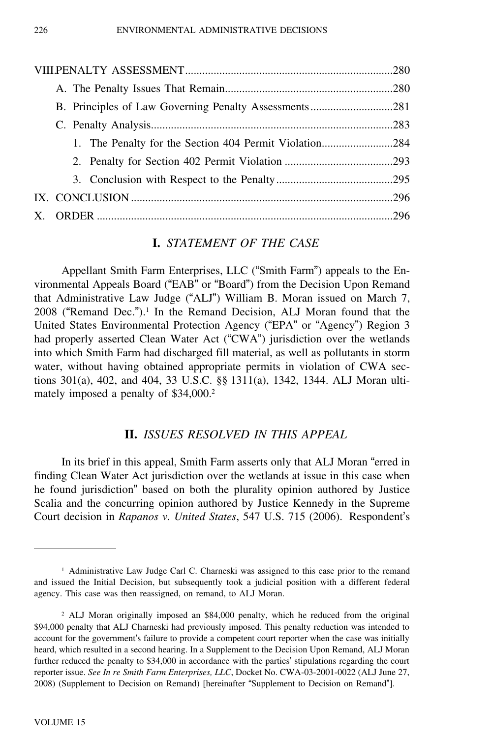VIII. PENALTY ASSESSMENT ........................................................................ 280

- A. The Penalty Issues That Remain .......................................................... 280
- B. Principles of Law Governing Penalty Assessments ............................ 281
- C. Penalty Analysis .................................................................................... 283
  1. The Penalty for the Section 404 Permit Violation ........................ 284
  2. Penalty for Section 402 Permit Violation ...................................... 293
  3. Conclusion with Respect to the Penalty ......................................... 295

IX. CONCLUSION ........................................................................................... 296

X. ORDER ........................................................................................................ 296

## I. *STATEMENT OF THE CASE*

Appellant Smith Farm Enterprises, LLC ("Smith Farm") appeals to the Environmental Appeals Board ("EAB" or "Board") from the Decision Upon Remand that Administrative Law Judge ("ALJ") William B. Moran issued on March 7, 2008 ("Remand Dec.").[1] In the Remand Decision, ALJ Moran found that the United States Environmental Protection Agency ("EPA" or "Agency") Region 3 had properly asserted Clean Water Act ("CWA") jurisdiction over the wetlands into which Smith Farm had discharged fill material, as well as pollutants in storm water, without having obtained appropriate permits in violation of CWA sections 301(a), 402, and 404, 33 U.S.C. §§ 1311(a), 1342, 1344. ALJ Moran ultimately imposed a penalty of $34,000.[2]

## II. *ISSUES RESOLVED IN THIS APPEAL*

In its brief in this appeal, Smith Farm asserts only that ALJ Moran "erred in finding Clean Water Act jurisdiction over the wetlands at issue in this case when he found jurisdiction" based on both the plurality opinion authored by Justice Scalia and the concurring opinion authored by Justice Kennedy in the Supreme Court decision in *Rapanos v. United States*, 547 U.S. 715 (2006). Respondent's

---

[1] Administrative Law Judge Carl C. Charneski was assigned to this case prior to the remand and issued the Initial Decision, but subsequently took a judicial position with a different federal agency. This case was then reassigned, on remand, to ALJ Moran.

[2] ALJ Moran originally imposed an $84,000 penalty, which he reduced from the original $94,000 penalty that ALJ Charneski had previously imposed. This penalty reduction was intended to account for the government's failure to provide a competent court reporter when the case was initially heard, which resulted in a second hearing. In a Supplement to the Decision Upon Remand, ALJ Moran further reduced the penalty to $34,000 in accordance with the parties' stipulations regarding the court reporter issue. *See In re Smith Farm Enterprises, LLC*, Docket No. CWA-03-2001-0022 (ALJ June 27, 2008) (Supplement to Decision on Remand) [hereinafter "Supplement to Decision on Remand"].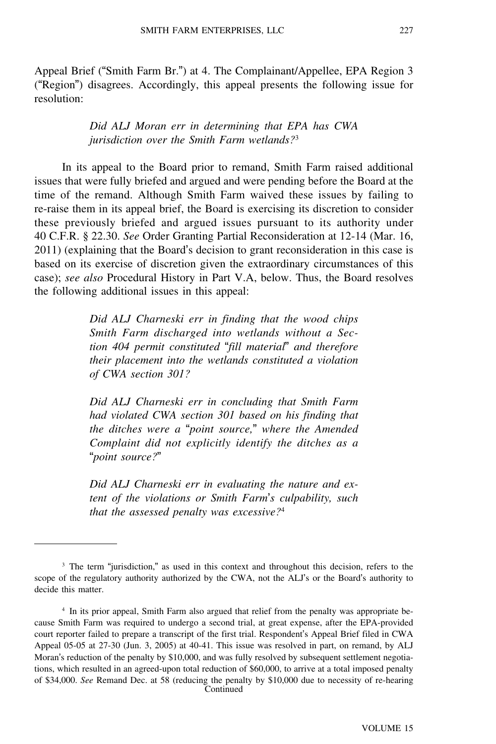Appeal Brief ("Smith Farm Br.") at 4. The Complainant/Appellee, EPA Region 3 ("Region") disagrees. Accordingly, this appeal presents the following issue for resolution:

> *Did ALJ Moran err in determining that EPA has CWA jurisdiction over the Smith Farm wetlands?*[3]

In its appeal to the Board prior to remand, Smith Farm raised additional issues that were fully briefed and argued and were pending before the Board at the time of the remand. Although Smith Farm waived these issues by failing to re-raise them in its appeal brief, the Board is exercising its discretion to consider these previously briefed and argued issues pursuant to its authority under 40 C.F.R. § 22.30. *See* Order Granting Partial Reconsideration at 12-14 (Mar. 16, 2011) (explaining that the Board's decision to grant reconsideration in this case is based on its exercise of discretion given the extraordinary circumstances of this case); *see also* Procedural History in Part V.A, below. Thus, the Board resolves the following additional issues in this appeal:

> *Did ALJ Charneski err in finding that the wood chips Smith Farm discharged into wetlands without a Section 404 permit constituted "fill material" and therefore their placement into the wetlands constituted a violation of CWA section 301?*
>
> *Did ALJ Charneski err in concluding that Smith Farm had violated CWA section 301 based on his finding that the ditches were a "point source," where the Amended Complaint did not explicitly identify the ditches as a "point source?"*
>
> *Did ALJ Charneski err in evaluating the nature and extent of the violations or Smith Farm's culpability, such that the assessed penalty was excessive?*[4]

---

[3] The term "jurisdiction," as used in this context and throughout this decision, refers to the scope of the regulatory authority authorized by the CWA, not the ALJ's or the Board's authority to decide this matter.

[4] In its prior appeal, Smith Farm also argued that relief from the penalty was appropriate because Smith Farm was required to undergo a second trial, at great expense, after the EPA-provided court reporter failed to prepare a transcript of the first trial. Respondent's Appeal Brief filed in CWA Appeal 05-05 at 27-30 (Jun. 3, 2005) at 40-41. This issue was resolved in part, on remand, by ALJ Moran's reduction of the penalty by $10,000, and was fully resolved by subsequent settlement negotiations, which resulted in an agreed-upon total reduction of $60,000, to arrive at a total imposed penalty of $34,000. *See* Remand Dec. at 58 (reducing the penalty by $10,000 due to necessity of re-hearing
Continued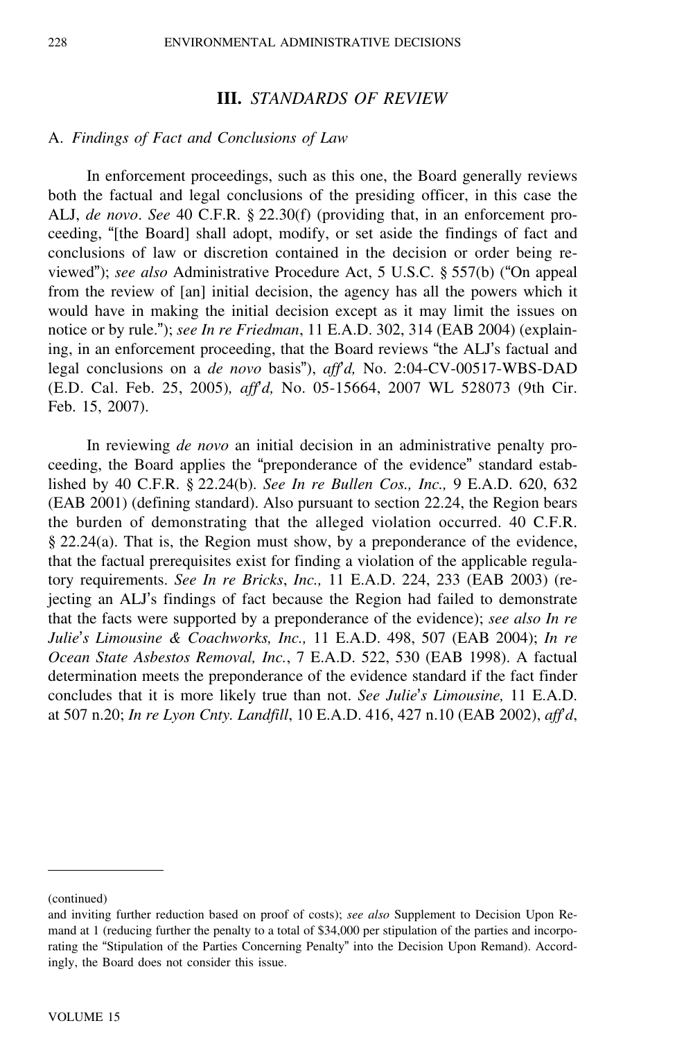## III. *STANDARDS OF REVIEW*

### A. *Findings of Fact and Conclusions of Law*

In enforcement proceedings, such as this one, the Board generally reviews both the factual and legal conclusions of the presiding officer, in this case the ALJ, *de novo*. *See* 40 C.F.R. § 22.30(f) (providing that, in an enforcement proceeding, "[the Board] shall adopt, modify, or set aside the findings of fact and conclusions of law or discretion contained in the decision or order being reviewed"); *see also* Administrative Procedure Act, 5 U.S.C. § 557(b) ("On appeal from the review of [an] initial decision, the agency has all the powers which it would have in making the initial decision except as it may limit the issues on notice or by rule."); *see In re Friedman*, 11 E.A.D. 302, 314 (EAB 2004) (explaining, in an enforcement proceeding, that the Board reviews "the ALJ's factual and legal conclusions on a *de novo* basis"), *aff'd,* No. 2:04-CV-00517-WBS-DAD (E.D. Cal. Feb. 25, 2005)*, aff'd,* No. 05-15664, 2007 WL 528073 (9th Cir. Feb. 15, 2007).

In reviewing *de novo* an initial decision in an administrative penalty proceeding, the Board applies the "preponderance of the evidence" standard established by 40 C.F.R. § 22.24(b). *See In re Bullen Cos., Inc.,* 9 E.A.D. 620, 632 (EAB 2001) (defining standard). Also pursuant to section 22.24, the Region bears the burden of demonstrating that the alleged violation occurred. 40 C.F.R. § 22.24(a). That is, the Region must show, by a preponderance of the evidence, that the factual prerequisites exist for finding a violation of the applicable regulatory requirements. *See In re Bricks*, *Inc.,* 11 E.A.D. 224, 233 (EAB 2003) (rejecting an ALJ's findings of fact because the Region had failed to demonstrate that the facts were supported by a preponderance of the evidence); *see also In re Julie*'*s Limousine & Coachworks, Inc.,* 11 E.A.D. 498, 507 (EAB 2004); *In re Ocean State Asbestos Removal, Inc.*, 7 E.A.D. 522, 530 (EAB 1998). A factual determination meets the preponderance of the evidence standard if the fact finder concludes that it is more likely true than not. *See Julie*'*s Limousine,* 11 E.A.D. at 507 n.20; *In re Lyon Cnty. Landfill*, 10 E.A.D. 416, 427 n.10 (EAB 2002), *aff'd*,

---

(continued)

and inviting further reduction based on proof of costs); *see also* Supplement to Decision Upon Remand at 1 (reducing further the penalty to a total of $34,000 per stipulation of the parties and incorporating the "Stipulation of the Parties Concerning Penalty" into the Decision Upon Remand). Accordingly, the Board does not consider this issue.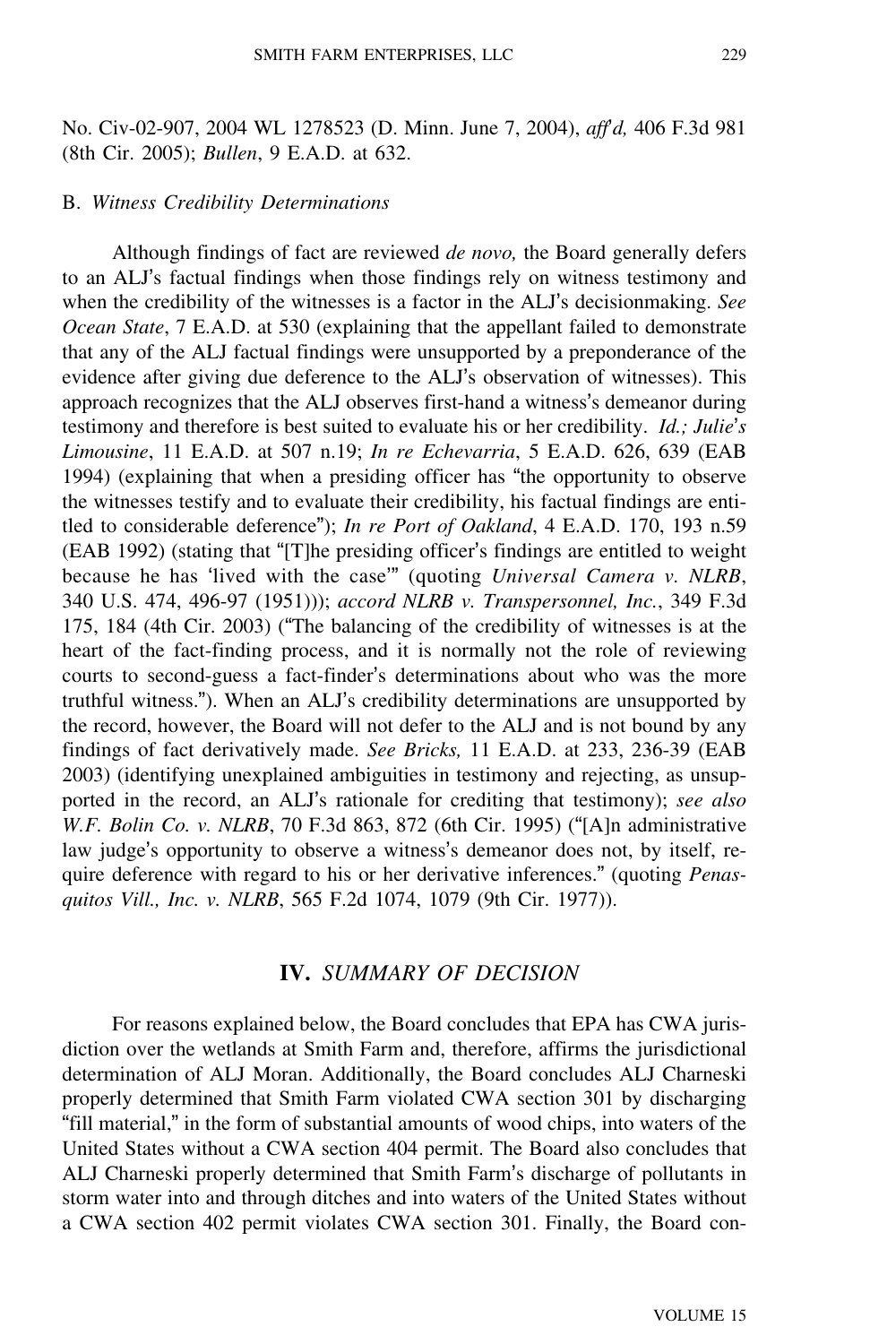No. Civ-02-907, 2004 WL 1278523 (D. Minn. June 7, 2004), *aff'd,* 406 F.3d 981 (8th Cir. 2005); *Bullen*, 9 E.A.D. at 632.

### B. *Witness Credibility Determinations*

Although findings of fact are reviewed *de novo,* the Board generally defers to an ALJ's factual findings when those findings rely on witness testimony and when the credibility of the witnesses is a factor in the ALJ's decisionmaking. *See Ocean State*, 7 E.A.D. at 530 (explaining that the appellant failed to demonstrate that any of the ALJ factual findings were unsupported by a preponderance of the evidence after giving due deference to the ALJ's observation of witnesses). This approach recognizes that the ALJ observes first-hand a witness's demeanor during testimony and therefore is best suited to evaluate his or her credibility. *Id.; Julie's Limousine*, 11 E.A.D. at 507 n.19; *In re Echevarria*, 5 E.A.D. 626, 639 (EAB 1994) (explaining that when a presiding officer has "the opportunity to observe the witnesses testify and to evaluate their credibility, his factual findings are entitled to considerable deference"); *In re Port of Oakland*, 4 E.A.D. 170, 193 n.59 (EAB 1992) (stating that "[T]he presiding officer's findings are entitled to weight because he has 'lived with the case'" (quoting *Universal Camera v. NLRB*, 340 U.S. 474, 496-97 (1951))); *accord NLRB v. Transpersonnel, Inc.*, 349 F.3d 175, 184 (4th Cir. 2003) ("The balancing of the credibility of witnesses is at the heart of the fact-finding process, and it is normally not the role of reviewing courts to second-guess a fact-finder's determinations about who was the more truthful witness."). When an ALJ's credibility determinations are unsupported by the record, however, the Board will not defer to the ALJ and is not bound by any findings of fact derivatively made. *See Bricks,* 11 E.A.D. at 233, 236-39 (EAB 2003) (identifying unexplained ambiguities in testimony and rejecting, as unsupported in the record, an ALJ's rationale for crediting that testimony); *see also W.F. Bolin Co. v. NLRB*, 70 F.3d 863, 872 (6th Cir. 1995) ("[A]n administrative law judge's opportunity to observe a witness's demeanor does not, by itself, require deference with regard to his or her derivative inferences." (quoting *Penasquitos Vill., Inc. v. NLRB*, 565 F.2d 1074, 1079 (9th Cir. 1977)).

## IV. *SUMMARY OF DECISION*

For reasons explained below, the Board concludes that EPA has CWA jurisdiction over the wetlands at Smith Farm and, therefore, affirms the jurisdictional determination of ALJ Moran. Additionally, the Board concludes ALJ Charneski properly determined that Smith Farm violated CWA section 301 by discharging "fill material," in the form of substantial amounts of wood chips, into waters of the United States without a CWA section 404 permit. The Board also concludes that ALJ Charneski properly determined that Smith Farm's discharge of pollutants in storm water into and through ditches and into waters of the United States without a CWA section 402 permit violates CWA section 301. Finally, the Board con-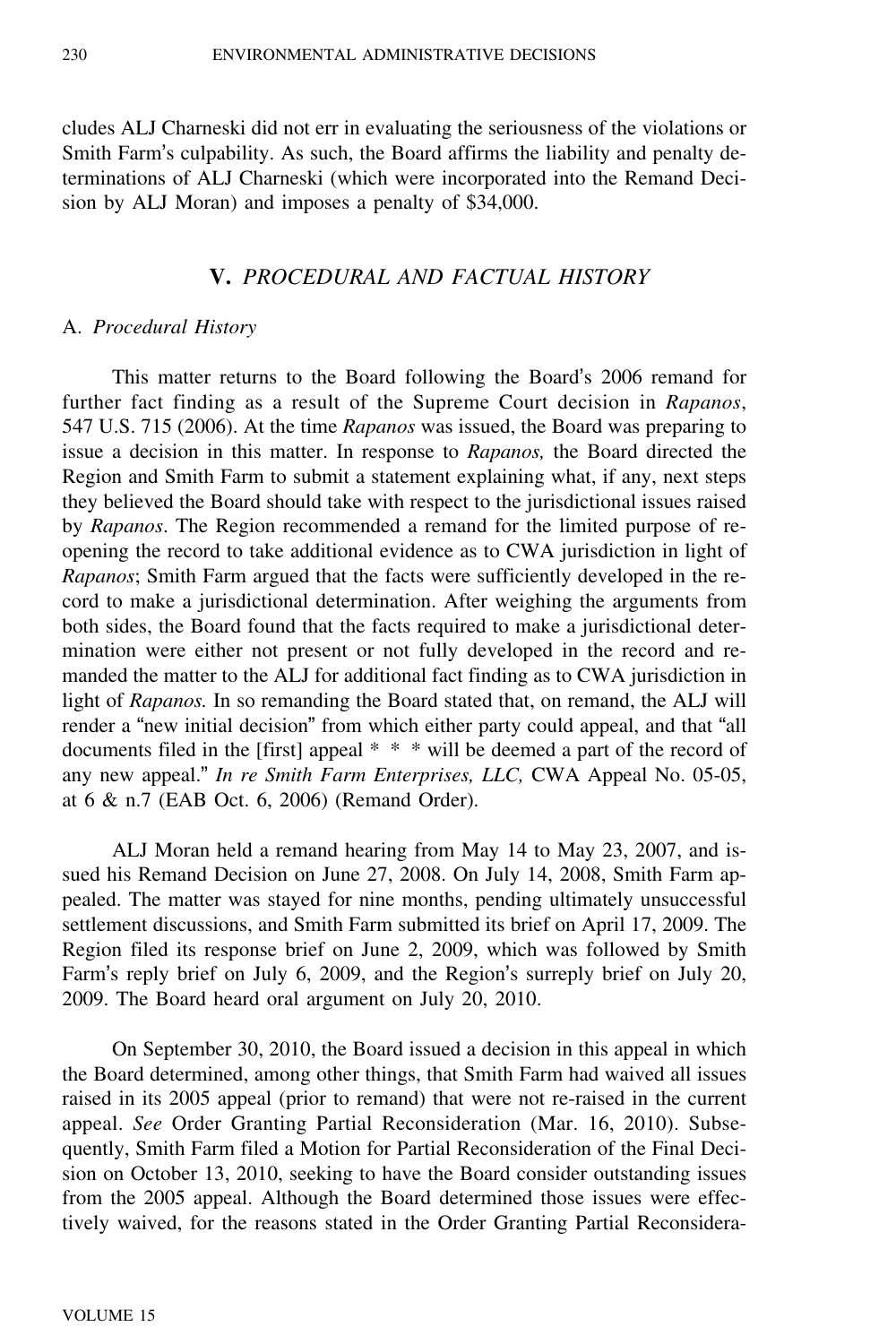cludes ALJ Charneski did not err in evaluating the seriousness of the violations or Smith Farm's culpability. As such, the Board affirms the liability and penalty determinations of ALJ Charneski (which were incorporated into the Remand Decision by ALJ Moran) and imposes a penalty of $34,000.

## V. *PROCEDURAL AND FACTUAL HISTORY*

### A. *Procedural History*

This matter returns to the Board following the Board's 2006 remand for further fact finding as a result of the Supreme Court decision in *Rapanos*, 547 U.S. 715 (2006). At the time *Rapanos* was issued, the Board was preparing to issue a decision in this matter. In response to *Rapanos,* the Board directed the Region and Smith Farm to submit a statement explaining what, if any, next steps they believed the Board should take with respect to the jurisdictional issues raised by *Rapanos*. The Region recommended a remand for the limited purpose of reopening the record to take additional evidence as to CWA jurisdiction in light of *Rapanos*; Smith Farm argued that the facts were sufficiently developed in the record to make a jurisdictional determination. After weighing the arguments from both sides, the Board found that the facts required to make a jurisdictional determination were either not present or not fully developed in the record and remanded the matter to the ALJ for additional fact finding as to CWA jurisdiction in light of *Rapanos.* In so remanding the Board stated that, on remand, the ALJ will render a "new initial decision" from which either party could appeal, and that "all documents filed in the [first] appeal * * * will be deemed a part of the record of any new appeal." *In re Smith Farm Enterprises, LLC,* CWA Appeal No. 05-05, at 6 & n.7 (EAB Oct. 6, 2006) (Remand Order).

ALJ Moran held a remand hearing from May 14 to May 23, 2007, and issued his Remand Decision on June 27, 2008. On July 14, 2008, Smith Farm appealed. The matter was stayed for nine months, pending ultimately unsuccessful settlement discussions, and Smith Farm submitted its brief on April 17, 2009. The Region filed its response brief on June 2, 2009, which was followed by Smith Farm's reply brief on July 6, 2009, and the Region's surreply brief on July 20, 2009. The Board heard oral argument on July 20, 2010.

On September 30, 2010, the Board issued a decision in this appeal in which the Board determined, among other things, that Smith Farm had waived all issues raised in its 2005 appeal (prior to remand) that were not re-raised in the current appeal. *See* Order Granting Partial Reconsideration (Mar. 16, 2010). Subsequently, Smith Farm filed a Motion for Partial Reconsideration of the Final Decision on October 13, 2010, seeking to have the Board consider outstanding issues from the 2005 appeal. Although the Board determined those issues were effectively waived, for the reasons stated in the Order Granting Partial Reconsidera-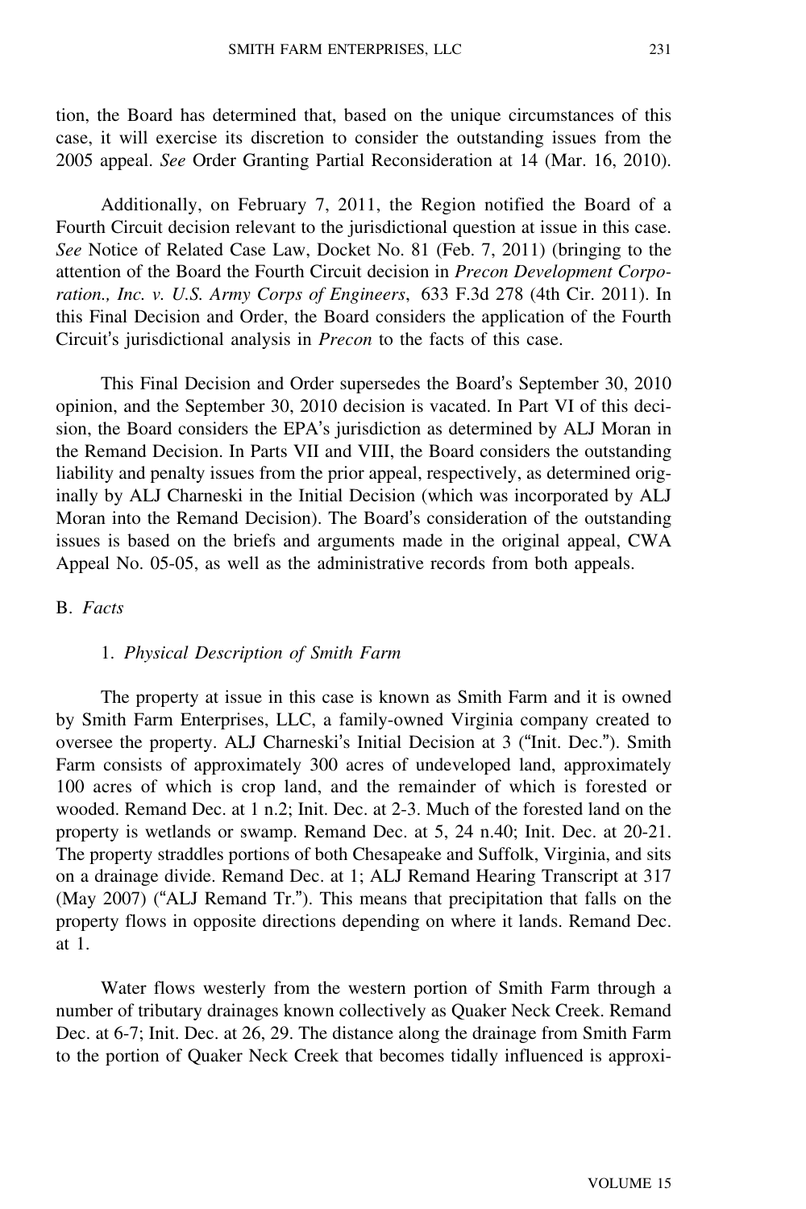tion, the Board has determined that, based on the unique circumstances of this case, it will exercise its discretion to consider the outstanding issues from the 2005 appeal. *See* Order Granting Partial Reconsideration at 14 (Mar. 16, 2010).

Additionally, on February 7, 2011, the Region notified the Board of a Fourth Circuit decision relevant to the jurisdictional question at issue in this case. *See* Notice of Related Case Law, Docket No. 81 (Feb. 7, 2011) (bringing to the attention of the Board the Fourth Circuit decision in *Precon Development Corporation., Inc. v. U.S. Army Corps of Engineers*, 633 F.3d 278 (4th Cir. 2011). In this Final Decision and Order, the Board considers the application of the Fourth Circuit's jurisdictional analysis in *Precon* to the facts of this case.

This Final Decision and Order supersedes the Board's September 30, 2010 opinion, and the September 30, 2010 decision is vacated. In Part VI of this decision, the Board considers the EPA's jurisdiction as determined by ALJ Moran in the Remand Decision. In Parts VII and VIII, the Board considers the outstanding liability and penalty issues from the prior appeal, respectively, as determined originally by ALJ Charneski in the Initial Decision (which was incorporated by ALJ Moran into the Remand Decision). The Board's consideration of the outstanding issues is based on the briefs and arguments made in the original appeal, CWA Appeal No. 05-05, as well as the administrative records from both appeals.

## B. *Facts*

### 1. *Physical Description of Smith Farm*

The property at issue in this case is known as Smith Farm and it is owned by Smith Farm Enterprises, LLC, a family-owned Virginia company created to oversee the property. ALJ Charneski's Initial Decision at 3 ("Init. Dec."). Smith Farm consists of approximately 300 acres of undeveloped land, approximately 100 acres of which is crop land, and the remainder of which is forested or wooded. Remand Dec. at 1 n.2; Init. Dec. at 2-3. Much of the forested land on the property is wetlands or swamp. Remand Dec. at 5, 24 n.40; Init. Dec. at 20-21. The property straddles portions of both Chesapeake and Suffolk, Virginia, and sits on a drainage divide. Remand Dec. at 1; ALJ Remand Hearing Transcript at 317 (May 2007) ("ALJ Remand Tr."). This means that precipitation that falls on the property flows in opposite directions depending on where it lands. Remand Dec. at 1.

Water flows westerly from the western portion of Smith Farm through a number of tributary drainages known collectively as Quaker Neck Creek. Remand Dec. at 6-7; Init. Dec. at 26, 29. The distance along the drainage from Smith Farm to the portion of Quaker Neck Creek that becomes tidally influenced is approxi-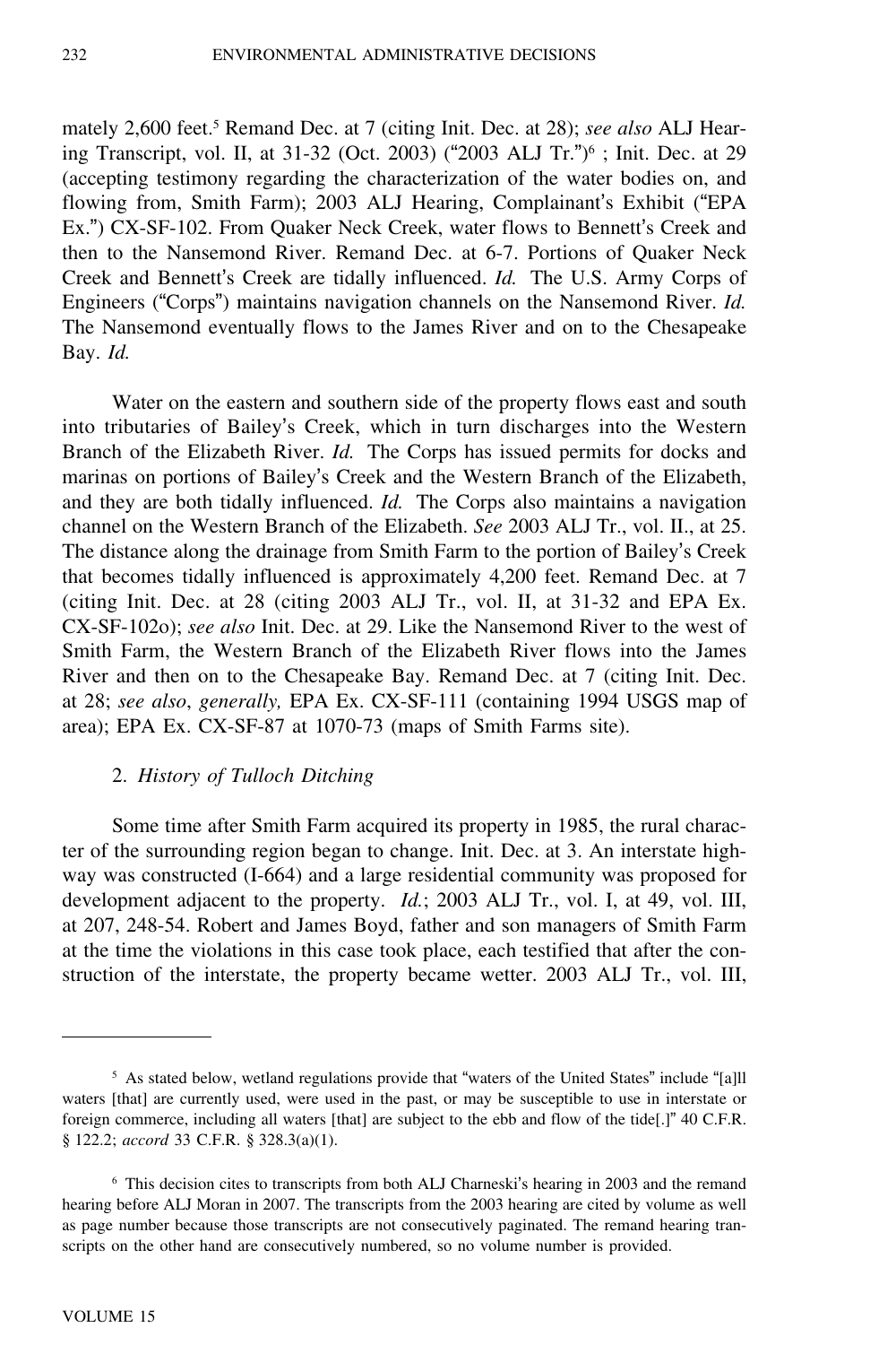mately 2,600 feet.[5] Remand Dec. at 7 (citing Init. Dec. at 28); *see also* ALJ Hearing Transcript, vol. II, at 31-32 (Oct. 2003) ("2003 ALJ Tr.")[6] ; Init. Dec. at 29 (accepting testimony regarding the characterization of the water bodies on, and flowing from, Smith Farm); 2003 ALJ Hearing, Complainant's Exhibit ("EPA Ex.") CX-SF-102. From Quaker Neck Creek, water flows to Bennett's Creek and then to the Nansemond River. Remand Dec. at 6-7. Portions of Quaker Neck Creek and Bennett's Creek are tidally influenced. *Id.* The U.S. Army Corps of Engineers ("Corps") maintains navigation channels on the Nansemond River. *Id.* The Nansemond eventually flows to the James River and on to the Chesapeake Bay. *Id.*

Water on the eastern and southern side of the property flows east and south into tributaries of Bailey's Creek, which in turn discharges into the Western Branch of the Elizabeth River. *Id.* The Corps has issued permits for docks and marinas on portions of Bailey's Creek and the Western Branch of the Elizabeth, and they are both tidally influenced. *Id.* The Corps also maintains a navigation channel on the Western Branch of the Elizabeth. *See* 2003 ALJ Tr., vol. II., at 25. The distance along the drainage from Smith Farm to the portion of Bailey's Creek that becomes tidally influenced is approximately 4,200 feet. Remand Dec. at 7 (citing Init. Dec. at 28 (citing 2003 ALJ Tr., vol. II, at 31-32 and EPA Ex. CX-SF-102o); *see also* Init. Dec. at 29. Like the Nansemond River to the west of Smith Farm, the Western Branch of the Elizabeth River flows into the James River and then on to the Chesapeake Bay. Remand Dec. at 7 (citing Init. Dec. at 28; *see also*, *generally,* EPA Ex. CX-SF-111 (containing 1994 USGS map of area); EPA Ex. CX-SF-87 at 1070-73 (maps of Smith Farms site).

### 2. *History of Tulloch Ditching*

Some time after Smith Farm acquired its property in 1985, the rural character of the surrounding region began to change. Init. Dec. at 3. An interstate highway was constructed (I-664) and a large residential community was proposed for development adjacent to the property. *Id.*; 2003 ALJ Tr., vol. I, at 49, vol. III, at 207, 248-54. Robert and James Boyd, father and son managers of Smith Farm at the time the violations in this case took place, each testified that after the construction of the interstate, the property became wetter. 2003 ALJ Tr., vol. III,

---

[5] As stated below, wetland regulations provide that "waters of the United States" include "[a]ll waters [that] are currently used, were used in the past, or may be susceptible to use in interstate or foreign commerce, including all waters [that] are subject to the ebb and flow of the tide[.]" 40 C.F.R. § 122.2; *accord* 33 C.F.R. § 328.3(a)(1).

[6] This decision cites to transcripts from both ALJ Charneski's hearing in 2003 and the remand hearing before ALJ Moran in 2007. The transcripts from the 2003 hearing are cited by volume as well as page number because those transcripts are not consecutively paginated. The remand hearing transcripts on the other hand are consecutively numbered, so no volume number is provided.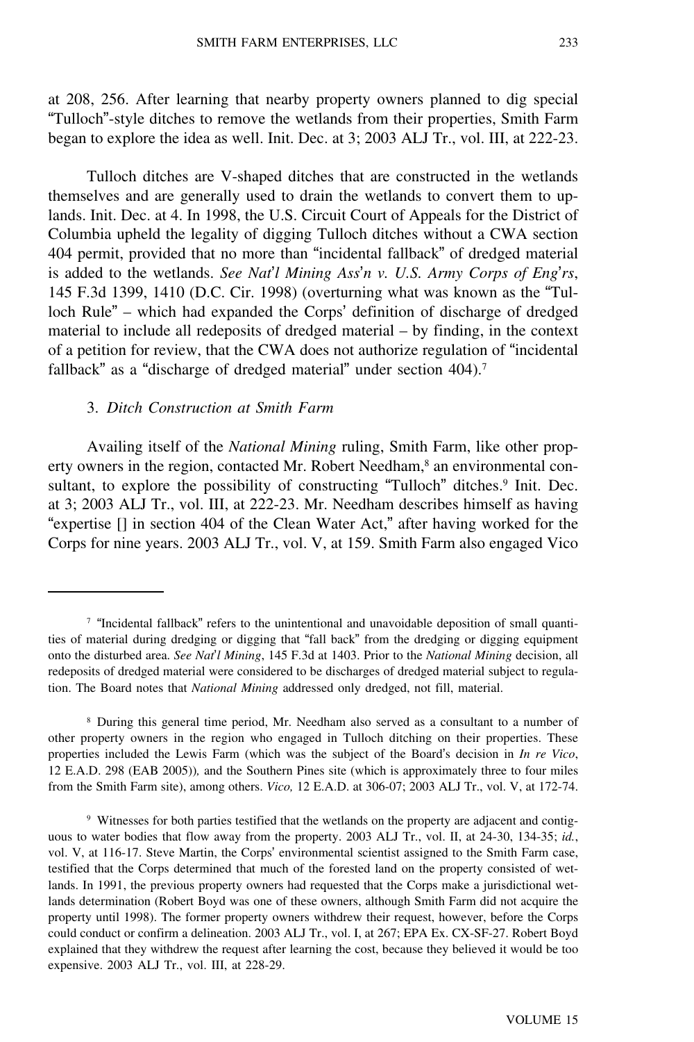at 208, 256. After learning that nearby property owners planned to dig special "Tulloch"-style ditches to remove the wetlands from their properties, Smith Farm began to explore the idea as well. Init. Dec. at 3; 2003 ALJ Tr., vol. III, at 222-23.

Tulloch ditches are V-shaped ditches that are constructed in the wetlands themselves and are generally used to drain the wetlands to convert them to uplands. Init. Dec. at 4. In 1998, the U.S. Circuit Court of Appeals for the District of Columbia upheld the legality of digging Tulloch ditches without a CWA section 404 permit, provided that no more than "incidental fallback" of dredged material is added to the wetlands. *See Nat'l Mining Ass'n v. U.S. Army Corps of Eng'rs*, 145 F.3d 1399, 1410 (D.C. Cir. 1998) (overturning what was known as the "Tulloch Rule" – which had expanded the Corps' definition of discharge of dredged material to include all redeposits of dredged material – by finding, in the context of a petition for review, that the CWA does not authorize regulation of "incidental fallback" as a "discharge of dredged material" under section 404).[7]

### 3. *Ditch Construction at Smith Farm*

Availing itself of the *National Mining* ruling, Smith Farm, like other property owners in the region, contacted Mr. Robert Needham,[8] an environmental consultant, to explore the possibility of constructing "Tulloch" ditches.[9] Init. Dec. at 3; 2003 ALJ Tr., vol. III, at 222-23. Mr. Needham describes himself as having "expertise [] in section 404 of the Clean Water Act," after having worked for the Corps for nine years. 2003 ALJ Tr., vol. V, at 159. Smith Farm also engaged Vico

---

[7] "Incidental fallback" refers to the unintentional and unavoidable deposition of small quantities of material during dredging or digging that "fall back" from the dredging or digging equipment onto the disturbed area. *See Nat'l Mining*, 145 F.3d at 1403. Prior to the *National Mining* decision, all redeposits of dredged material were considered to be discharges of dredged material subject to regulation. The Board notes that *National Mining* addressed only dredged, not fill, material.

[8] During this general time period, Mr. Needham also served as a consultant to a number of other property owners in the region who engaged in Tulloch ditching on their properties. These properties included the Lewis Farm (which was the subject of the Board's decision in *In re Vico*, 12 E.A.D. 298 (EAB 2005)), and the Southern Pines site (which is approximately three to four miles from the Smith Farm site), among others. *Vico,* 12 E.A.D. at 306-07; 2003 ALJ Tr., vol. V, at 172-74.

[9] Witnesses for both parties testified that the wetlands on the property are adjacent and contiguous to water bodies that flow away from the property. 2003 ALJ Tr., vol. II, at 24-30, 134-35; *id.*, vol. V, at 116-17. Steve Martin, the Corps' environmental scientist assigned to the Smith Farm case, testified that the Corps determined that much of the forested land on the property consisted of wetlands. In 1991, the previous property owners had requested that the Corps make a jurisdictional wetlands determination (Robert Boyd was one of these owners, although Smith Farm did not acquire the property until 1998). The former property owners withdrew their request, however, before the Corps could conduct or confirm a delineation. 2003 ALJ Tr., vol. I, at 267; EPA Ex. CX-SF-27. Robert Boyd explained that they withdrew the request after learning the cost, because they believed it would be too expensive. 2003 ALJ Tr., vol. III, at 228-29.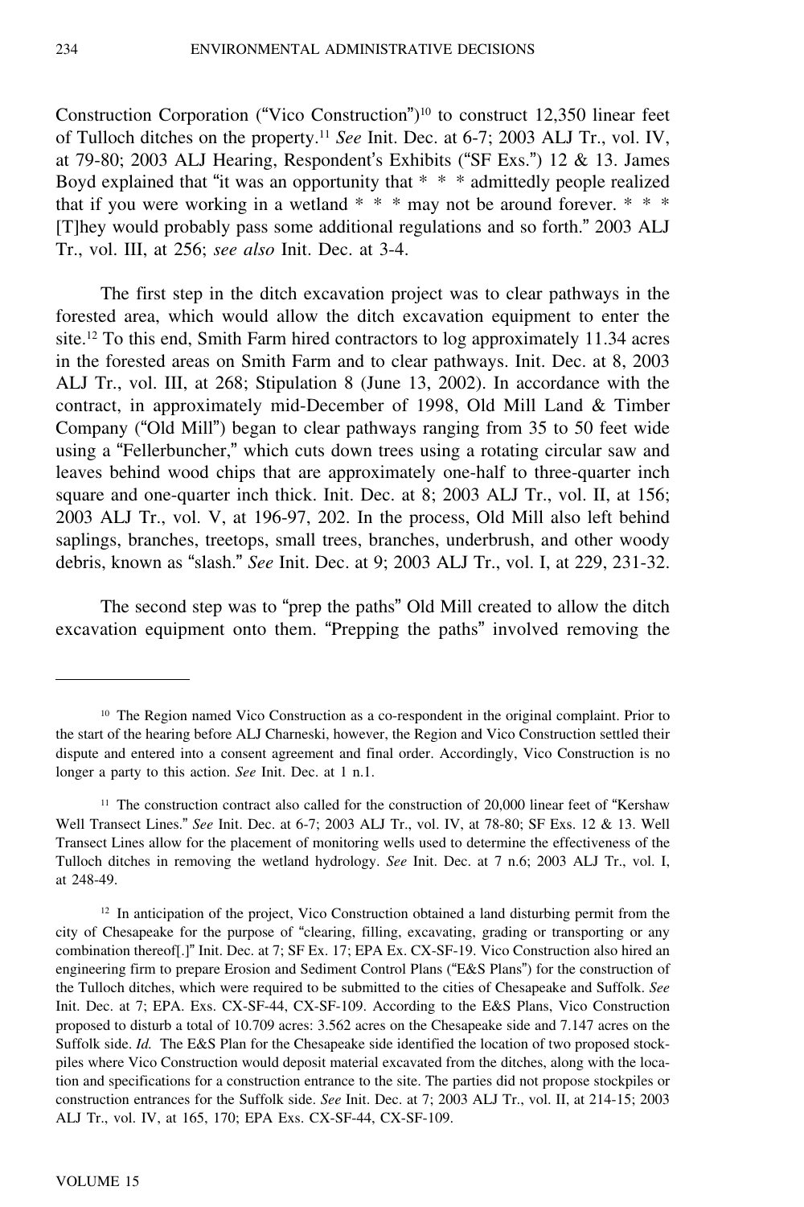Construction Corporation ("Vico Construction")[10] to construct 12,350 linear feet of Tulloch ditches on the property.[11] *See* Init. Dec. at 6-7; 2003 ALJ Tr., vol. IV, at 79-80; 2003 ALJ Hearing, Respondent's Exhibits ("SF Exs.") 12 & 13. James Boyd explained that "it was an opportunity that * * * admittedly people realized that if you were working in a wetland * * * may not be around forever. * * * [T]hey would probably pass some additional regulations and so forth." 2003 ALJ Tr., vol. III, at 256; *see also* Init. Dec. at 3-4.

The first step in the ditch excavation project was to clear pathways in the forested area, which would allow the ditch excavation equipment to enter the site.[12] To this end, Smith Farm hired contractors to log approximately 11.34 acres in the forested areas on Smith Farm and to clear pathways. Init. Dec. at 8, 2003 ALJ Tr., vol. III, at 268; Stipulation 8 (June 13, 2002). In accordance with the contract, in approximately mid-December of 1998, Old Mill Land & Timber Company ("Old Mill") began to clear pathways ranging from 35 to 50 feet wide using a "Fellerbuncher," which cuts down trees using a rotating circular saw and leaves behind wood chips that are approximately one-half to three-quarter inch square and one-quarter inch thick. Init. Dec. at 8; 2003 ALJ Tr., vol. II, at 156; 2003 ALJ Tr., vol. V, at 196-97, 202. In the process, Old Mill also left behind saplings, branches, treetops, small trees, branches, underbrush, and other woody debris, known as "slash." *See* Init. Dec. at 9; 2003 ALJ Tr., vol. I, at 229, 231-32.

The second step was to "prep the paths" Old Mill created to allow the ditch excavation equipment onto them. "Prepping the paths" involved removing the

---

[10] The Region named Vico Construction as a co-respondent in the original complaint. Prior to the start of the hearing before ALJ Charneski, however, the Region and Vico Construction settled their dispute and entered into a consent agreement and final order. Accordingly, Vico Construction is no longer a party to this action. *See* Init. Dec. at 1 n.1.

[11] The construction contract also called for the construction of 20,000 linear feet of "Kershaw Well Transect Lines." *See* Init. Dec. at 6-7; 2003 ALJ Tr., vol. IV, at 78-80; SF Exs. 12 & 13. Well Transect Lines allow for the placement of monitoring wells used to determine the effectiveness of the Tulloch ditches in removing the wetland hydrology. *See* Init. Dec. at 7 n.6; 2003 ALJ Tr., vol. I, at 248-49.

[12] In anticipation of the project, Vico Construction obtained a land disturbing permit from the city of Chesapeake for the purpose of "clearing, filling, excavating, grading or transporting or any combination thereof[.]" Init. Dec. at 7; SF Ex. 17; EPA Ex. CX-SF-19. Vico Construction also hired an engineering firm to prepare Erosion and Sediment Control Plans ("E&S Plans") for the construction of the Tulloch ditches, which were required to be submitted to the cities of Chesapeake and Suffolk. *See* Init. Dec. at 7; EPA. Exs. CX-SF-44, CX-SF-109. According to the E&S Plans, Vico Construction proposed to disturb a total of 10.709 acres: 3.562 acres on the Chesapeake side and 7.147 acres on the Suffolk side. *Id.* The E&S Plan for the Chesapeake side identified the location of two proposed stockpiles where Vico Construction would deposit material excavated from the ditches, along with the location and specifications for a construction entrance to the site. The parties did not propose stockpiles or construction entrances for the Suffolk side. *See* Init. Dec. at 7; 2003 ALJ Tr., vol. II, at 214-15; 2003 ALJ Tr., vol. IV, at 165, 170; EPA Exs. CX-SF-44, CX-SF-109.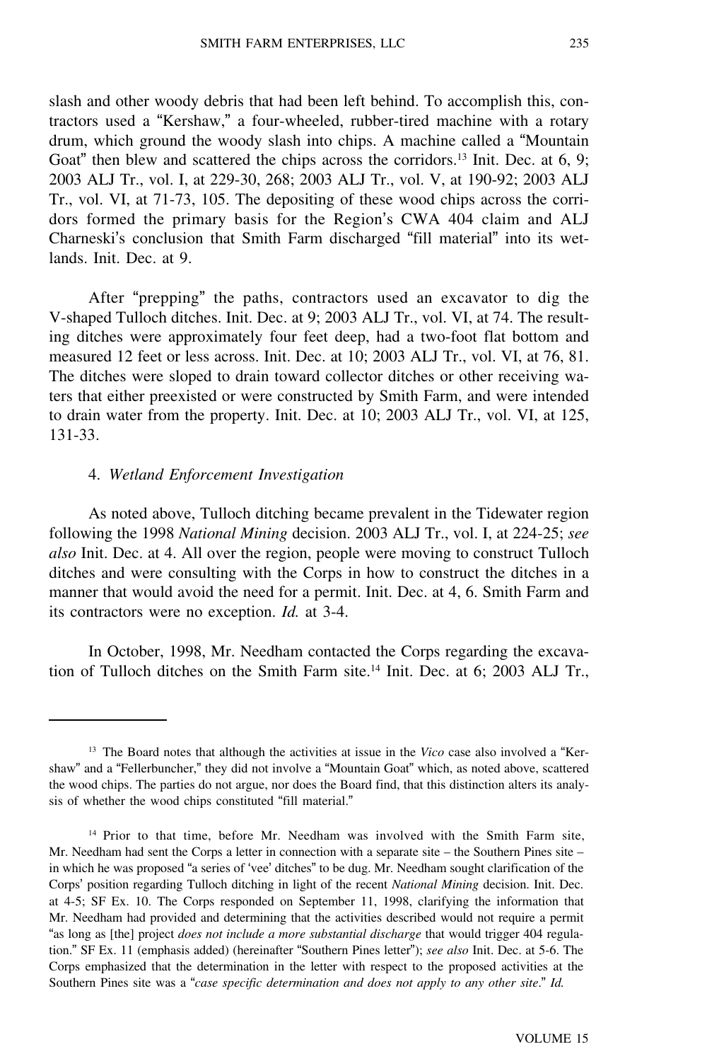slash and other woody debris that had been left behind. To accomplish this, contractors used a "Kershaw," a four-wheeled, rubber-tired machine with a rotary drum, which ground the woody slash into chips. A machine called a "Mountain Goat" then blew and scattered the chips across the corridors.[13] Init. Dec. at 6, 9; 2003 ALJ Tr., vol. I, at 229-30, 268; 2003 ALJ Tr., vol. V, at 190-92; 2003 ALJ Tr., vol. VI, at 71-73, 105. The depositing of these wood chips across the corridors formed the primary basis for the Region's CWA 404 claim and ALJ Charneski's conclusion that Smith Farm discharged "fill material" into its wetlands. Init. Dec. at 9.

After "prepping" the paths, contractors used an excavator to dig the V-shaped Tulloch ditches. Init. Dec. at 9; 2003 ALJ Tr., vol. VI, at 74. The resulting ditches were approximately four feet deep, had a two-foot flat bottom and measured 12 feet or less across. Init. Dec. at 10; 2003 ALJ Tr., vol. VI, at 76, 81. The ditches were sloped to drain toward collector ditches or other receiving waters that either preexisted or were constructed by Smith Farm, and were intended to drain water from the property. Init. Dec. at 10; 2003 ALJ Tr., vol. VI, at 125, 131-33.

4. *Wetland Enforcement Investigation*

As noted above, Tulloch ditching became prevalent in the Tidewater region following the 1998 *National Mining* decision. 2003 ALJ Tr., vol. I, at 224-25; *see also* Init. Dec. at 4. All over the region, people were moving to construct Tulloch ditches and were consulting with the Corps in how to construct the ditches in a manner that would avoid the need for a permit. Init. Dec. at 4, 6. Smith Farm and its contractors were no exception. *Id.* at 3-4.

In October, 1998, Mr. Needham contacted the Corps regarding the excavation of Tulloch ditches on the Smith Farm site.[14] Init. Dec. at 6; 2003 ALJ Tr.,

---

[13] The Board notes that although the activities at issue in the *Vico* case also involved a "Kershaw" and a "Fellerbuncher," they did not involve a "Mountain Goat" which, as noted above, scattered the wood chips. The parties do not argue, nor does the Board find, that this distinction alters its analysis of whether the wood chips constituted "fill material."

[14] Prior to that time, before Mr. Needham was involved with the Smith Farm site, Mr. Needham had sent the Corps a letter in connection with a separate site – the Southern Pines site – in which he was proposed "a series of 'vee' ditches" to be dug. Mr. Needham sought clarification of the Corps' position regarding Tulloch ditching in light of the recent *National Mining* decision. Init. Dec. at 4-5; SF Ex. 10. The Corps responded on September 11, 1998, clarifying the information that Mr. Needham had provided and determining that the activities described would not require a permit "as long as [the] project *does not include a more substantial discharge* that would trigger 404 regulation." SF Ex. 11 (emphasis added) (hereinafter "Southern Pines letter"); *see also* Init. Dec. at 5-6. The Corps emphasized that the determination in the letter with respect to the proposed activities at the Southern Pines site was a "*case specific determination and does not apply to any other site*." *Id.*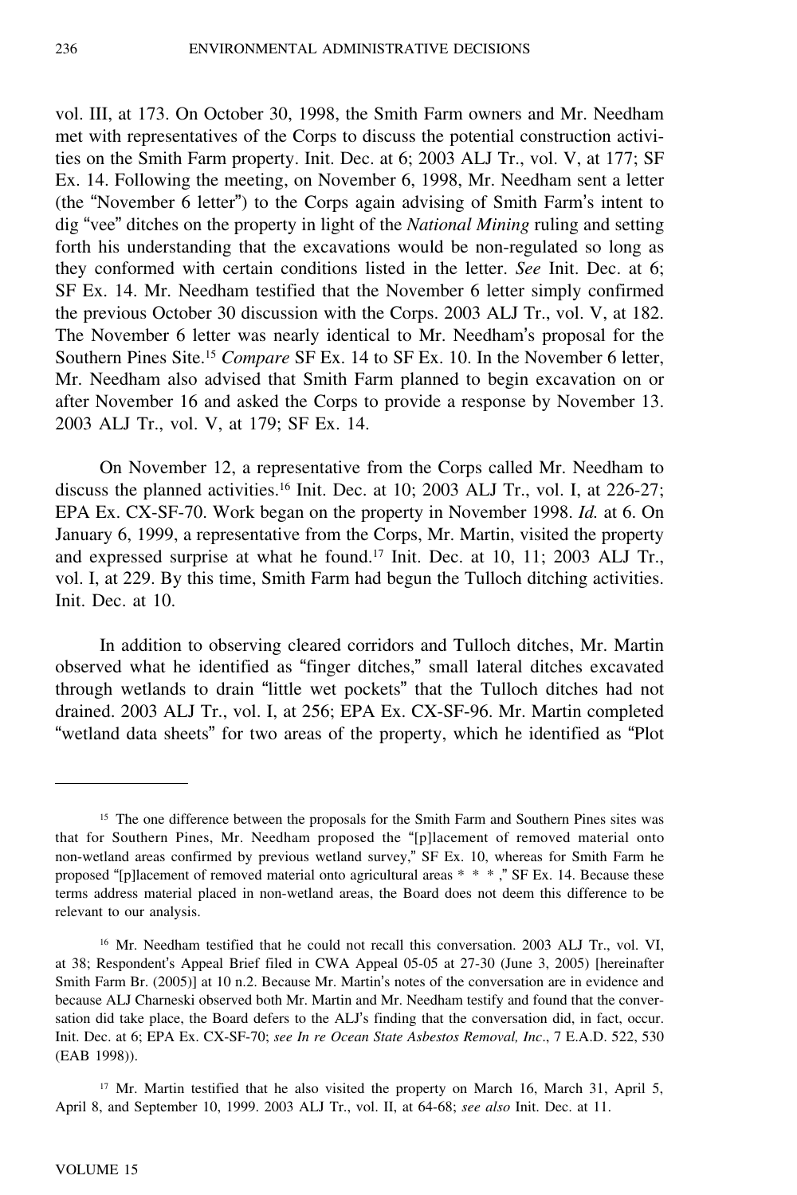vol. III, at 173. On October 30, 1998, the Smith Farm owners and Mr. Needham met with representatives of the Corps to discuss the potential construction activities on the Smith Farm property. Init. Dec. at 6; 2003 ALJ Tr., vol. V, at 177; SF Ex. 14. Following the meeting, on November 6, 1998, Mr. Needham sent a letter (the "November 6 letter") to the Corps again advising of Smith Farm's intent to dig "vee" ditches on the property in light of the *National Mining* ruling and setting forth his understanding that the excavations would be non-regulated so long as they conformed with certain conditions listed in the letter. *See* Init. Dec. at 6; SF Ex. 14. Mr. Needham testified that the November 6 letter simply confirmed the previous October 30 discussion with the Corps. 2003 ALJ Tr., vol. V, at 182. The November 6 letter was nearly identical to Mr. Needham's proposal for the Southern Pines Site.[15] *Compare* SF Ex. 14 to SF Ex. 10. In the November 6 letter, Mr. Needham also advised that Smith Farm planned to begin excavation on or after November 16 and asked the Corps to provide a response by November 13. 2003 ALJ Tr., vol. V, at 179; SF Ex. 14.

On November 12, a representative from the Corps called Mr. Needham to discuss the planned activities.[16] Init. Dec. at 10; 2003 ALJ Tr., vol. I, at 226-27; EPA Ex. CX-SF-70. Work began on the property in November 1998. *Id.* at 6. On January 6, 1999, a representative from the Corps, Mr. Martin, visited the property and expressed surprise at what he found.[17] Init. Dec. at 10, 11; 2003 ALJ Tr., vol. I, at 229. By this time, Smith Farm had begun the Tulloch ditching activities. Init. Dec. at 10.

In addition to observing cleared corridors and Tulloch ditches, Mr. Martin observed what he identified as "finger ditches," small lateral ditches excavated through wetlands to drain "little wet pockets" that the Tulloch ditches had not drained. 2003 ALJ Tr., vol. I, at 256; EPA Ex. CX-SF-96. Mr. Martin completed "wetland data sheets" for two areas of the property, which he identified as "Plot

---

[15] The one difference between the proposals for the Smith Farm and Southern Pines sites was that for Southern Pines, Mr. Needham proposed the "[p]lacement of removed material onto non-wetland areas confirmed by previous wetland survey," SF Ex. 10, whereas for Smith Farm he proposed "[p]lacement of removed material onto agricultural areas * * * ," SF Ex. 14. Because these terms address material placed in non-wetland areas, the Board does not deem this difference to be relevant to our analysis.

[16] Mr. Needham testified that he could not recall this conversation. 2003 ALJ Tr., vol. VI, at 38; Respondent's Appeal Brief filed in CWA Appeal 05-05 at 27-30 (June 3, 2005) [hereinafter Smith Farm Br. (2005)] at 10 n.2. Because Mr. Martin's notes of the conversation are in evidence and because ALJ Charneski observed both Mr. Martin and Mr. Needham testify and found that the conversation did take place, the Board defers to the ALJ's finding that the conversation did, in fact, occur. Init. Dec. at 6; EPA Ex. CX-SF-70; *see In re Ocean State Asbestos Removal, Inc*., 7 E.A.D. 522, 530 (EAB 1998)).

[17] Mr. Martin testified that he also visited the property on March 16, March 31, April 5, April 8, and September 10, 1999. 2003 ALJ Tr., vol. II, at 64-68; *see also* Init. Dec. at 11.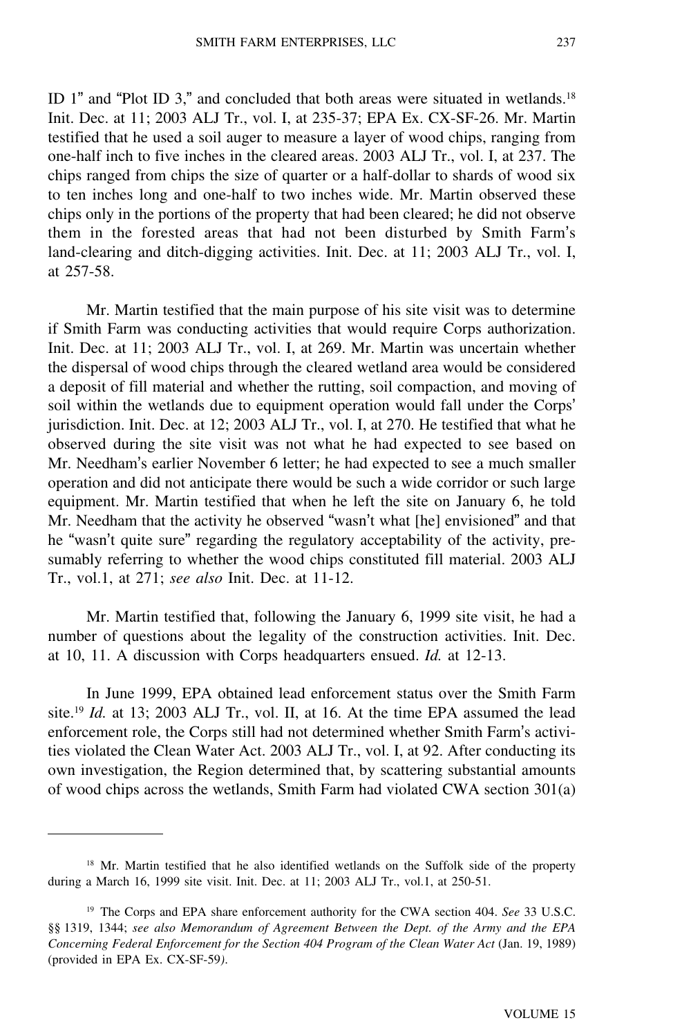ID 1" and "Plot ID 3," and concluded that both areas were situated in wetlands.[18] Init. Dec. at 11; 2003 ALJ Tr., vol. I, at 235-37; EPA Ex. CX-SF-26. Mr. Martin testified that he used a soil auger to measure a layer of wood chips, ranging from one-half inch to five inches in the cleared areas. 2003 ALJ Tr., vol. I, at 237. The chips ranged from chips the size of quarter or a half-dollar to shards of wood six to ten inches long and one-half to two inches wide. Mr. Martin observed these chips only in the portions of the property that had been cleared; he did not observe them in the forested areas that had not been disturbed by Smith Farm's land-clearing and ditch-digging activities. Init. Dec. at 11; 2003 ALJ Tr., vol. I, at 257-58.

Mr. Martin testified that the main purpose of his site visit was to determine if Smith Farm was conducting activities that would require Corps authorization. Init. Dec. at 11; 2003 ALJ Tr., vol. I, at 269. Mr. Martin was uncertain whether the dispersal of wood chips through the cleared wetland area would be considered a deposit of fill material and whether the rutting, soil compaction, and moving of soil within the wetlands due to equipment operation would fall under the Corps' jurisdiction. Init. Dec. at 12; 2003 ALJ Tr., vol. I, at 270. He testified that what he observed during the site visit was not what he had expected to see based on Mr. Needham's earlier November 6 letter; he had expected to see a much smaller operation and did not anticipate there would be such a wide corridor or such large equipment. Mr. Martin testified that when he left the site on January 6, he told Mr. Needham that the activity he observed "wasn't what [he] envisioned" and that he "wasn't quite sure" regarding the regulatory acceptability of the activity, presumably referring to whether the wood chips constituted fill material. 2003 ALJ Tr., vol.1, at 271; *see also* Init. Dec. at 11-12.

Mr. Martin testified that, following the January 6, 1999 site visit, he had a number of questions about the legality of the construction activities. Init. Dec. at 10, 11. A discussion with Corps headquarters ensued. *Id.* at 12-13.

In June 1999, EPA obtained lead enforcement status over the Smith Farm site.[19] *Id.* at 13; 2003 ALJ Tr., vol. II, at 16. At the time EPA assumed the lead enforcement role, the Corps still had not determined whether Smith Farm's activities violated the Clean Water Act. 2003 ALJ Tr., vol. I, at 92. After conducting its own investigation, the Region determined that, by scattering substantial amounts of wood chips across the wetlands, Smith Farm had violated CWA section 301(a)

---

[18] Mr. Martin testified that he also identified wetlands on the Suffolk side of the property during a March 16, 1999 site visit. Init. Dec. at 11; 2003 ALJ Tr., vol.1, at 250-51.

[19] The Corps and EPA share enforcement authority for the CWA section 404. *See* 33 U.S.C. §§ 1319, 1344; *see also Memorandum of Agreement Between the Dept. of the Army and the EPA Concerning Federal Enforcement for the Section 404 Program of the Clean Water Act* (Jan. 19, 1989) (provided in EPA Ex. CX-SF-59).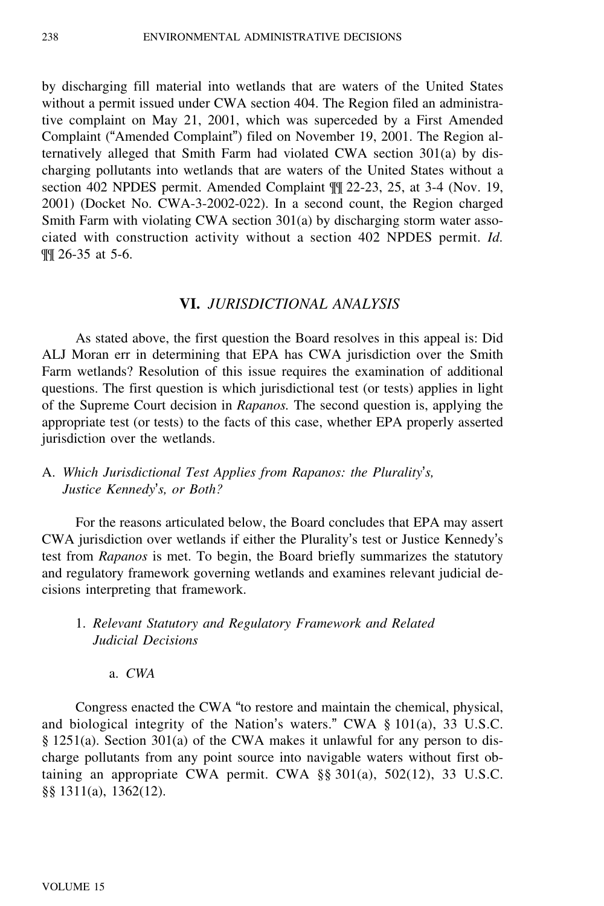by discharging fill material into wetlands that are waters of the United States without a permit issued under CWA section 404. The Region filed an administrative complaint on May 21, 2001, which was superceded by a First Amended Complaint ("Amended Complaint") filed on November 19, 2001. The Region alternatively alleged that Smith Farm had violated CWA section 301(a) by discharging pollutants into wetlands that are waters of the United States without a section 402 NPDES permit. Amended Complaint ¶¶ 22-23, 25, at 3-4 (Nov. 19, 2001) (Docket No. CWA-3-2002-022). In a second count, the Region charged Smith Farm with violating CWA section 301(a) by discharging storm water associated with construction activity without a section 402 NPDES permit. *Id.* ¶¶ 26-35 at 5-6.

## VI. *JURISDICTIONAL ANALYSIS*

As stated above, the first question the Board resolves in this appeal is: Did ALJ Moran err in determining that EPA has CWA jurisdiction over the Smith Farm wetlands? Resolution of this issue requires the examination of additional questions. The first question is which jurisdictional test (or tests) applies in light of the Supreme Court decision in *Rapanos.* The second question is, applying the appropriate test (or tests) to the facts of this case, whether EPA properly asserted jurisdiction over the wetlands.

### A. *Which Jurisdictional Test Applies from Rapanos: the Plurality's, Justice Kennedy's, or Both?*

For the reasons articulated below, the Board concludes that EPA may assert CWA jurisdiction over wetlands if either the Plurality's test or Justice Kennedy's test from *Rapanos* is met. To begin, the Board briefly summarizes the statutory and regulatory framework governing wetlands and examines relevant judicial decisions interpreting that framework.

#### 1. *Relevant Statutory and Regulatory Framework and Related Judicial Decisions*

##### a. *CWA*

Congress enacted the CWA "to restore and maintain the chemical, physical, and biological integrity of the Nation's waters." CWA § 101(a), 33 U.S.C. § 1251(a). Section 301(a) of the CWA makes it unlawful for any person to discharge pollutants from any point source into navigable waters without first obtaining an appropriate CWA permit. CWA §§ 301(a), 502(12), 33 U.S.C. §§ 1311(a), 1362(12).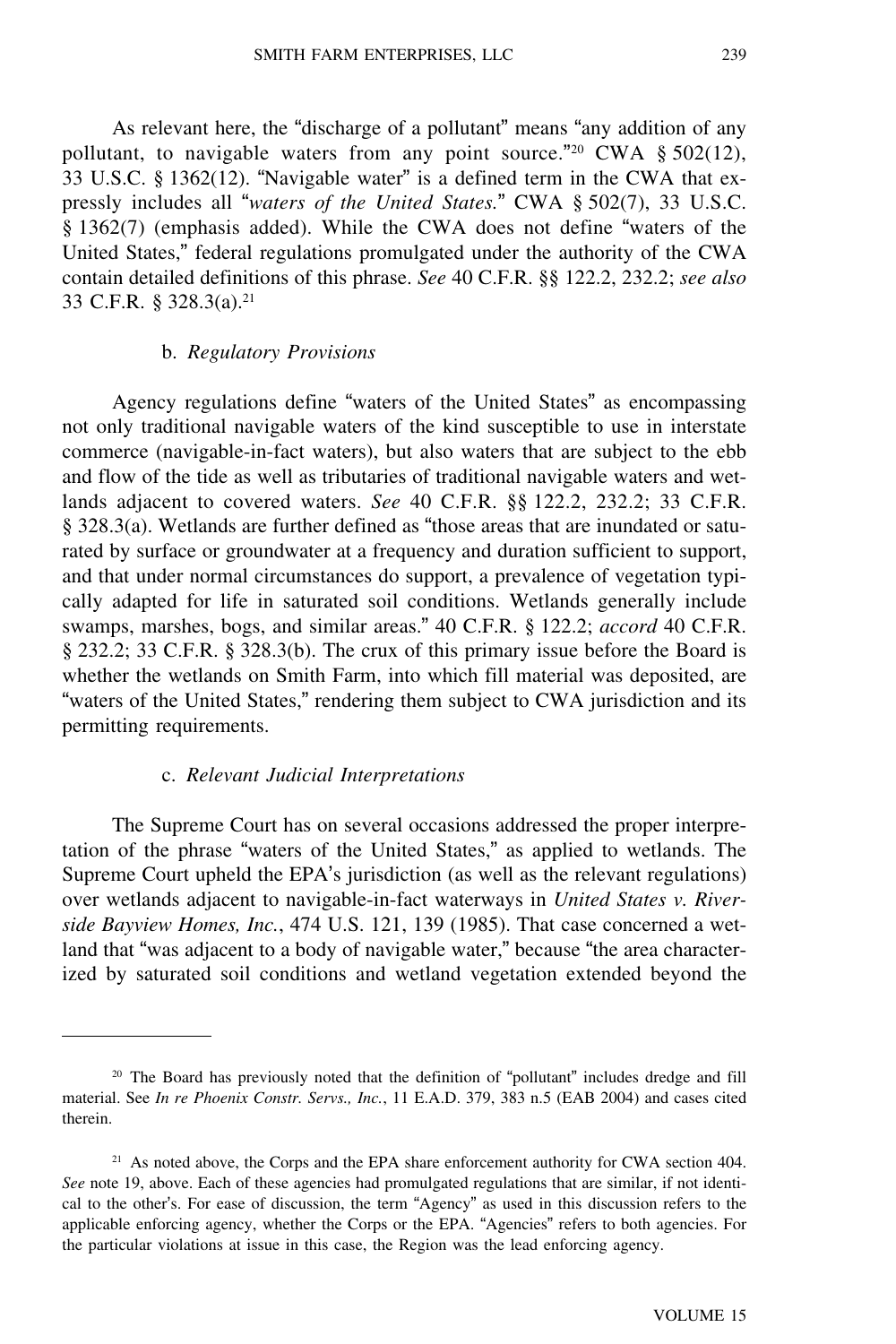As relevant here, the "discharge of a pollutant" means "any addition of any pollutant, to navigable waters from any point source."[20] CWA § 502(12), 33 U.S.C. § 1362(12). "Navigable water" is a defined term in the CWA that expressly includes all "*waters of the United States.*" CWA § 502(7), 33 U.S.C. § 1362(7) (emphasis added). While the CWA does not define "waters of the United States," federal regulations promulgated under the authority of the CWA contain detailed definitions of this phrase. *See* 40 C.F.R. §§ 122.2, 232.2; *see also* 33 C.F.R. § 328.3(a).[21]

### b. *Regulatory Provisions*

Agency regulations define "waters of the United States" as encompassing not only traditional navigable waters of the kind susceptible to use in interstate commerce (navigable-in-fact waters), but also waters that are subject to the ebb and flow of the tide as well as tributaries of traditional navigable waters and wetlands adjacent to covered waters. *See* 40 C.F.R. §§ 122.2, 232.2; 33 C.F.R. § 328.3(a). Wetlands are further defined as "those areas that are inundated or saturated by surface or groundwater at a frequency and duration sufficient to support, and that under normal circumstances do support, a prevalence of vegetation typically adapted for life in saturated soil conditions. Wetlands generally include swamps, marshes, bogs, and similar areas." 40 C.F.R. § 122.2; *accord* 40 C.F.R. § 232.2; 33 C.F.R. § 328.3(b). The crux of this primary issue before the Board is whether the wetlands on Smith Farm, into which fill material was deposited, are "waters of the United States," rendering them subject to CWA jurisdiction and its permitting requirements.

### c. *Relevant Judicial Interpretations*

The Supreme Court has on several occasions addressed the proper interpretation of the phrase "waters of the United States," as applied to wetlands. The Supreme Court upheld the EPA's jurisdiction (as well as the relevant regulations) over wetlands adjacent to navigable-in-fact waterways in *United States v. Riverside Bayview Homes, Inc.*, 474 U.S. 121, 139 (1985). That case concerned a wetland that "was adjacent to a body of navigable water," because "the area characterized by saturated soil conditions and wetland vegetation extended beyond the

---

[20] The Board has previously noted that the definition of "pollutant" includes dredge and fill material. See *In re Phoenix Constr. Servs., Inc.*, 11 E.A.D. 379, 383 n.5 (EAB 2004) and cases cited therein.

[21] As noted above, the Corps and the EPA share enforcement authority for CWA section 404. *See* note 19, above. Each of these agencies had promulgated regulations that are similar, if not identical to the other's. For ease of discussion, the term "Agency" as used in this discussion refers to the applicable enforcing agency, whether the Corps or the EPA. "Agencies" refers to both agencies. For the particular violations at issue in this case, the Region was the lead enforcing agency.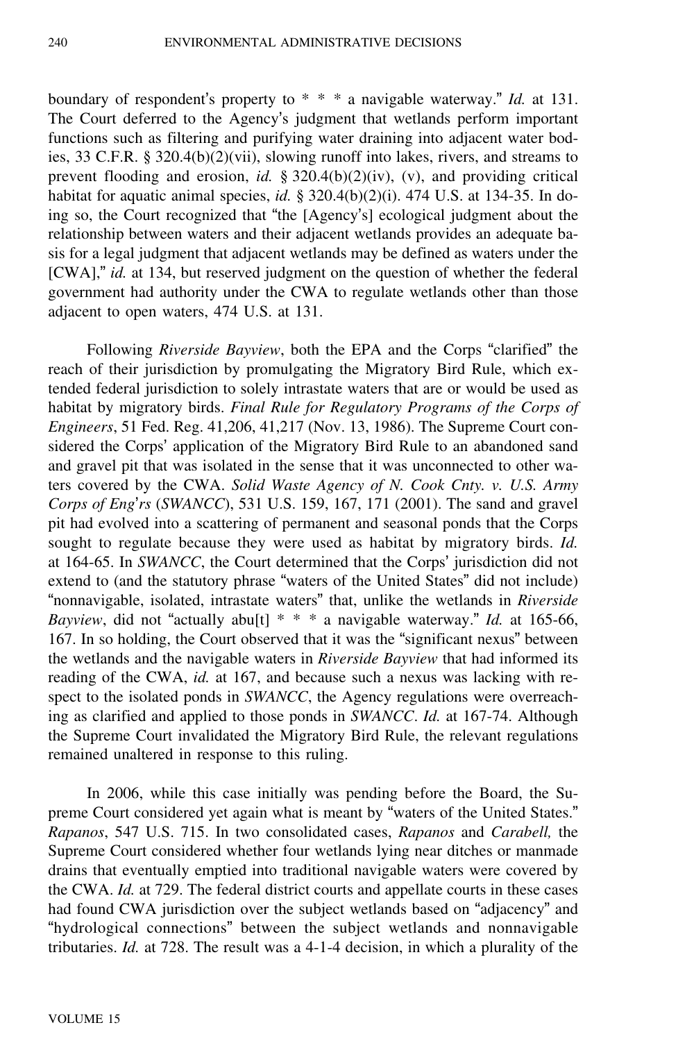boundary of respondent's property to * * * a navigable waterway." *Id.* at 131. The Court deferred to the Agency's judgment that wetlands perform important functions such as filtering and purifying water draining into adjacent water bodies, 33 C.F.R. § 320.4(b)(2)(vii), slowing runoff into lakes, rivers, and streams to prevent flooding and erosion, *id.* § 320.4(b)(2)(iv), (v), and providing critical habitat for aquatic animal species, *id.* § 320.4(b)(2)(i). 474 U.S. at 134-35. In doing so, the Court recognized that "the [Agency's] ecological judgment about the relationship between waters and their adjacent wetlands provides an adequate basis for a legal judgment that adjacent wetlands may be defined as waters under the [CWA]," *id.* at 134, but reserved judgment on the question of whether the federal government had authority under the CWA to regulate wetlands other than those adjacent to open waters, 474 U.S. at 131.

Following *Riverside Bayview*, both the EPA and the Corps "clarified" the reach of their jurisdiction by promulgating the Migratory Bird Rule, which extended federal jurisdiction to solely intrastate waters that are or would be used as habitat by migratory birds. *Final Rule for Regulatory Programs of the Corps of Engineers*, 51 Fed. Reg. 41,206, 41,217 (Nov. 13, 1986). The Supreme Court considered the Corps' application of the Migratory Bird Rule to an abandoned sand and gravel pit that was isolated in the sense that it was unconnected to other waters covered by the CWA. *Solid Waste Agency of N. Cook Cnty. v. U.S. Army Corps of Eng'rs* (*SWANCC*), 531 U.S. 159, 167, 171 (2001). The sand and gravel pit had evolved into a scattering of permanent and seasonal ponds that the Corps sought to regulate because they were used as habitat by migratory birds. *Id.* at 164-65. In *SWANCC*, the Court determined that the Corps' jurisdiction did not extend to (and the statutory phrase "waters of the United States" did not include) "nonnavigable, isolated, intrastate waters" that, unlike the wetlands in *Riverside Bayview*, did not "actually abu[t] * * * a navigable waterway." *Id.* at 165-66, 167. In so holding, the Court observed that it was the "significant nexus" between the wetlands and the navigable waters in *Riverside Bayview* that had informed its reading of the CWA, *id.* at 167, and because such a nexus was lacking with respect to the isolated ponds in *SWANCC*, the Agency regulations were overreaching as clarified and applied to those ponds in *SWANCC*. *Id.* at 167-74. Although the Supreme Court invalidated the Migratory Bird Rule, the relevant regulations remained unaltered in response to this ruling.

In 2006, while this case initially was pending before the Board, the Supreme Court considered yet again what is meant by "waters of the United States." *Rapanos*, 547 U.S. 715. In two consolidated cases, *Rapanos* and *Carabell,* the Supreme Court considered whether four wetlands lying near ditches or manmade drains that eventually emptied into traditional navigable waters were covered by the CWA. *Id.* at 729. The federal district courts and appellate courts in these cases had found CWA jurisdiction over the subject wetlands based on "adjacency" and "hydrological connections" between the subject wetlands and nonnavigable tributaries. *Id.* at 728. The result was a 4-1-4 decision, in which a plurality of the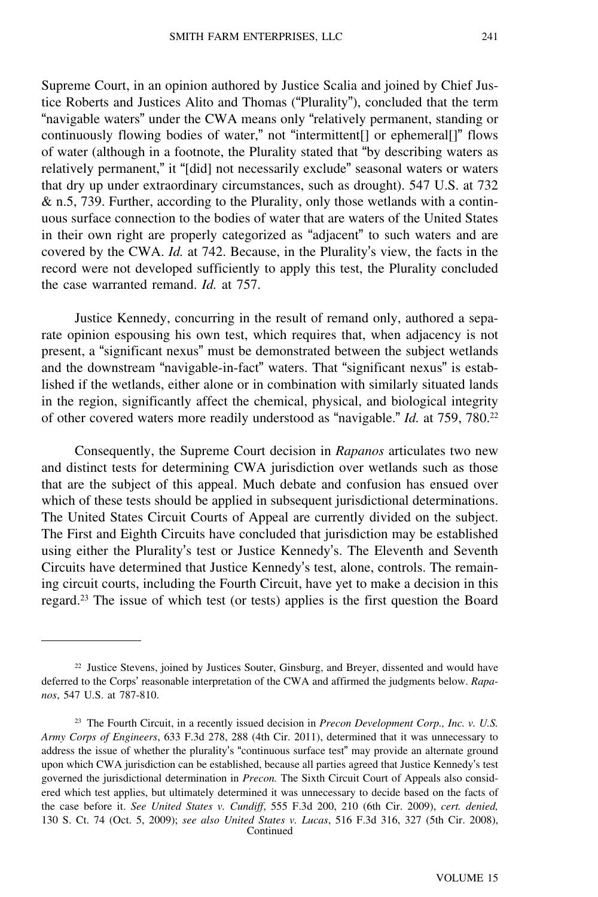Supreme Court, in an opinion authored by Justice Scalia and joined by Chief Justice Roberts and Justices Alito and Thomas ("Plurality"), concluded that the term "navigable waters" under the CWA means only "relatively permanent, standing or continuously flowing bodies of water," not "intermittent[] or ephemeral[]" flows of water (although in a footnote, the Plurality stated that "by describing waters as relatively permanent," it "[did] not necessarily exclude" seasonal waters or waters that dry up under extraordinary circumstances, such as drought). 547 U.S. at 732 & n.5, 739. Further, according to the Plurality, only those wetlands with a continuous surface connection to the bodies of water that are waters of the United States in their own right are properly categorized as "adjacent" to such waters and are covered by the CWA. *Id.* at 742. Because, in the Plurality's view, the facts in the record were not developed sufficiently to apply this test, the Plurality concluded the case warranted remand. *Id.* at 757.

Justice Kennedy, concurring in the result of remand only, authored a separate opinion espousing his own test, which requires that, when adjacency is not present, a "significant nexus" must be demonstrated between the subject wetlands and the downstream "navigable-in-fact" waters. That "significant nexus" is established if the wetlands, either alone or in combination with similarly situated lands in the region, significantly affect the chemical, physical, and biological integrity of other covered waters more readily understood as "navigable." *Id.* at 759, 780.[22]

Consequently, the Supreme Court decision in *Rapanos* articulates two new and distinct tests for determining CWA jurisdiction over wetlands such as those that are the subject of this appeal. Much debate and confusion has ensued over which of these tests should be applied in subsequent jurisdictional determinations. The United States Circuit Courts of Appeal are currently divided on the subject. The First and Eighth Circuits have concluded that jurisdiction may be established using either the Plurality's test or Justice Kennedy's. The Eleventh and Seventh Circuits have determined that Justice Kennedy's test, alone, controls. The remaining circuit courts, including the Fourth Circuit, have yet to make a decision in this regard.[23] The issue of which test (or tests) applies is the first question the Board

---

[22] Justice Stevens, joined by Justices Souter, Ginsburg, and Breyer, dissented and would have deferred to the Corps' reasonable interpretation of the CWA and affirmed the judgments below. *Rapanos*, 547 U.S. at 787-810.

[23] The Fourth Circuit, in a recently issued decision in *Precon Development Corp., Inc. v. U.S. Army Corps of Engineers*, 633 F.3d 278, 288 (4th Cir. 2011), determined that it was unnecessary to address the issue of whether the plurality's "continuous surface test" may provide an alternate ground upon which CWA jurisdiction can be established, because all parties agreed that Justice Kennedy's test governed the jurisdictional determination in *Precon.* The Sixth Circuit Court of Appeals also considered which test applies, but ultimately determined it was unnecessary to decide based on the facts of the case before it. *See United States v. Cundiff*, 555 F.3d 200, 210 (6th Cir. 2009), *cert. denied,* 130 S. Ct. 74 (Oct. 5, 2009); *see also United States v. Lucas*, 516 F.3d 316, 327 (5th Cir. 2008),

Continued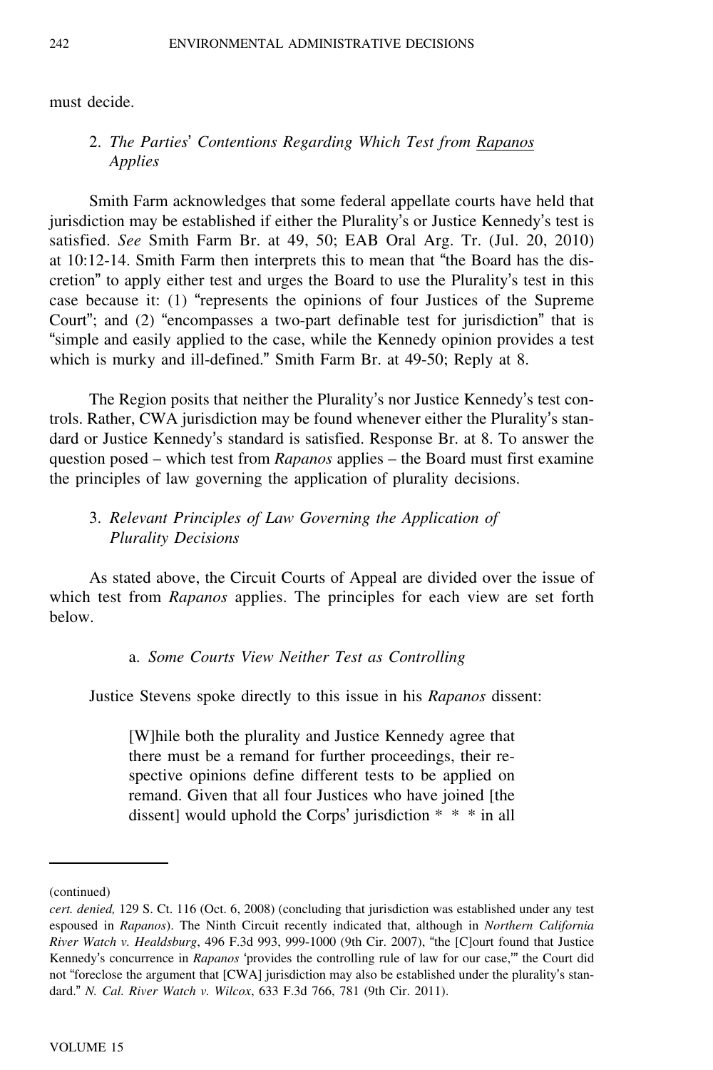must decide.

### 2. *The Parties' Contentions Regarding Which Test from Rapanos Applies*

Smith Farm acknowledges that some federal appellate courts have held that jurisdiction may be established if either the Plurality's or Justice Kennedy's test is satisfied. *See* Smith Farm Br. at 49, 50; EAB Oral Arg. Tr. (Jul. 20, 2010) at 10:12-14. Smith Farm then interprets this to mean that "the Board has the discretion" to apply either test and urges the Board to use the Plurality's test in this case because it: (1) "represents the opinions of four Justices of the Supreme Court"; and (2) "encompasses a two-part definable test for jurisdiction" that is "simple and easily applied to the case, while the Kennedy opinion provides a test which is murky and ill-defined." Smith Farm Br. at 49-50; Reply at 8.

The Region posits that neither the Plurality's nor Justice Kennedy's test controls. Rather, CWA jurisdiction may be found whenever either the Plurality's standard or Justice Kennedy's standard is satisfied. Response Br. at 8. To answer the question posed – which test from *Rapanos* applies – the Board must first examine the principles of law governing the application of plurality decisions.

### 3. *Relevant Principles of Law Governing the Application of Plurality Decisions*

As stated above, the Circuit Courts of Appeal are divided over the issue of which test from *Rapanos* applies. The principles for each view are set forth below.

#### a. *Some Courts View Neither Test as Controlling*

Justice Stevens spoke directly to this issue in his *Rapanos* dissent:

> [W]hile both the plurality and Justice Kennedy agree that there must be a remand for further proceedings, their respective opinions define different tests to be applied on remand. Given that all four Justices who have joined [the dissent] would uphold the Corps' jurisdiction * * * in all

---

(continued)

*cert. denied,* 129 S. Ct. 116 (Oct. 6, 2008) (concluding that jurisdiction was established under any test espoused in *Rapanos*). The Ninth Circuit recently indicated that, although in *Northern California River Watch v. Healdsburg*, 496 F.3d 993, 999-1000 (9th Cir. 2007), "the [C]ourt found that Justice Kennedy's concurrence in *Rapanos* 'provides the controlling rule of law for our case,'" the Court did not "foreclose the argument that [CWA] jurisdiction may also be established under the plurality's standard." *N. Cal. River Watch v. Wilcox*, 633 F.3d 766, 781 (9th Cir. 2011).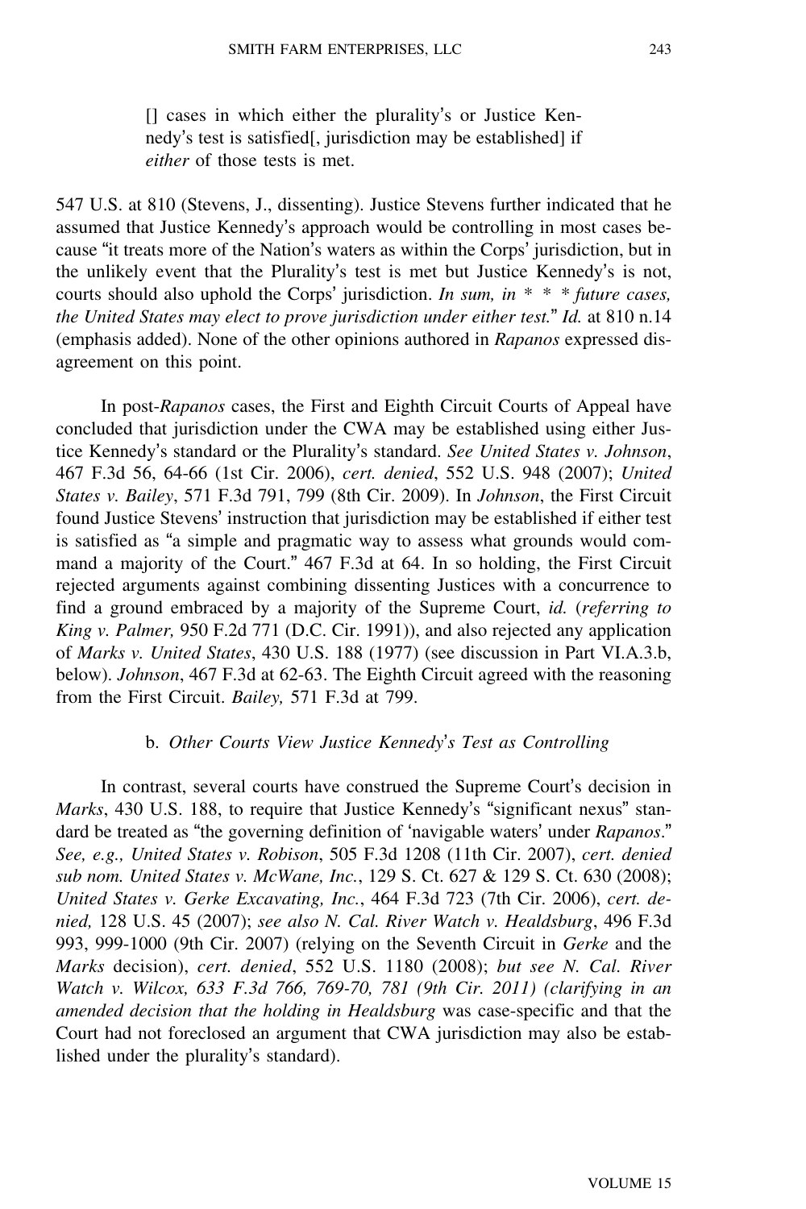> [] cases in which either the plurality's or Justice Kennedy's test is satisfied[, jurisdiction may be established] if *either* of those tests is met.

547 U.S. at 810 (Stevens, J., dissenting). Justice Stevens further indicated that he assumed that Justice Kennedy's approach would be controlling in most cases because "it treats more of the Nation's waters as within the Corps' jurisdiction, but in the unlikely event that the Plurality's test is met but Justice Kennedy's is not, courts should also uphold the Corps' jurisdiction. *In sum, in * * * future cases, the United States may elect to prove jurisdiction under either test.*" *Id.* at 810 n.14 (emphasis added). None of the other opinions authored in *Rapanos* expressed disagreement on this point.

In post-*Rapanos* cases, the First and Eighth Circuit Courts of Appeal have concluded that jurisdiction under the CWA may be established using either Justice Kennedy's standard or the Plurality's standard. *See United States v. Johnson*, 467 F.3d 56, 64-66 (1st Cir. 2006), *cert. denied*, 552 U.S. 948 (2007); *United States v. Bailey*, 571 F.3d 791, 799 (8th Cir. 2009). In *Johnson*, the First Circuit found Justice Stevens' instruction that jurisdiction may be established if either test is satisfied as "a simple and pragmatic way to assess what grounds would command a majority of the Court." 467 F.3d at 64. In so holding, the First Circuit rejected arguments against combining dissenting Justices with a concurrence to find a ground embraced by a majority of the Supreme Court, *id.* (*referring to King v. Palmer,* 950 F.2d 771 (D.C. Cir. 1991)), and also rejected any application of *Marks v. United States*, 430 U.S. 188 (1977) (see discussion in Part VI.A.3.b, below). *Johnson*, 467 F.3d at 62-63. The Eighth Circuit agreed with the reasoning from the First Circuit. *Bailey,* 571 F.3d at 799.

b. *Other Courts View Justice Kennedy's Test as Controlling*

In contrast, several courts have construed the Supreme Court's decision in *Marks*, 430 U.S. 188, to require that Justice Kennedy's "significant nexus" standard be treated as "the governing definition of 'navigable waters' under *Rapanos*." *See, e.g., United States v. Robison*, 505 F.3d 1208 (11th Cir. 2007), *cert. denied sub nom. United States v. McWane, Inc.*, 129 S. Ct. 627 & 129 S. Ct. 630 (2008); *United States v. Gerke Excavating, Inc.*, 464 F.3d 723 (7th Cir. 2006), *cert. denied,* 128 U.S. 45 (2007); *see also N. Cal. River Watch v. Healdsburg*, 496 F.3d 993, 999-1000 (9th Cir. 2007) (relying on the Seventh Circuit in *Gerke* and the *Marks* decision), *cert. denied*, 552 U.S. 1180 (2008); *but see N. Cal. River Watch v. Wilcox, 633 F.3d 766, 769-70, 781 (9th Cir. 2011) (clarifying in an amended decision that the holding in Healdsburg* was case-specific and that the Court had not foreclosed an argument that CWA jurisdiction may also be established under the plurality's standard).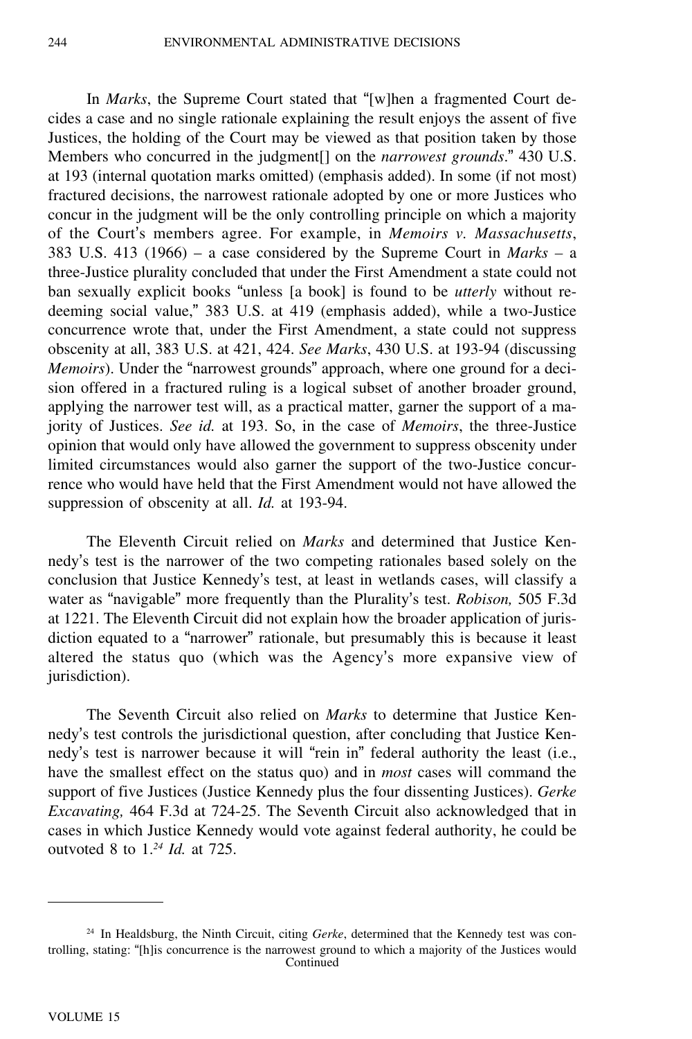In *Marks*, the Supreme Court stated that "[w]hen a fragmented Court decides a case and no single rationale explaining the result enjoys the assent of five Justices, the holding of the Court may be viewed as that position taken by those Members who concurred in the judgment[] on the *narrowest grounds*." 430 U.S. at 193 (internal quotation marks omitted) (emphasis added). In some (if not most) fractured decisions, the narrowest rationale adopted by one or more Justices who concur in the judgment will be the only controlling principle on which a majority of the Court's members agree. For example, in *Memoirs v. Massachusetts*, 383 U.S. 413 (1966) – a case considered by the Supreme Court in *Marks* – a three-Justice plurality concluded that under the First Amendment a state could not ban sexually explicit books "unless [a book] is found to be *utterly* without redeeming social value," 383 U.S. at 419 (emphasis added), while a two-Justice concurrence wrote that, under the First Amendment, a state could not suppress obscenity at all, 383 U.S. at 421, 424. *See Marks*, 430 U.S. at 193-94 (discussing *Memoirs*). Under the "narrowest grounds" approach, where one ground for a decision offered in a fractured ruling is a logical subset of another broader ground, applying the narrower test will, as a practical matter, garner the support of a majority of Justices. *See id.* at 193. So, in the case of *Memoirs*, the three-Justice opinion that would only have allowed the government to suppress obscenity under limited circumstances would also garner the support of the two-Justice concurrence who would have held that the First Amendment would not have allowed the suppression of obscenity at all. *Id.* at 193-94.

The Eleventh Circuit relied on *Marks* and determined that Justice Kennedy's test is the narrower of the two competing rationales based solely on the conclusion that Justice Kennedy's test, at least in wetlands cases, will classify a water as "navigable" more frequently than the Plurality's test. *Robison,* 505 F.3d at 1221. The Eleventh Circuit did not explain how the broader application of jurisdiction equated to a "narrower" rationale, but presumably this is because it least altered the status quo (which was the Agency's more expansive view of jurisdiction).

The Seventh Circuit also relied on *Marks* to determine that Justice Kennedy's test controls the jurisdictional question, after concluding that Justice Kennedy's test is narrower because it will "rein in" federal authority the least (i.e., have the smallest effect on the status quo) and in *most* cases will command the support of five Justices (Justice Kennedy plus the four dissenting Justices). *Gerke Excavating,* 464 F.3d at 724-25. The Seventh Circuit also acknowledged that in cases in which Justice Kennedy would vote against federal authority, he could be outvoted 8 to 1.[24] *Id.* at 725.

---

[24] In Healdsburg, the Ninth Circuit, citing *Gerke*, determined that the Kennedy test was controlling, stating: "[h]is concurrence is the narrowest ground to which a majority of the Justices would

Continued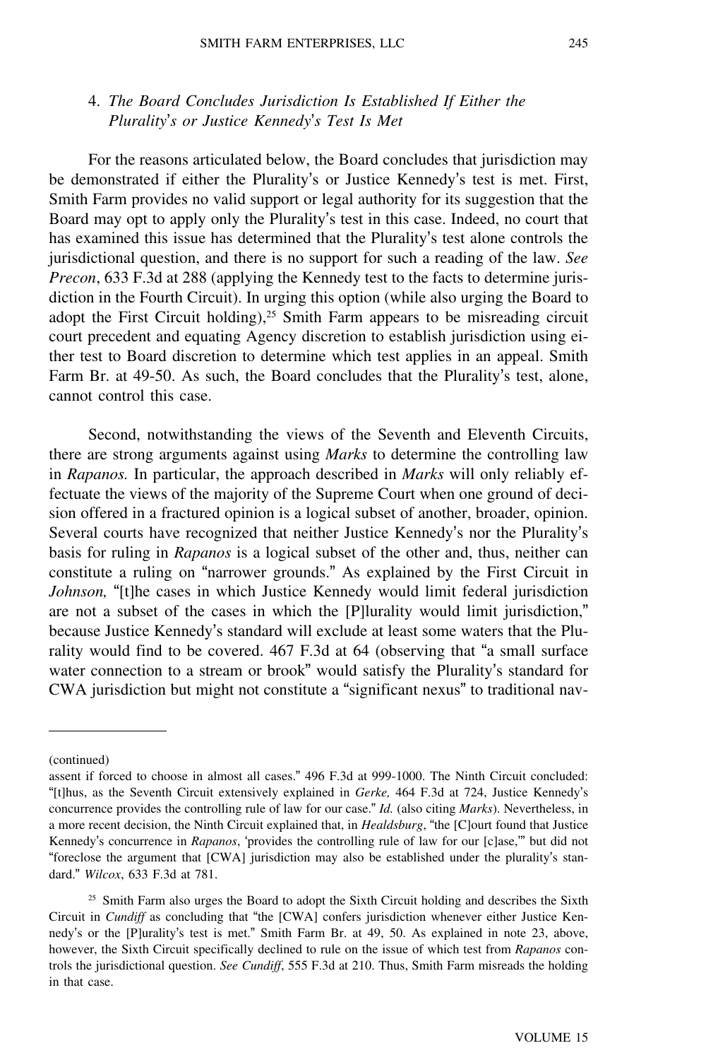### 4. *The Board Concludes Jurisdiction Is Established If Either the Plurality's or Justice Kennedy's Test Is Met*

For the reasons articulated below, the Board concludes that jurisdiction may be demonstrated if either the Plurality's or Justice Kennedy's test is met. First, Smith Farm provides no valid support or legal authority for its suggestion that the Board may opt to apply only the Plurality's test in this case. Indeed, no court that has examined this issue has determined that the Plurality's test alone controls the jurisdictional question, and there is no support for such a reading of the law. *See Precon*, 633 F.3d at 288 (applying the Kennedy test to the facts to determine jurisdiction in the Fourth Circuit). In urging this option (while also urging the Board to adopt the First Circuit holding),[25] Smith Farm appears to be misreading circuit court precedent and equating Agency discretion to establish jurisdiction using either test to Board discretion to determine which test applies in an appeal. Smith Farm Br. at 49-50. As such, the Board concludes that the Plurality's test, alone, cannot control this case.

Second, notwithstanding the views of the Seventh and Eleventh Circuits, there are strong arguments against using *Marks* to determine the controlling law in *Rapanos.* In particular, the approach described in *Marks* will only reliably effectuate the views of the majority of the Supreme Court when one ground of decision offered in a fractured opinion is a logical subset of another, broader, opinion. Several courts have recognized that neither Justice Kennedy's nor the Plurality's basis for ruling in *Rapanos* is a logical subset of the other and, thus, neither can constitute a ruling on "narrower grounds." As explained by the First Circuit in *Johnson,* "[t]he cases in which Justice Kennedy would limit federal jurisdiction are not a subset of the cases in which the [P]lurality would limit jurisdiction," because Justice Kennedy's standard will exclude at least some waters that the Plurality would find to be covered. 467 F.3d at 64 (observing that "a small surface water connection to a stream or brook" would satisfy the Plurality's standard for CWA jurisdiction but might not constitute a "significant nexus" to traditional nav-

---

(continued)

assent if forced to choose in almost all cases." 496 F.3d at 999-1000. The Ninth Circuit concluded: "[t]hus, as the Seventh Circuit extensively explained in *Gerke,* 464 F.3d at 724, Justice Kennedy's concurrence provides the controlling rule of law for our case." *Id.* (also citing *Marks*). Nevertheless, in a more recent decision, the Ninth Circuit explained that, in *Healdsburg*, "the [C]ourt found that Justice Kennedy's concurrence in *Rapanos*, 'provides the controlling rule of law for our [c]ase,'" but did not "foreclose the argument that [CWA] jurisdiction may also be established under the plurality's standard." *Wilcox*, 633 F.3d at 781.

[25] Smith Farm also urges the Board to adopt the Sixth Circuit holding and describes the Sixth Circuit in *Cundiff* as concluding that "the [CWA] confers jurisdiction whenever either Justice Kennedy's or the [P]lurality's test is met." Smith Farm Br. at 49, 50. As explained in note 23, above, however, the Sixth Circuit specifically declined to rule on the issue of which test from *Rapanos* controls the jurisdictional question. *See Cundiff*, 555 F.3d at 210. Thus, Smith Farm misreads the holding in that case.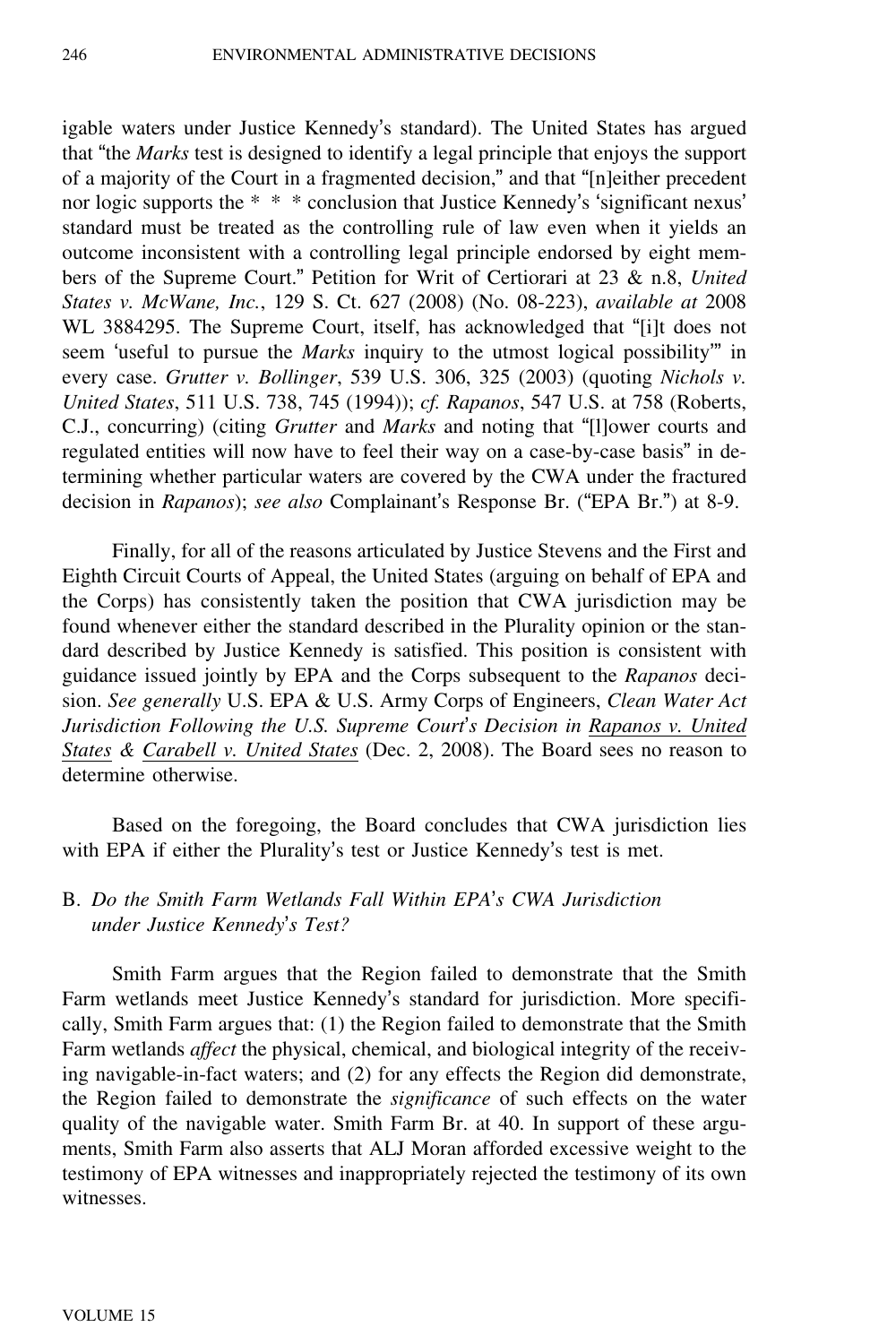igable waters under Justice Kennedy's standard). The United States has argued that "the *Marks* test is designed to identify a legal principle that enjoys the support of a majority of the Court in a fragmented decision," and that "[n]either precedent nor logic supports the * * * conclusion that Justice Kennedy's 'significant nexus' standard must be treated as the controlling rule of law even when it yields an outcome inconsistent with a controlling legal principle endorsed by eight members of the Supreme Court." Petition for Writ of Certiorari at 23 & n.8, *United States v. McWane, Inc.*, 129 S. Ct. 627 (2008) (No. 08-223), *available at* 2008 WL 3884295. The Supreme Court, itself, has acknowledged that "[i]t does not seem 'useful to pursue the *Marks* inquiry to the utmost logical possibility'" in every case. *Grutter v. Bollinger*, 539 U.S. 306, 325 (2003) (quoting *Nichols v. United States*, 511 U.S. 738, 745 (1994)); *cf. Rapanos*, 547 U.S. at 758 (Roberts, C.J., concurring) (citing *Grutter* and *Marks* and noting that "[l]ower courts and regulated entities will now have to feel their way on a case-by-case basis" in determining whether particular waters are covered by the CWA under the fractured decision in *Rapanos*); *see also* Complainant's Response Br. ("EPA Br.") at 8-9.

Finally, for all of the reasons articulated by Justice Stevens and the First and Eighth Circuit Courts of Appeal, the United States (arguing on behalf of EPA and the Corps) has consistently taken the position that CWA jurisdiction may be found whenever either the standard described in the Plurality opinion or the standard described by Justice Kennedy is satisfied. This position is consistent with guidance issued jointly by EPA and the Corps subsequent to the *Rapanos* decision. *See generally* U.S. EPA & U.S. Army Corps of Engineers, *Clean Water Act Jurisdiction Following the U.S. Supreme Court's Decision in Rapanos v. United States & Carabell v. United States* (Dec. 2, 2008). The Board sees no reason to determine otherwise.

Based on the foregoing, the Board concludes that CWA jurisdiction lies with EPA if either the Plurality's test or Justice Kennedy's test is met.

### B. *Do the Smith Farm Wetlands Fall Within EPA's CWA Jurisdiction under Justice Kennedy's Test?*

Smith Farm argues that the Region failed to demonstrate that the Smith Farm wetlands meet Justice Kennedy's standard for jurisdiction. More specifically, Smith Farm argues that: (1) the Region failed to demonstrate that the Smith Farm wetlands *affect* the physical, chemical, and biological integrity of the receiving navigable-in-fact waters; and (2) for any effects the Region did demonstrate, the Region failed to demonstrate the *significance* of such effects on the water quality of the navigable water. Smith Farm Br. at 40. In support of these arguments, Smith Farm also asserts that ALJ Moran afforded excessive weight to the testimony of EPA witnesses and inappropriately rejected the testimony of its own witnesses.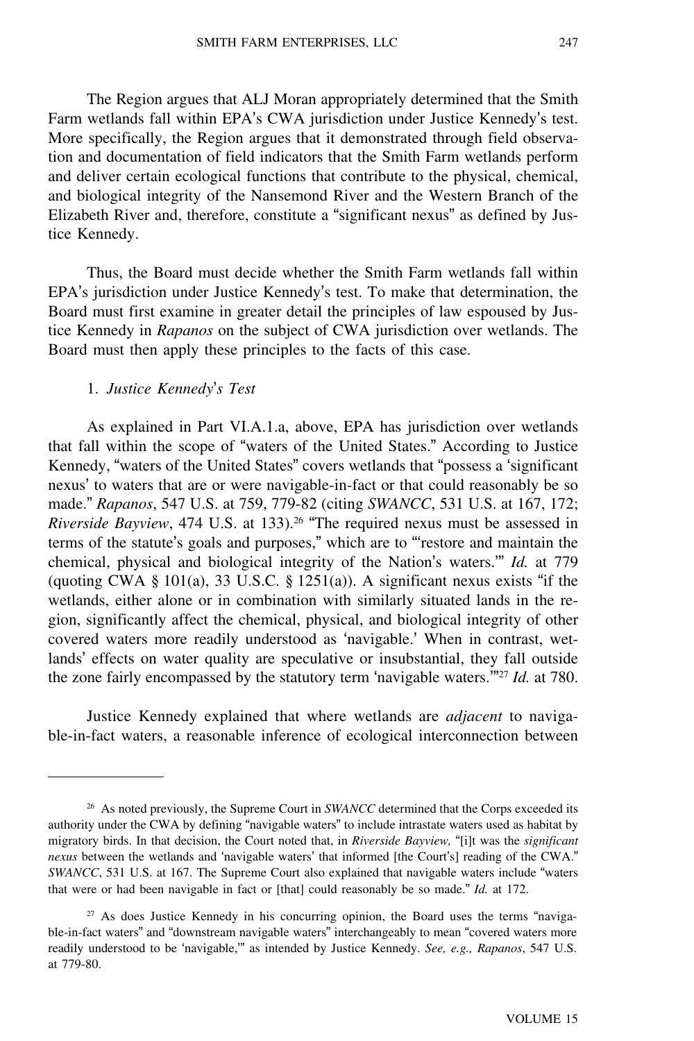The Region argues that ALJ Moran appropriately determined that the Smith Farm wetlands fall within EPA's CWA jurisdiction under Justice Kennedy's test. More specifically, the Region argues that it demonstrated through field observation and documentation of field indicators that the Smith Farm wetlands perform and deliver certain ecological functions that contribute to the physical, chemical, and biological integrity of the Nansemond River and the Western Branch of the Elizabeth River and, therefore, constitute a "significant nexus" as defined by Justice Kennedy.

Thus, the Board must decide whether the Smith Farm wetlands fall within EPA's jurisdiction under Justice Kennedy's test. To make that determination, the Board must first examine in greater detail the principles of law espoused by Justice Kennedy in *Rapanos* on the subject of CWA jurisdiction over wetlands. The Board must then apply these principles to the facts of this case.

1. *Justice Kennedy's Test*

As explained in Part VI.A.1.a, above, EPA has jurisdiction over wetlands that fall within the scope of "waters of the United States." According to Justice Kennedy, "waters of the United States" covers wetlands that "possess a 'significant nexus' to waters that are or were navigable-in-fact or that could reasonably be so made." *Rapanos*, 547 U.S. at 759, 779-82 (citing *SWANCC*, 531 U.S. at 167, 172; *Riverside Bayview*, 474 U.S. at 133).[26] "The required nexus must be assessed in terms of the statute's goals and purposes," which are to "'restore and maintain the chemical, physical and biological integrity of the Nation's waters.'" *Id.* at 779 (quoting CWA § 101(a), 33 U.S.C. § 1251(a)). A significant nexus exists "if the wetlands, either alone or in combination with similarly situated lands in the region, significantly affect the chemical, physical, and biological integrity of other covered waters more readily understood as 'navigable.' When in contrast, wetlands' effects on water quality are speculative or insubstantial, they fall outside the zone fairly encompassed by the statutory term 'navigable waters.'"[27] *Id.* at 780.

Justice Kennedy explained that where wetlands are *adjacent* to navigable-in-fact waters, a reasonable inference of ecological interconnection between

---

[26] As noted previously, the Supreme Court in *SWANCC* determined that the Corps exceeded its authority under the CWA by defining "navigable waters" to include intrastate waters used as habitat by migratory birds. In that decision, the Court noted that, in *Riverside Bayview,* "[i]t was the *significant nexus* between the wetlands and 'navigable waters' that informed [the Court's] reading of the CWA." *SWANCC*, 531 U.S. at 167. The Supreme Court also explained that navigable waters include "waters that were or had been navigable in fact or [that] could reasonably be so made." *Id.* at 172.

[27] As does Justice Kennedy in his concurring opinion, the Board uses the terms "navigable-in-fact waters" and "downstream navigable waters" interchangeably to mean "covered waters more readily understood to be 'navigable,'" as intended by Justice Kennedy. *See, e.g., Rapanos*, 547 U.S. at 779-80.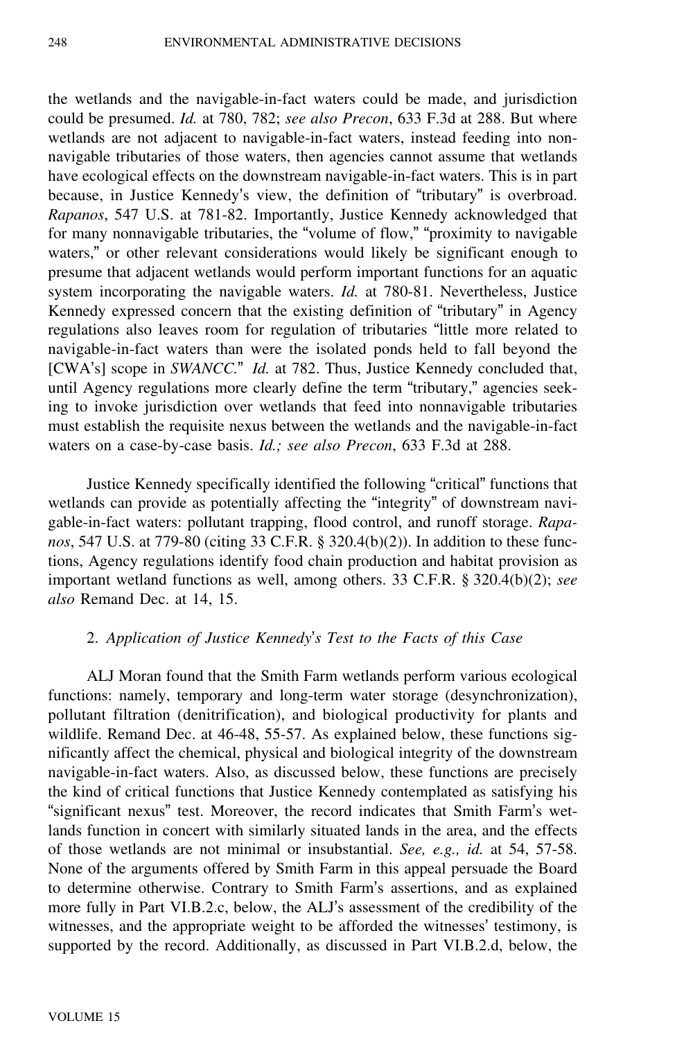the wetlands and the navigable-in-fact waters could be made, and jurisdiction could be presumed. *Id.* at 780, 782; *see also Precon*, 633 F.3d at 288. But where wetlands are not adjacent to navigable-in-fact waters, instead feeding into nonnavigable tributaries of those waters, then agencies cannot assume that wetlands have ecological effects on the downstream navigable-in-fact waters. This is in part because, in Justice Kennedy's view, the definition of "tributary" is overbroad. *Rapanos*, 547 U.S. at 781-82. Importantly, Justice Kennedy acknowledged that for many nonnavigable tributaries, the "volume of flow," "proximity to navigable waters," or other relevant considerations would likely be significant enough to presume that adjacent wetlands would perform important functions for an aquatic system incorporating the navigable waters. *Id.* at 780-81. Nevertheless, Justice Kennedy expressed concern that the existing definition of "tributary" in Agency regulations also leaves room for regulation of tributaries "little more related to navigable-in-fact waters than were the isolated ponds held to fall beyond the [CWA's] scope in *SWANCC*." *Id.* at 782. Thus, Justice Kennedy concluded that, until Agency regulations more clearly define the term "tributary," agencies seeking to invoke jurisdiction over wetlands that feed into nonnavigable tributaries must establish the requisite nexus between the wetlands and the navigable-in-fact waters on a case-by-case basis. *Id.; see also Precon*, 633 F.3d at 288.

Justice Kennedy specifically identified the following "critical" functions that wetlands can provide as potentially affecting the "integrity" of downstream navigable-in-fact waters: pollutant trapping, flood control, and runoff storage. *Rapanos*, 547 U.S. at 779-80 (citing 33 C.F.R. § 320.4(b)(2)). In addition to these functions, Agency regulations identify food chain production and habitat provision as important wetland functions as well, among others. 33 C.F.R. § 320.4(b)(2); *see also* Remand Dec. at 14, 15.

### 2. *Application of Justice Kennedy's Test to the Facts of this Case*

ALJ Moran found that the Smith Farm wetlands perform various ecological functions: namely, temporary and long-term water storage (desynchronization), pollutant filtration (denitrification), and biological productivity for plants and wildlife. Remand Dec. at 46-48, 55-57. As explained below, these functions significantly affect the chemical, physical and biological integrity of the downstream navigable-in-fact waters. Also, as discussed below, these functions are precisely the kind of critical functions that Justice Kennedy contemplated as satisfying his "significant nexus" test. Moreover, the record indicates that Smith Farm's wetlands function in concert with similarly situated lands in the area, and the effects of those wetlands are not minimal or insubstantial. *See, e.g., id.* at 54, 57-58. None of the arguments offered by Smith Farm in this appeal persuade the Board to determine otherwise. Contrary to Smith Farm's assertions, and as explained more fully in Part VI.B.2.c, below, the ALJ's assessment of the credibility of the witnesses, and the appropriate weight to be afforded the witnesses' testimony, is supported by the record. Additionally, as discussed in Part VI.B.2.d, below, the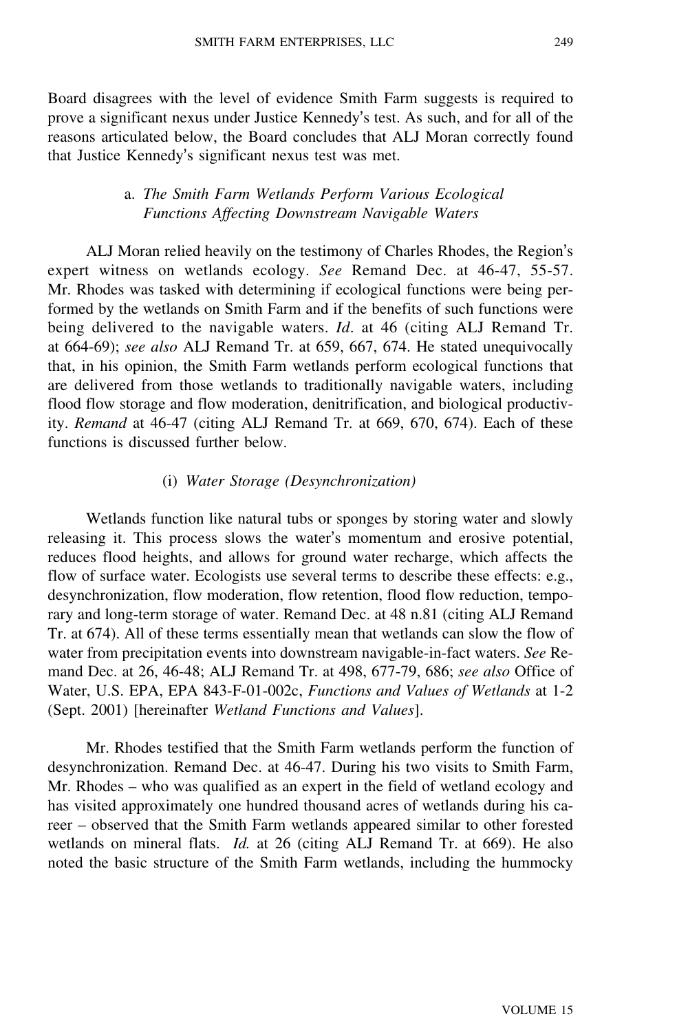Board disagrees with the level of evidence Smith Farm suggests is required to prove a significant nexus under Justice Kennedy's test. As such, and for all of the reasons articulated below, the Board concludes that ALJ Moran correctly found that Justice Kennedy's significant nexus test was met.

### a. *The Smith Farm Wetlands Perform Various Ecological Functions Affecting Downstream Navigable Waters*

ALJ Moran relied heavily on the testimony of Charles Rhodes, the Region's expert witness on wetlands ecology. *See* Remand Dec. at 46-47, 55-57. Mr. Rhodes was tasked with determining if ecological functions were being performed by the wetlands on Smith Farm and if the benefits of such functions were being delivered to the navigable waters. *Id*. at 46 (citing ALJ Remand Tr. at 664-69); *see also* ALJ Remand Tr. at 659, 667, 674. He stated unequivocally that, in his opinion, the Smith Farm wetlands perform ecological functions that are delivered from those wetlands to traditionally navigable waters, including flood flow storage and flow moderation, denitrification, and biological productivity. *Remand* at 46-47 (citing ALJ Remand Tr. at 669, 670, 674). Each of these functions is discussed further below.

#### (i) *Water Storage (Desynchronization)*

Wetlands function like natural tubs or sponges by storing water and slowly releasing it. This process slows the water's momentum and erosive potential, reduces flood heights, and allows for ground water recharge, which affects the flow of surface water. Ecologists use several terms to describe these effects: e.g., desynchronization, flow moderation, flow retention, flood flow reduction, temporary and long-term storage of water. Remand Dec. at 48 n.81 (citing ALJ Remand Tr. at 674). All of these terms essentially mean that wetlands can slow the flow of water from precipitation events into downstream navigable-in-fact waters. *See* Remand Dec. at 26, 46-48; ALJ Remand Tr. at 498, 677-79, 686; *see also* Office of Water, U.S. EPA, EPA 843-F-01-002c, *Functions and Values of Wetlands* at 1-2 (Sept. 2001) [hereinafter *Wetland Functions and Values*].

Mr. Rhodes testified that the Smith Farm wetlands perform the function of desynchronization. Remand Dec. at 46-47. During his two visits to Smith Farm, Mr. Rhodes – who was qualified as an expert in the field of wetland ecology and has visited approximately one hundred thousand acres of wetlands during his career – observed that the Smith Farm wetlands appeared similar to other forested wetlands on mineral flats. *Id.* at 26 (citing ALJ Remand Tr. at 669). He also noted the basic structure of the Smith Farm wetlands, including the hummocky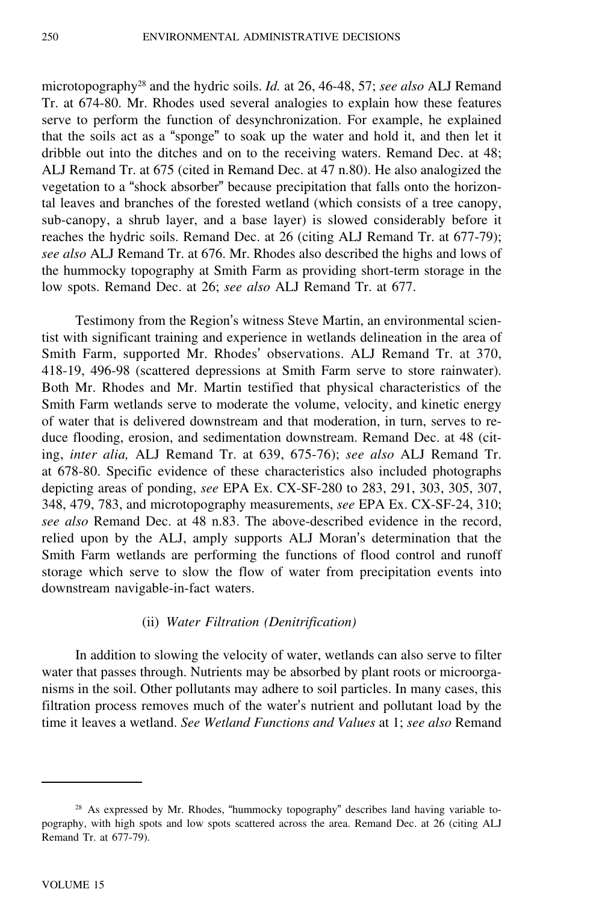microtopography[28] and the hydric soils. *Id.* at 26, 46-48, 57; *see also* ALJ Remand Tr. at 674-80. Mr. Rhodes used several analogies to explain how these features serve to perform the function of desynchronization. For example, he explained that the soils act as a "sponge" to soak up the water and hold it, and then let it dribble out into the ditches and on to the receiving waters. Remand Dec. at 48; ALJ Remand Tr. at 675 (cited in Remand Dec. at 47 n.80). He also analogized the vegetation to a "shock absorber" because precipitation that falls onto the horizontal leaves and branches of the forested wetland (which consists of a tree canopy, sub-canopy, a shrub layer, and a base layer) is slowed considerably before it reaches the hydric soils. Remand Dec. at 26 (citing ALJ Remand Tr. at 677-79); *see also* ALJ Remand Tr. at 676. Mr. Rhodes also described the highs and lows of the hummocky topography at Smith Farm as providing short-term storage in the low spots. Remand Dec. at 26; *see also* ALJ Remand Tr. at 677.

Testimony from the Region's witness Steve Martin, an environmental scientist with significant training and experience in wetlands delineation in the area of Smith Farm, supported Mr. Rhodes' observations. ALJ Remand Tr. at 370, 418-19, 496-98 (scattered depressions at Smith Farm serve to store rainwater). Both Mr. Rhodes and Mr. Martin testified that physical characteristics of the Smith Farm wetlands serve to moderate the volume, velocity, and kinetic energy of water that is delivered downstream and that moderation, in turn, serves to reduce flooding, erosion, and sedimentation downstream. Remand Dec. at 48 (citing, *inter alia,* ALJ Remand Tr. at 639, 675-76); *see also* ALJ Remand Tr. at 678-80. Specific evidence of these characteristics also included photographs depicting areas of ponding, *see* EPA Ex. CX-SF-280 to 283, 291, 303, 305, 307, 348, 479, 783, and microtopography measurements, *see* EPA Ex. CX-SF-24, 310; *see also* Remand Dec. at 48 n.83. The above-described evidence in the record, relied upon by the ALJ, amply supports ALJ Moran's determination that the Smith Farm wetlands are performing the functions of flood control and runoff storage which serve to slow the flow of water from precipitation events into downstream navigable-in-fact waters.

(ii) *Water Filtration (Denitrification)*

In addition to slowing the velocity of water, wetlands can also serve to filter water that passes through. Nutrients may be absorbed by plant roots or microorganisms in the soil. Other pollutants may adhere to soil particles. In many cases, this filtration process removes much of the water's nutrient and pollutant load by the time it leaves a wetland. *See Wetland Functions and Values* at 1; *see also* Remand

[28] As expressed by Mr. Rhodes, "hummocky topography" describes land having variable topography, with high spots and low spots scattered across the area. Remand Dec. at 26 (citing ALJ Remand Tr. at 677-79).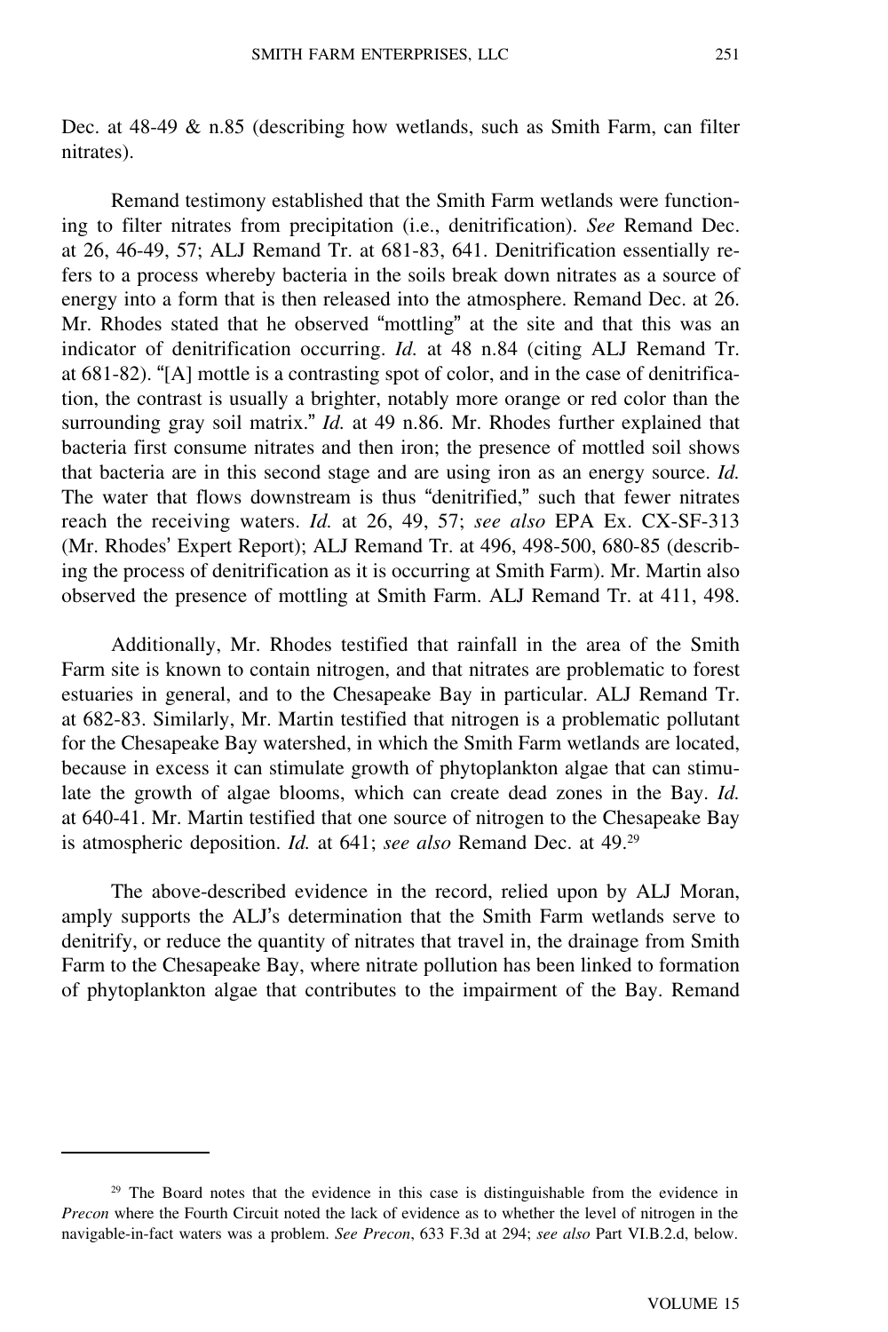Dec. at 48-49 & n.85 (describing how wetlands, such as Smith Farm, can filter nitrates).

Remand testimony established that the Smith Farm wetlands were functioning to filter nitrates from precipitation (i.e., denitrification). *See* Remand Dec. at 26, 46-49, 57; ALJ Remand Tr. at 681-83, 641. Denitrification essentially refers to a process whereby bacteria in the soils break down nitrates as a source of energy into a form that is then released into the atmosphere. Remand Dec. at 26. Mr. Rhodes stated that he observed "mottling" at the site and that this was an indicator of denitrification occurring. *Id.* at 48 n.84 (citing ALJ Remand Tr. at 681-82). "[A] mottle is a contrasting spot of color, and in the case of denitrification, the contrast is usually a brighter, notably more orange or red color than the surrounding gray soil matrix." *Id.* at 49 n.86. Mr. Rhodes further explained that bacteria first consume nitrates and then iron; the presence of mottled soil shows that bacteria are in this second stage and are using iron as an energy source. *Id.* The water that flows downstream is thus "denitrified," such that fewer nitrates reach the receiving waters. *Id.* at 26, 49, 57; *see also* EPA Ex. CX-SF-313 (Mr. Rhodes' Expert Report); ALJ Remand Tr. at 496, 498-500, 680-85 (describing the process of denitrification as it is occurring at Smith Farm). Mr. Martin also observed the presence of mottling at Smith Farm. ALJ Remand Tr. at 411, 498.

Additionally, Mr. Rhodes testified that rainfall in the area of the Smith Farm site is known to contain nitrogen, and that nitrates are problematic to forest estuaries in general, and to the Chesapeake Bay in particular. ALJ Remand Tr. at 682-83. Similarly, Mr. Martin testified that nitrogen is a problematic pollutant for the Chesapeake Bay watershed, in which the Smith Farm wetlands are located, because in excess it can stimulate growth of phytoplankton algae that can stimulate the growth of algae blooms, which can create dead zones in the Bay. *Id.* at 640-41. Mr. Martin testified that one source of nitrogen to the Chesapeake Bay is atmospheric deposition. *Id.* at 641; *see also* Remand Dec. at 49.[29]

The above-described evidence in the record, relied upon by ALJ Moran, amply supports the ALJ's determination that the Smith Farm wetlands serve to denitrify, or reduce the quantity of nitrates that travel in, the drainage from Smith Farm to the Chesapeake Bay, where nitrate pollution has been linked to formation of phytoplankton algae that contributes to the impairment of the Bay. Remand

---

[29] The Board notes that the evidence in this case is distinguishable from the evidence in *Precon* where the Fourth Circuit noted the lack of evidence as to whether the level of nitrogen in the navigable-in-fact waters was a problem. *See Precon*, 633 F.3d at 294; *see also* Part VI.B.2.d, below.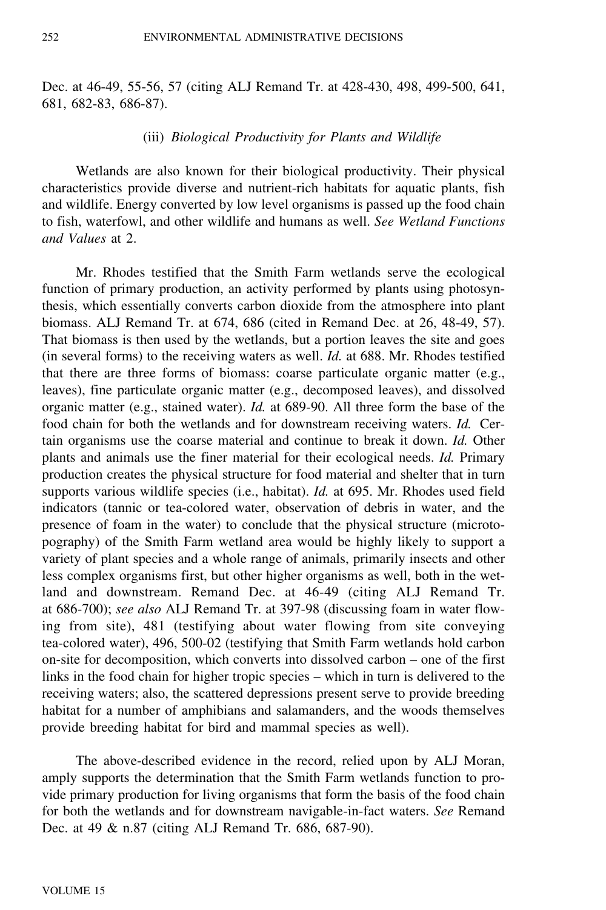Dec. at 46-49, 55-56, 57 (citing ALJ Remand Tr. at 428-430, 498, 499-500, 641, 681, 682-83, 686-87).

(iii) *Biological Productivity for Plants and Wildlife*

Wetlands are also known for their biological productivity. Their physical characteristics provide diverse and nutrient-rich habitats for aquatic plants, fish and wildlife. Energy converted by low level organisms is passed up the food chain to fish, waterfowl, and other wildlife and humans as well. *See Wetland Functions and Values* at 2.

Mr. Rhodes testified that the Smith Farm wetlands serve the ecological function of primary production, an activity performed by plants using photosynthesis, which essentially converts carbon dioxide from the atmosphere into plant biomass. ALJ Remand Tr. at 674, 686 (cited in Remand Dec. at 26, 48-49, 57). That biomass is then used by the wetlands, but a portion leaves the site and goes (in several forms) to the receiving waters as well. *Id.* at 688. Mr. Rhodes testified that there are three forms of biomass: coarse particulate organic matter (e.g., leaves), fine particulate organic matter (e.g., decomposed leaves), and dissolved organic matter (e.g., stained water). *Id.* at 689-90. All three form the base of the food chain for both the wetlands and for downstream receiving waters. *Id.* Certain organisms use the coarse material and continue to break it down. *Id.* Other plants and animals use the finer material for their ecological needs. *Id.* Primary production creates the physical structure for food material and shelter that in turn supports various wildlife species (i.e., habitat). *Id.* at 695. Mr. Rhodes used field indicators (tannic or tea-colored water, observation of debris in water, and the presence of foam in the water) to conclude that the physical structure (microtopography) of the Smith Farm wetland area would be highly likely to support a variety of plant species and a whole range of animals, primarily insects and other less complex organisms first, but other higher organisms as well, both in the wetland and downstream. Remand Dec. at 46-49 (citing ALJ Remand Tr. at 686-700); *see also* ALJ Remand Tr. at 397-98 (discussing foam in water flowing from site), 481 (testifying about water flowing from site conveying tea-colored water), 496, 500-02 (testifying that Smith Farm wetlands hold carbon on-site for decomposition, which converts into dissolved carbon – one of the first links in the food chain for higher tropic species – which in turn is delivered to the receiving waters; also, the scattered depressions present serve to provide breeding habitat for a number of amphibians and salamanders, and the woods themselves provide breeding habitat for bird and mammal species as well).

The above-described evidence in the record, relied upon by ALJ Moran, amply supports the determination that the Smith Farm wetlands function to provide primary production for living organisms that form the basis of the food chain for both the wetlands and for downstream navigable-in-fact waters. *See* Remand Dec. at 49 & n.87 (citing ALJ Remand Tr. 686, 687-90).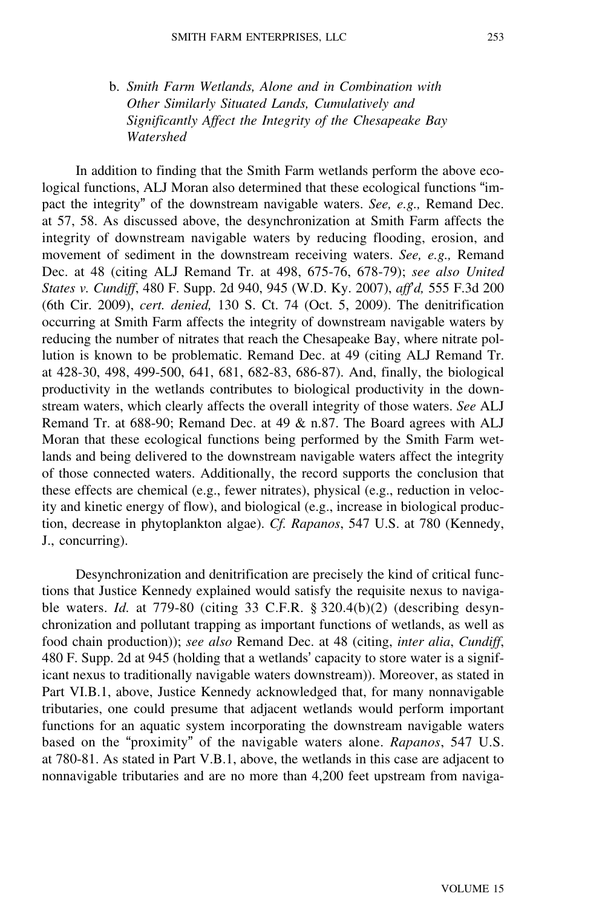### b. *Smith Farm Wetlands, Alone and in Combination with Other Similarly Situated Lands, Cumulatively and Significantly Affect the Integrity of the Chesapeake Bay Watershed*

In addition to finding that the Smith Farm wetlands perform the above ecological functions, ALJ Moran also determined that these ecological functions "impact the integrity" of the downstream navigable waters. *See, e.g.,* Remand Dec. at 57, 58. As discussed above, the desynchronization at Smith Farm affects the integrity of downstream navigable waters by reducing flooding, erosion, and movement of sediment in the downstream receiving waters. *See, e.g.,* Remand Dec. at 48 (citing ALJ Remand Tr. at 498, 675-76, 678-79); *see also United States v. Cundiff*, 480 F. Supp. 2d 940, 945 (W.D. Ky. 2007), *aff'd,* 555 F.3d 200 (6th Cir. 2009), *cert. denied,* 130 S. Ct. 74 (Oct. 5, 2009). The denitrification occurring at Smith Farm affects the integrity of downstream navigable waters by reducing the number of nitrates that reach the Chesapeake Bay, where nitrate pollution is known to be problematic. Remand Dec. at 49 (citing ALJ Remand Tr. at 428-30, 498, 499-500, 641, 681, 682-83, 686-87). And, finally, the biological productivity in the wetlands contributes to biological productivity in the downstream waters, which clearly affects the overall integrity of those waters. *See* ALJ Remand Tr. at 688-90; Remand Dec. at 49 & n.87. The Board agrees with ALJ Moran that these ecological functions being performed by the Smith Farm wetlands and being delivered to the downstream navigable waters affect the integrity of those connected waters. Additionally, the record supports the conclusion that these effects are chemical (e.g., fewer nitrates), physical (e.g., reduction in velocity and kinetic energy of flow), and biological (e.g., increase in biological production, decrease in phytoplankton algae). *Cf. Rapanos*, 547 U.S. at 780 (Kennedy, J., concurring).

Desynchronization and denitrification are precisely the kind of critical functions that Justice Kennedy explained would satisfy the requisite nexus to navigable waters. *Id.* at 779-80 (citing 33 C.F.R. § 320.4(b)(2) (describing desynchronization and pollutant trapping as important functions of wetlands, as well as food chain production)); *see also* Remand Dec. at 48 (citing, *inter alia*, *Cundiff*, 480 F. Supp. 2d at 945 (holding that a wetlands' capacity to store water is a significant nexus to traditionally navigable waters downstream)). Moreover, as stated in Part VI.B.1, above, Justice Kennedy acknowledged that, for many nonnavigable tributaries, one could presume that adjacent wetlands would perform important functions for an aquatic system incorporating the downstream navigable waters based on the "proximity" of the navigable waters alone. *Rapanos*, 547 U.S. at 780-81. As stated in Part V.B.1, above, the wetlands in this case are adjacent to nonnavigable tributaries and are no more than 4,200 feet upstream from naviga-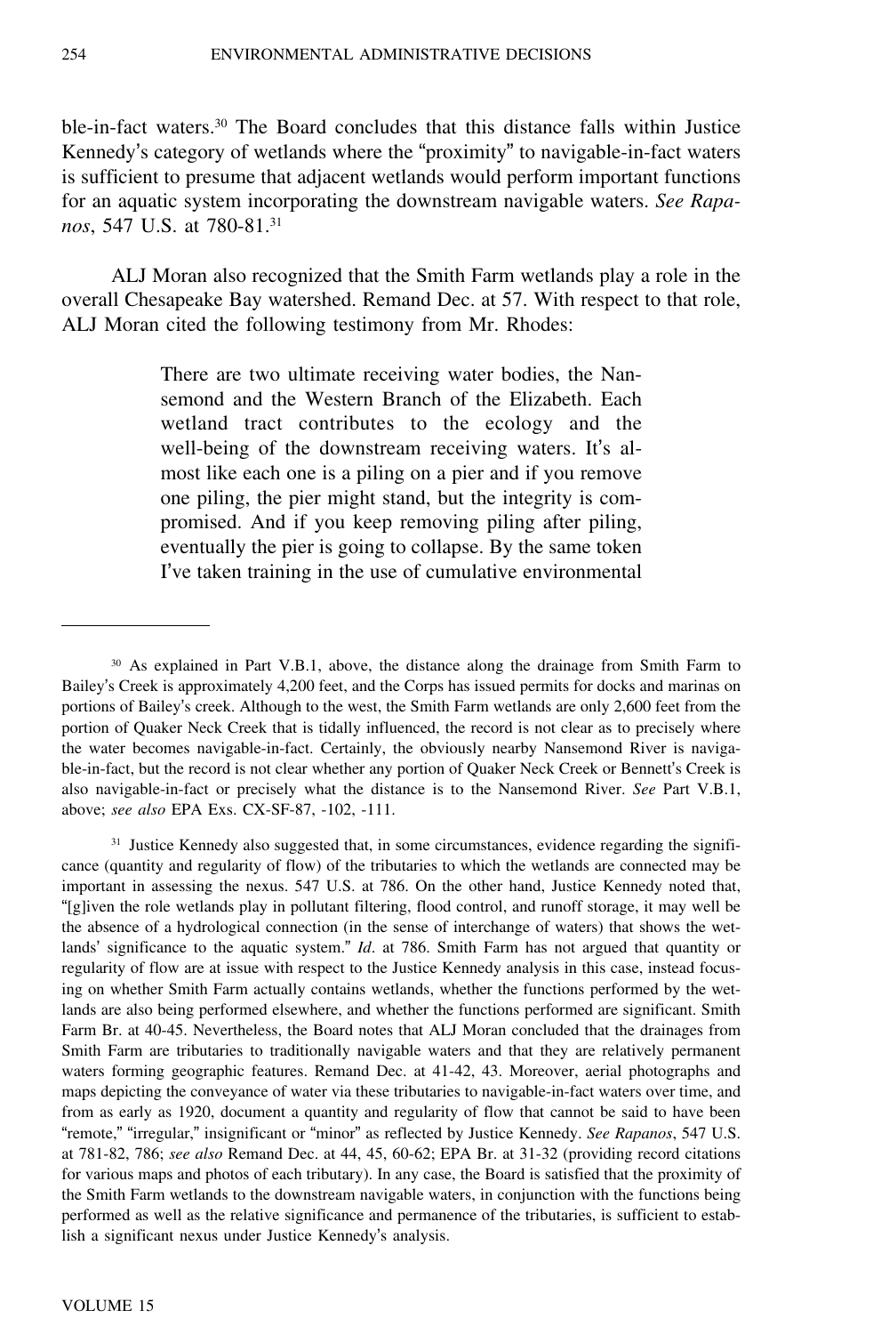ble-in-fact waters.[30] The Board concludes that this distance falls within Justice Kennedy's category of wetlands where the "proximity" to navigable-in-fact waters is sufficient to presume that adjacent wetlands would perform important functions for an aquatic system incorporating the downstream navigable waters. *See Rapanos*, 547 U.S. at 780-81.[31]

ALJ Moran also recognized that the Smith Farm wetlands play a role in the overall Chesapeake Bay watershed. Remand Dec. at 57. With respect to that role, ALJ Moran cited the following testimony from Mr. Rhodes:

> There are two ultimate receiving water bodies, the Nansemond and the Western Branch of the Elizabeth. Each wetland tract contributes to the ecology and the well-being of the downstream receiving waters. It's almost like each one is a piling on a pier and if you remove one piling, the pier might stand, but the integrity is compromised. And if you keep removing piling after piling, eventually the pier is going to collapse. By the same token I've taken training in the use of cumulative environmental

---

[30] As explained in Part V.B.1, above, the distance along the drainage from Smith Farm to Bailey's Creek is approximately 4,200 feet, and the Corps has issued permits for docks and marinas on portions of Bailey's creek. Although to the west, the Smith Farm wetlands are only 2,600 feet from the portion of Quaker Neck Creek that is tidally influenced, the record is not clear as to precisely where the water becomes navigable-in-fact. Certainly, the obviously nearby Nansemond River is navigable-in-fact, but the record is not clear whether any portion of Quaker Neck Creek or Bennett's Creek is also navigable-in-fact or precisely what the distance is to the Nansemond River. *See* Part V.B.1, above; *see also* EPA Exs. CX-SF-87, -102, -111.

[31] Justice Kennedy also suggested that, in some circumstances, evidence regarding the significance (quantity and regularity of flow) of the tributaries to which the wetlands are connected may be important in assessing the nexus. 547 U.S. at 786. On the other hand, Justice Kennedy noted that, "[g]iven the role wetlands play in pollutant filtering, flood control, and runoff storage, it may well be the absence of a hydrological connection (in the sense of interchange of waters) that shows the wetlands' significance to the aquatic system." *Id*. at 786. Smith Farm has not argued that quantity or regularity of flow are at issue with respect to the Justice Kennedy analysis in this case, instead focusing on whether Smith Farm actually contains wetlands, whether the functions performed by the wetlands are also being performed elsewhere, and whether the functions performed are significant. Smith Farm Br. at 40-45. Nevertheless, the Board notes that ALJ Moran concluded that the drainages from Smith Farm are tributaries to traditionally navigable waters and that they are relatively permanent waters forming geographic features. Remand Dec. at 41-42, 43. Moreover, aerial photographs and maps depicting the conveyance of water via these tributaries to navigable-in-fact waters over time, and from as early as 1920, document a quantity and regularity of flow that cannot be said to have been "remote," "irregular," insignificant or "minor" as reflected by Justice Kennedy. *See Rapanos*, 547 U.S. at 781-82, 786; *see also* Remand Dec. at 44, 45, 60-62; EPA Br. at 31-32 (providing record citations for various maps and photos of each tributary). In any case, the Board is satisfied that the proximity of the Smith Farm wetlands to the downstream navigable waters, in conjunction with the functions being performed as well as the relative significance and permanence of the tributaries, is sufficient to establish a significant nexus under Justice Kennedy's analysis.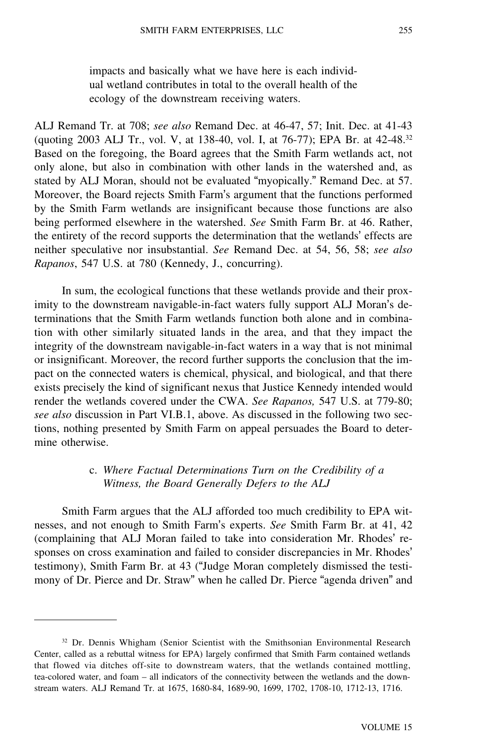> impacts and basically what we have here is each individual wetland contributes in total to the overall health of the ecology of the downstream receiving waters.

ALJ Remand Tr. at 708; *see also* Remand Dec. at 46-47, 57; Init. Dec. at 41-43 (quoting 2003 ALJ Tr., vol. V, at 138-40, vol. I, at 76-77); EPA Br. at 42-48.[32] Based on the foregoing, the Board agrees that the Smith Farm wetlands act, not only alone, but also in combination with other lands in the watershed and, as stated by ALJ Moran, should not be evaluated "myopically." Remand Dec. at 57. Moreover, the Board rejects Smith Farm's argument that the functions performed by the Smith Farm wetlands are insignificant because those functions are also being performed elsewhere in the watershed. *See* Smith Farm Br. at 46. Rather, the entirety of the record supports the determination that the wetlands' effects are neither speculative nor insubstantial. *See* Remand Dec. at 54, 56, 58; *see also Rapanos*, 547 U.S. at 780 (Kennedy, J., concurring).

In sum, the ecological functions that these wetlands provide and their proximity to the downstream navigable-in-fact waters fully support ALJ Moran's determinations that the Smith Farm wetlands function both alone and in combination with other similarly situated lands in the area, and that they impact the integrity of the downstream navigable-in-fact waters in a way that is not minimal or insignificant. Moreover, the record further supports the conclusion that the impact on the connected waters is chemical, physical, and biological, and that there exists precisely the kind of significant nexus that Justice Kennedy intended would render the wetlands covered under the CWA. *See Rapanos,* 547 U.S. at 779-80; *see also* discussion in Part VI.B.1, above. As discussed in the following two sections, nothing presented by Smith Farm on appeal persuades the Board to determine otherwise.

#### c. *Where Factual Determinations Turn on the Credibility of a Witness, the Board Generally Defers to the ALJ*

Smith Farm argues that the ALJ afforded too much credibility to EPA witnesses, and not enough to Smith Farm's experts. *See* Smith Farm Br. at 41, 42 (complaining that ALJ Moran failed to take into consideration Mr. Rhodes' responses on cross examination and failed to consider discrepancies in Mr. Rhodes' testimony), Smith Farm Br. at 43 ("Judge Moran completely dismissed the testimony of Dr. Pierce and Dr. Straw" when he called Dr. Pierce "agenda driven" and

---

[32] Dr. Dennis Whigham (Senior Scientist with the Smithsonian Environmental Research Center, called as a rebuttal witness for EPA) largely confirmed that Smith Farm contained wetlands that flowed via ditches off-site to downstream waters, that the wetlands contained mottling, tea-colored water, and foam – all indicators of the connectivity between the wetlands and the downstream waters. ALJ Remand Tr. at 1675, 1680-84, 1689-90, 1699, 1702, 1708-10, 1712-13, 1716.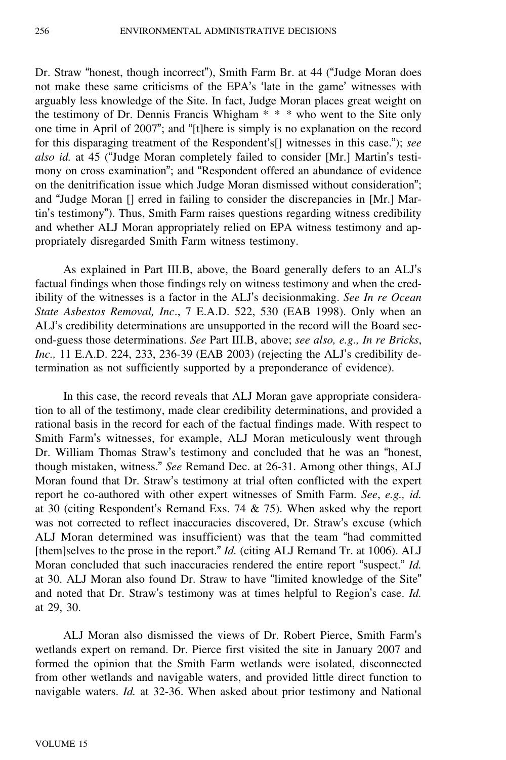Dr. Straw "honest, though incorrect"), Smith Farm Br. at 44 ("Judge Moran does not make these same criticisms of the EPA's 'late in the game' witnesses with arguably less knowledge of the Site. In fact, Judge Moran places great weight on the testimony of Dr. Dennis Francis Whigham * * * who went to the Site only one time in April of 2007"; and "[t]here is simply is no explanation on the record for this disparaging treatment of the Respondent's[] witnesses in this case."); *see also id.* at 45 ("Judge Moran completely failed to consider [Mr.] Martin's testimony on cross examination"; and "Respondent offered an abundance of evidence on the denitrification issue which Judge Moran dismissed without consideration"; and "Judge Moran [] erred in failing to consider the discrepancies in [Mr.] Martin's testimony"). Thus, Smith Farm raises questions regarding witness credibility and whether ALJ Moran appropriately relied on EPA witness testimony and appropriately disregarded Smith Farm witness testimony.

As explained in Part III.B, above, the Board generally defers to an ALJ's factual findings when those findings rely on witness testimony and when the credibility of the witnesses is a factor in the ALJ's decisionmaking. *See In re Ocean State Asbestos Removal, Inc*., 7 E.A.D. 522, 530 (EAB 1998). Only when an ALJ's credibility determinations are unsupported in the record will the Board second-guess those determinations. *See* Part III.B, above; *see also, e.g., In re Bricks, Inc.,* 11 E.A.D. 224, 233, 236-39 (EAB 2003) (rejecting the ALJ's credibility determination as not sufficiently supported by a preponderance of evidence).

In this case, the record reveals that ALJ Moran gave appropriate consideration to all of the testimony, made clear credibility determinations, and provided a rational basis in the record for each of the factual findings made. With respect to Smith Farm's witnesses, for example, ALJ Moran meticulously went through Dr. William Thomas Straw's testimony and concluded that he was an "honest, though mistaken, witness." *See* Remand Dec. at 26-31. Among other things, ALJ Moran found that Dr. Straw's testimony at trial often conflicted with the expert report he co-authored with other expert witnesses of Smith Farm. *See*, *e.g., id.* at 30 (citing Respondent's Remand Exs. 74 & 75). When asked why the report was not corrected to reflect inaccuracies discovered, Dr. Straw's excuse (which ALJ Moran determined was insufficient) was that the team "had committed [them]selves to the prose in the report." *Id.* (citing ALJ Remand Tr. at 1006). ALJ Moran concluded that such inaccuracies rendered the entire report "suspect." *Id.* at 30. ALJ Moran also found Dr. Straw to have "limited knowledge of the Site" and noted that Dr. Straw's testimony was at times helpful to Region's case. *Id.* at 29, 30.

ALJ Moran also dismissed the views of Dr. Robert Pierce, Smith Farm's wetlands expert on remand. Dr. Pierce first visited the site in January 2007 and formed the opinion that the Smith Farm wetlands were isolated, disconnected from other wetlands and navigable waters, and provided little direct function to navigable waters. *Id.* at 32-36. When asked about prior testimony and National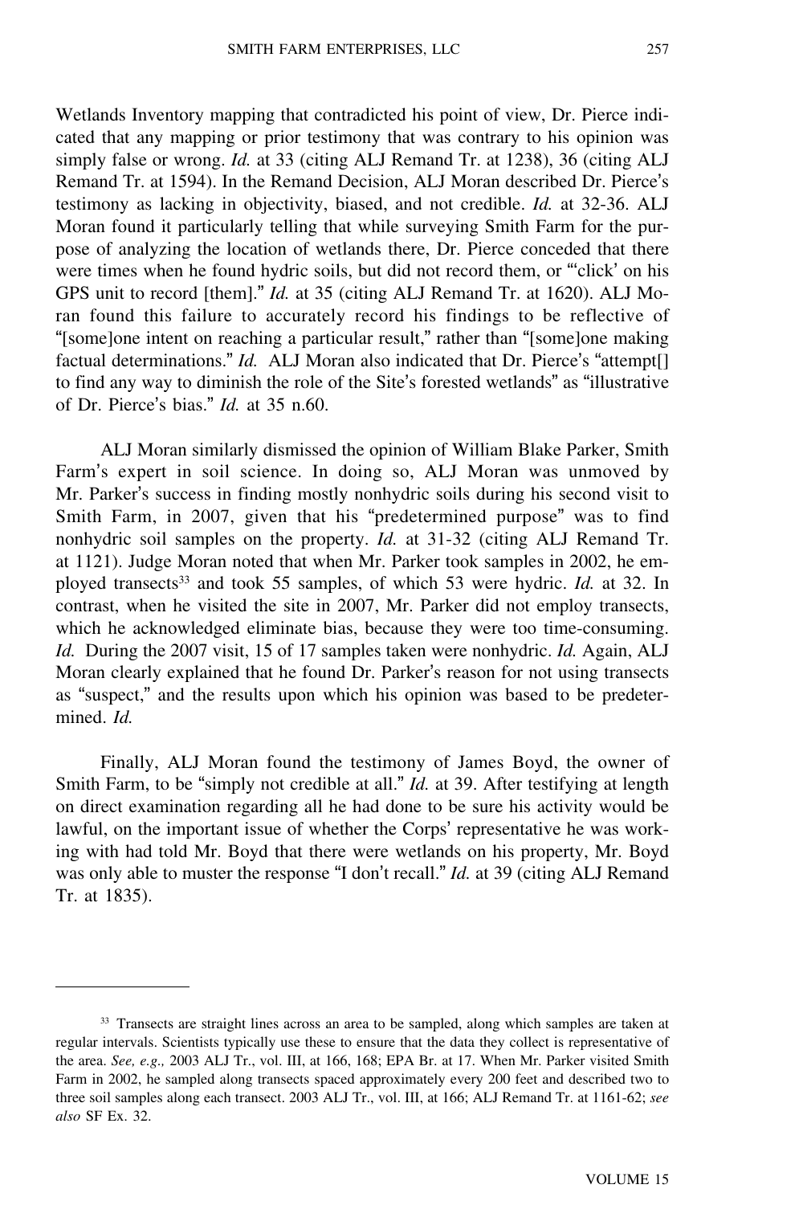Wetlands Inventory mapping that contradicted his point of view, Dr. Pierce indicated that any mapping or prior testimony that was contrary to his opinion was simply false or wrong. *Id.* at 33 (citing ALJ Remand Tr. at 1238), 36 (citing ALJ Remand Tr. at 1594). In the Remand Decision, ALJ Moran described Dr. Pierce's testimony as lacking in objectivity, biased, and not credible. *Id.* at 32-36. ALJ Moran found it particularly telling that while surveying Smith Farm for the purpose of analyzing the location of wetlands there, Dr. Pierce conceded that there were times when he found hydric soils, but did not record them, or "'click' on his GPS unit to record [them]." *Id.* at 35 (citing ALJ Remand Tr. at 1620). ALJ Moran found this failure to accurately record his findings to be reflective of "[some]one intent on reaching a particular result," rather than "[some]one making factual determinations." *Id.* ALJ Moran also indicated that Dr. Pierce's "attempt[] to find any way to diminish the role of the Site's forested wetlands" as "illustrative of Dr. Pierce's bias." *Id.* at 35 n.60.

ALJ Moran similarly dismissed the opinion of William Blake Parker, Smith Farm's expert in soil science. In doing so, ALJ Moran was unmoved by Mr. Parker's success in finding mostly nonhydric soils during his second visit to Smith Farm, in 2007, given that his "predetermined purpose" was to find nonhydric soil samples on the property. *Id.* at 31-32 (citing ALJ Remand Tr. at 1121). Judge Moran noted that when Mr. Parker took samples in 2002, he employed transects[33] and took 55 samples, of which 53 were hydric. *Id.* at 32. In contrast, when he visited the site in 2007, Mr. Parker did not employ transects, which he acknowledged eliminate bias, because they were too time-consuming. *Id.* During the 2007 visit, 15 of 17 samples taken were nonhydric. *Id.* Again, ALJ Moran clearly explained that he found Dr. Parker's reason for not using transects as "suspect," and the results upon which his opinion was based to be predetermined. *Id.*

Finally, ALJ Moran found the testimony of James Boyd, the owner of Smith Farm, to be "simply not credible at all." *Id.* at 39. After testifying at length on direct examination regarding all he had done to be sure his activity would be lawful, on the important issue of whether the Corps' representative he was working with had told Mr. Boyd that there were wetlands on his property, Mr. Boyd was only able to muster the response "I don't recall." *Id.* at 39 (citing ALJ Remand Tr. at 1835).

---

[33] Transects are straight lines across an area to be sampled, along which samples are taken at regular intervals. Scientists typically use these to ensure that the data they collect is representative of the area. *See, e.g.,* 2003 ALJ Tr., vol. III, at 166, 168; EPA Br. at 17. When Mr. Parker visited Smith Farm in 2002, he sampled along transects spaced approximately every 200 feet and described two to three soil samples along each transect. 2003 ALJ Tr., vol. III, at 166; ALJ Remand Tr. at 1161-62; *see also* SF Ex. 32.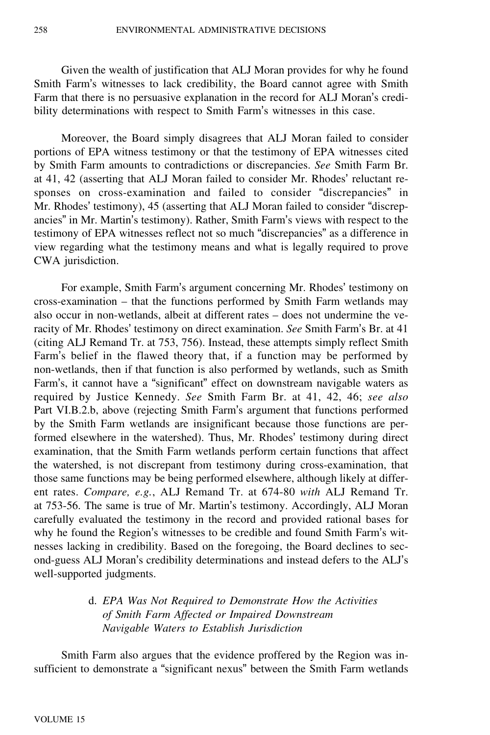Given the wealth of justification that ALJ Moran provides for why he found Smith Farm's witnesses to lack credibility, the Board cannot agree with Smith Farm that there is no persuasive explanation in the record for ALJ Moran's credibility determinations with respect to Smith Farm's witnesses in this case.

Moreover, the Board simply disagrees that ALJ Moran failed to consider portions of EPA witness testimony or that the testimony of EPA witnesses cited by Smith Farm amounts to contradictions or discrepancies. *See* Smith Farm Br. at 41, 42 (asserting that ALJ Moran failed to consider Mr. Rhodes' reluctant responses on cross-examination and failed to consider "discrepancies" in Mr. Rhodes' testimony), 45 (asserting that ALJ Moran failed to consider "discrepancies" in Mr. Martin's testimony). Rather, Smith Farm's views with respect to the testimony of EPA witnesses reflect not so much "discrepancies" as a difference in view regarding what the testimony means and what is legally required to prove CWA jurisdiction.

For example, Smith Farm's argument concerning Mr. Rhodes' testimony on cross-examination – that the functions performed by Smith Farm wetlands may also occur in non-wetlands, albeit at different rates – does not undermine the veracity of Mr. Rhodes' testimony on direct examination. *See* Smith Farm's Br. at 41 (citing ALJ Remand Tr. at 753, 756). Instead, these attempts simply reflect Smith Farm's belief in the flawed theory that, if a function may be performed by non-wetlands, then if that function is also performed by wetlands, such as Smith Farm's, it cannot have a "significant" effect on downstream navigable waters as required by Justice Kennedy. *See* Smith Farm Br. at 41, 42, 46; *see also* Part VI.B.2.b, above (rejecting Smith Farm's argument that functions performed by the Smith Farm wetlands are insignificant because those functions are performed elsewhere in the watershed). Thus, Mr. Rhodes' testimony during direct examination, that the Smith Farm wetlands perform certain functions that affect the watershed, is not discrepant from testimony during cross-examination, that those same functions may be being performed elsewhere, although likely at different rates. *Compare, e.g.*, ALJ Remand Tr. at 674-80 *with* ALJ Remand Tr. at 753-56. The same is true of Mr. Martin's testimony. Accordingly, ALJ Moran carefully evaluated the testimony in the record and provided rational bases for why he found the Region's witnesses to be credible and found Smith Farm's witnesses lacking in credibility. Based on the foregoing, the Board declines to second-guess ALJ Moran's credibility determinations and instead defers to the ALJ's well-supported judgments.

#### d. *EPA Was Not Required to Demonstrate How the Activities of Smith Farm Affected or Impaired Downstream Navigable Waters to Establish Jurisdiction*

Smith Farm also argues that the evidence proffered by the Region was insufficient to demonstrate a "significant nexus" between the Smith Farm wetlands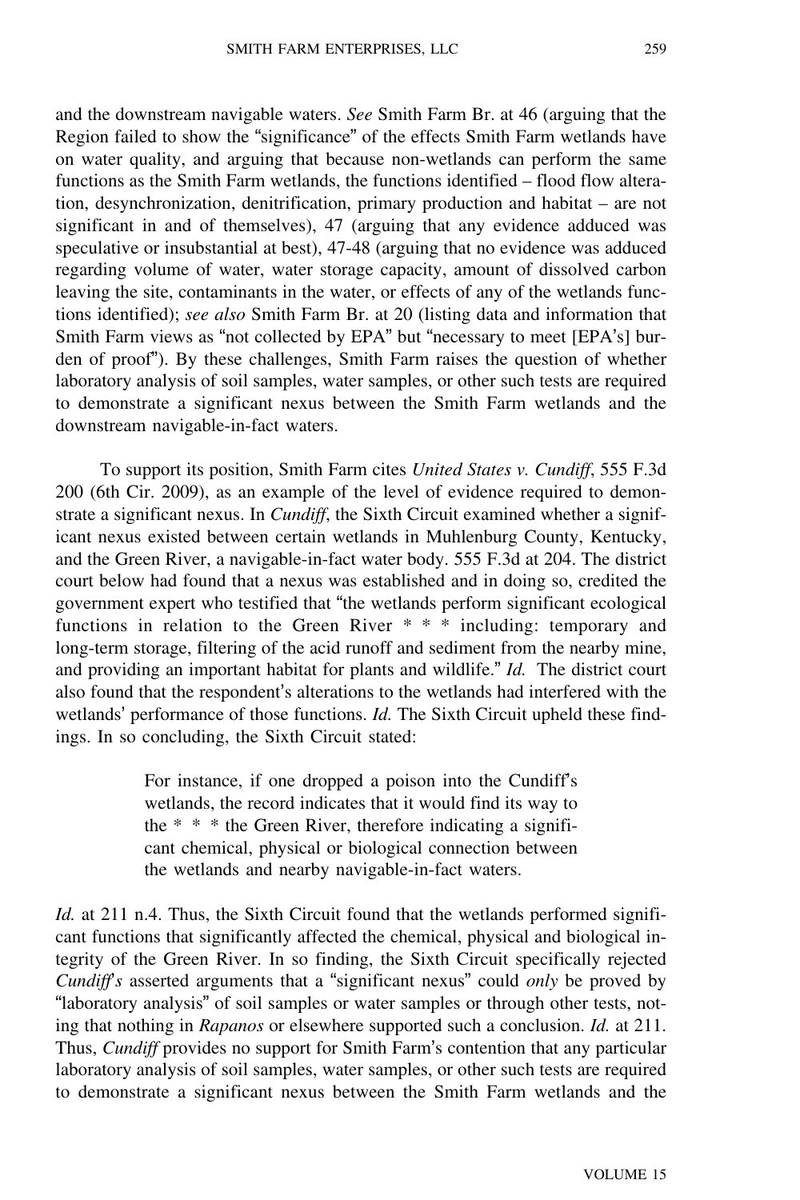and the downstream navigable waters. *See* Smith Farm Br. at 46 (arguing that the Region failed to show the "significance" of the effects Smith Farm wetlands have on water quality, and arguing that because non-wetlands can perform the same functions as the Smith Farm wetlands, the functions identified – flood flow alteration, desynchronization, denitrification, primary production and habitat – are not significant in and of themselves), 47 (arguing that any evidence adduced was speculative or insubstantial at best), 47-48 (arguing that no evidence was adduced regarding volume of water, water storage capacity, amount of dissolved carbon leaving the site, contaminants in the water, or effects of any of the wetlands functions identified); *see also* Smith Farm Br. at 20 (listing data and information that Smith Farm views as "not collected by EPA" but "necessary to meet [EPA's] burden of proof"). By these challenges, Smith Farm raises the question of whether laboratory analysis of soil samples, water samples, or other such tests are required to demonstrate a significant nexus between the Smith Farm wetlands and the downstream navigable-in-fact waters.

To support its position, Smith Farm cites *United States v. Cundiff*, 555 F.3d 200 (6th Cir. 2009), as an example of the level of evidence required to demonstrate a significant nexus. In *Cundiff*, the Sixth Circuit examined whether a significant nexus existed between certain wetlands in Muhlenburg County, Kentucky, and the Green River, a navigable-in-fact water body. 555 F.3d at 204. The district court below had found that a nexus was established and in doing so, credited the government expert who testified that "the wetlands perform significant ecological functions in relation to the Green River * * * including: temporary and long-term storage, filtering of the acid runoff and sediment from the nearby mine, and providing an important habitat for plants and wildlife." *Id.* The district court also found that the respondent's alterations to the wetlands had interfered with the wetlands' performance of those functions. *Id.* The Sixth Circuit upheld these findings. In so concluding, the Sixth Circuit stated:

> For instance, if one dropped a poison into the Cundiff's wetlands, the record indicates that it would find its way to the * * * the Green River, therefore indicating a significant chemical, physical or biological connection between the wetlands and nearby navigable-in-fact waters.

*Id.* at 211 n.4. Thus, the Sixth Circuit found that the wetlands performed significant functions that significantly affected the chemical, physical and biological integrity of the Green River. In so finding, the Sixth Circuit specifically rejected *Cundiff's* asserted arguments that a "significant nexus" could *only* be proved by "laboratory analysis" of soil samples or water samples or through other tests, noting that nothing in *Rapanos* or elsewhere supported such a conclusion. *Id.* at 211. Thus, *Cundiff* provides no support for Smith Farm's contention that any particular laboratory analysis of soil samples, water samples, or other such tests are required to demonstrate a significant nexus between the Smith Farm wetlands and the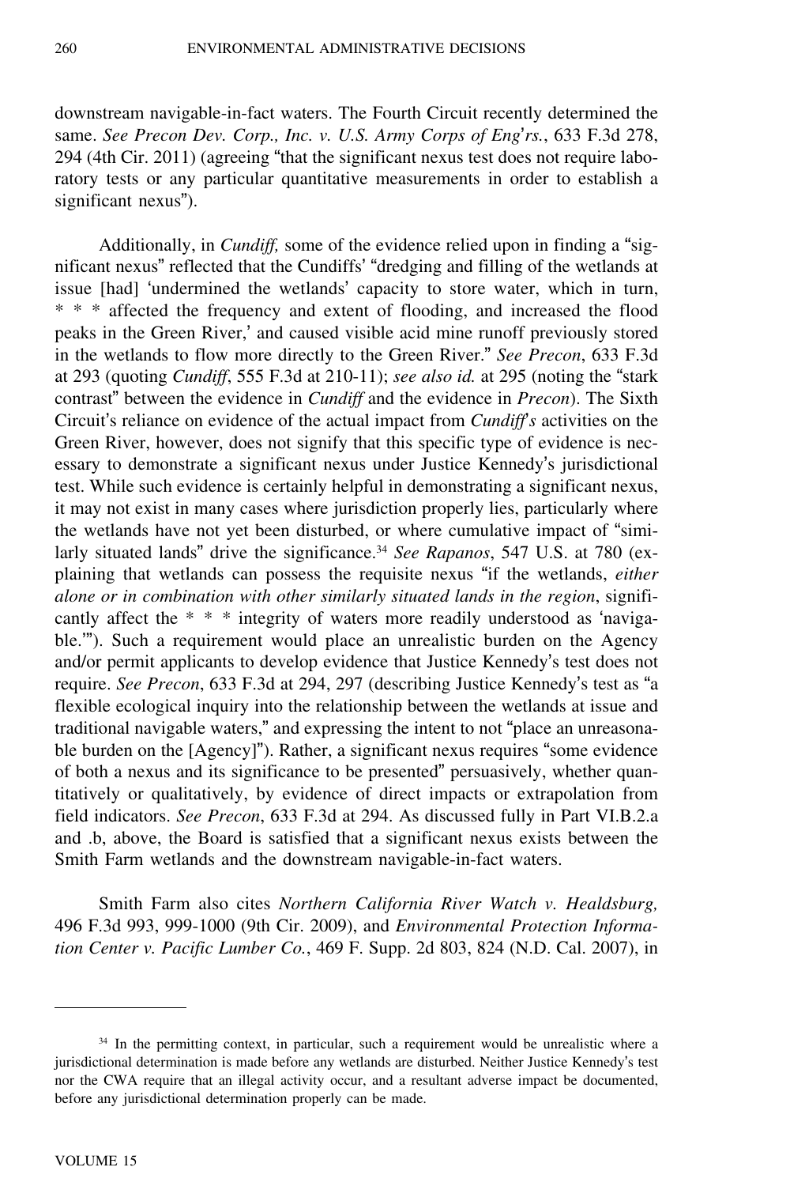downstream navigable-in-fact waters. The Fourth Circuit recently determined the same. *See Precon Dev. Corp., Inc. v. U.S. Army Corps of Eng'rs.*, 633 F.3d 278, 294 (4th Cir. 2011) (agreeing "that the significant nexus test does not require laboratory tests or any particular quantitative measurements in order to establish a significant nexus").

Additionally, in *Cundiff,* some of the evidence relied upon in finding a "significant nexus" reflected that the Cundiffs' "dredging and filling of the wetlands at issue [had] 'undermined the wetlands' capacity to store water, which in turn, * * * affected the frequency and extent of flooding, and increased the flood peaks in the Green River,' and caused visible acid mine runoff previously stored in the wetlands to flow more directly to the Green River." *See Precon*, 633 F.3d at 293 (quoting *Cundiff*, 555 F.3d at 210-11); *see also id.* at 295 (noting the "stark contrast" between the evidence in *Cundiff* and the evidence in *Precon*). The Sixth Circuit's reliance on evidence of the actual impact from *Cundiff's* activities on the Green River, however, does not signify that this specific type of evidence is necessary to demonstrate a significant nexus under Justice Kennedy's jurisdictional test. While such evidence is certainly helpful in demonstrating a significant nexus, it may not exist in many cases where jurisdiction properly lies, particularly where the wetlands have not yet been disturbed, or where cumulative impact of "similarly situated lands" drive the significance.[34] *See Rapanos*, 547 U.S. at 780 (explaining that wetlands can possess the requisite nexus "if the wetlands, *either alone or in combination with other similarly situated lands in the region*, significantly affect the * * * integrity of waters more readily understood as 'navigable.'"). Such a requirement would place an unrealistic burden on the Agency and/or permit applicants to develop evidence that Justice Kennedy's test does not require. *See Precon*, 633 F.3d at 294, 297 (describing Justice Kennedy's test as "a flexible ecological inquiry into the relationship between the wetlands at issue and traditional navigable waters," and expressing the intent to not "place an unreasonable burden on the [Agency]"). Rather, a significant nexus requires "some evidence of both a nexus and its significance to be presented" persuasively, whether quantitatively or qualitatively, by evidence of direct impacts or extrapolation from field indicators. *See Precon*, 633 F.3d at 294. As discussed fully in Part VI.B.2.a and .b, above, the Board is satisfied that a significant nexus exists between the Smith Farm wetlands and the downstream navigable-in-fact waters.

Smith Farm also cites *Northern California River Watch v. Healdsburg,* 496 F.3d 993, 999-1000 (9th Cir. 2009), and *Environmental Protection Information Center v. Pacific Lumber Co.*, 469 F. Supp. 2d 803, 824 (N.D. Cal. 2007), in

---

[34] In the permitting context, in particular, such a requirement would be unrealistic where a jurisdictional determination is made before any wetlands are disturbed. Neither Justice Kennedy's test nor the CWA require that an illegal activity occur, and a resultant adverse impact be documented, before any jurisdictional determination properly can be made.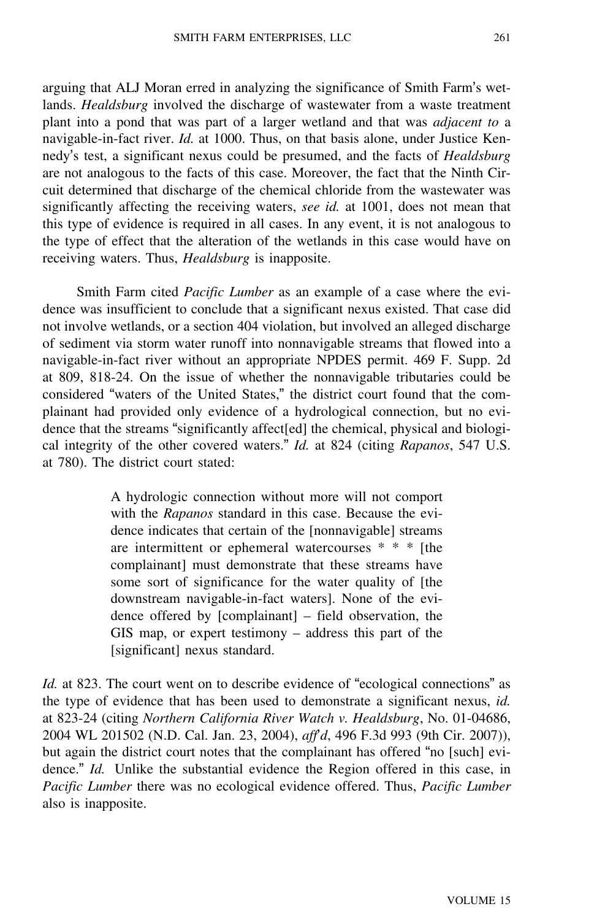arguing that ALJ Moran erred in analyzing the significance of Smith Farm's wetlands. *Healdsburg* involved the discharge of wastewater from a waste treatment plant into a pond that was part of a larger wetland and that was *adjacent to* a navigable-in-fact river. *Id.* at 1000. Thus, on that basis alone, under Justice Kennedy's test, a significant nexus could be presumed, and the facts of *Healdsburg* are not analogous to the facts of this case. Moreover, the fact that the Ninth Circuit determined that discharge of the chemical chloride from the wastewater was significantly affecting the receiving waters, *see id.* at 1001, does not mean that this type of evidence is required in all cases. In any event, it is not analogous to the type of effect that the alteration of the wetlands in this case would have on receiving waters. Thus, *Healdsburg* is inapposite.

Smith Farm cited *Pacific Lumber* as an example of a case where the evidence was insufficient to conclude that a significant nexus existed. That case did not involve wetlands, or a section 404 violation, but involved an alleged discharge of sediment via storm water runoff into nonnavigable streams that flowed into a navigable-in-fact river without an appropriate NPDES permit. 469 F. Supp. 2d at 809, 818-24. On the issue of whether the nonnavigable tributaries could be considered "waters of the United States," the district court found that the complainant had provided only evidence of a hydrological connection, but no evidence that the streams "significantly affect[ed] the chemical, physical and biological integrity of the other covered waters." *Id.* at 824 (citing *Rapanos*, 547 U.S. at 780). The district court stated:

> A hydrologic connection without more will not comport with the *Rapanos* standard in this case. Because the evidence indicates that certain of the [nonnavigable] streams are intermittent or ephemeral watercourses * * * [the complainant] must demonstrate that these streams have some sort of significance for the water quality of [the downstream navigable-in-fact waters]. None of the evidence offered by [complainant] – field observation, the GIS map, or expert testimony – address this part of the [significant] nexus standard.

*Id.* at 823. The court went on to describe evidence of "ecological connections" as the type of evidence that has been used to demonstrate a significant nexus, *id.* at 823-24 (citing *Northern California River Watch v. Healdsburg*, No. 01-04686, 2004 WL 201502 (N.D. Cal. Jan. 23, 2004), *aff'd*, 496 F.3d 993 (9th Cir. 2007)), but again the district court notes that the complainant has offered "no [such] evidence." *Id.* Unlike the substantial evidence the Region offered in this case, in *Pacific Lumber* there was no ecological evidence offered. Thus, *Pacific Lumber* also is inapposite.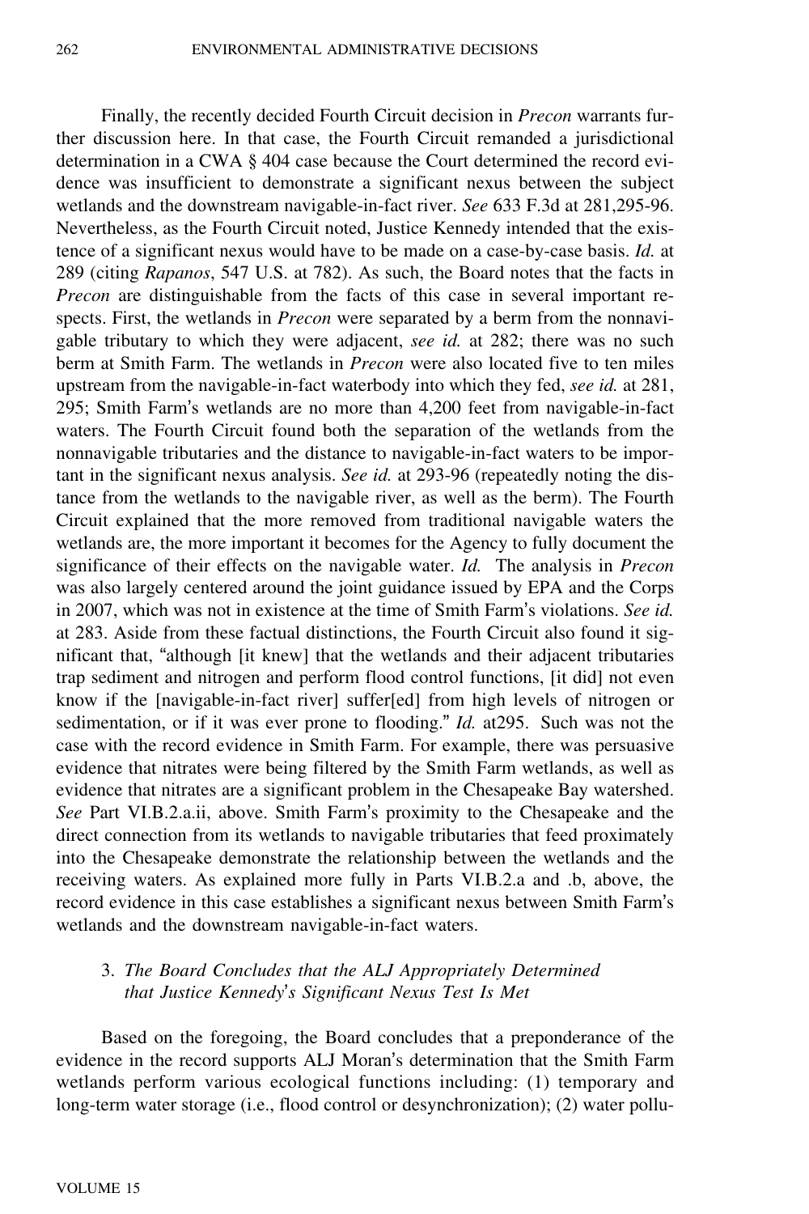Finally, the recently decided Fourth Circuit decision in *Precon* warrants further discussion here. In that case, the Fourth Circuit remanded a jurisdictional determination in a CWA § 404 case because the Court determined the record evidence was insufficient to demonstrate a significant nexus between the subject wetlands and the downstream navigable-in-fact river. *See* 633 F.3d at 281,295-96. Nevertheless, as the Fourth Circuit noted, Justice Kennedy intended that the existence of a significant nexus would have to be made on a case-by-case basis. *Id.* at 289 (citing *Rapanos*, 547 U.S. at 782). As such, the Board notes that the facts in *Precon* are distinguishable from the facts of this case in several important respects. First, the wetlands in *Precon* were separated by a berm from the nonnavigable tributary to which they were adjacent, *see id.* at 282; there was no such berm at Smith Farm. The wetlands in *Precon* were also located five to ten miles upstream from the navigable-in-fact waterbody into which they fed, *see id.* at 281, 295; Smith Farm's wetlands are no more than 4,200 feet from navigable-in-fact waters. The Fourth Circuit found both the separation of the wetlands from the nonnavigable tributaries and the distance to navigable-in-fact waters to be important in the significant nexus analysis. *See id.* at 293-96 (repeatedly noting the distance from the wetlands to the navigable river, as well as the berm). The Fourth Circuit explained that the more removed from traditional navigable waters the wetlands are, the more important it becomes for the Agency to fully document the significance of their effects on the navigable water. *Id.* The analysis in *Precon* was also largely centered around the joint guidance issued by EPA and the Corps in 2007, which was not in existence at the time of Smith Farm's violations. *See id.* at 283. Aside from these factual distinctions, the Fourth Circuit also found it significant that, "although [it knew] that the wetlands and their adjacent tributaries trap sediment and nitrogen and perform flood control functions, [it did] not even know if the [navigable-in-fact river] suffer[ed] from high levels of nitrogen or sedimentation, or if it was ever prone to flooding." *Id.* at295. Such was not the case with the record evidence in Smith Farm. For example, there was persuasive evidence that nitrates were being filtered by the Smith Farm wetlands, as well as evidence that nitrates are a significant problem in the Chesapeake Bay watershed. *See* Part VI.B.2.a.ii, above. Smith Farm's proximity to the Chesapeake and the direct connection from its wetlands to navigable tributaries that feed proximately into the Chesapeake demonstrate the relationship between the wetlands and the receiving waters. As explained more fully in Parts VI.B.2.a and .b, above, the record evidence in this case establishes a significant nexus between Smith Farm's wetlands and the downstream navigable-in-fact waters.

### 3. *The Board Concludes that the ALJ Appropriately Determined that Justice Kennedy's Significant Nexus Test Is Met*

Based on the foregoing, the Board concludes that a preponderance of the evidence in the record supports ALJ Moran's determination that the Smith Farm wetlands perform various ecological functions including: (1) temporary and long-term water storage (i.e., flood control or desynchronization); (2) water pollu-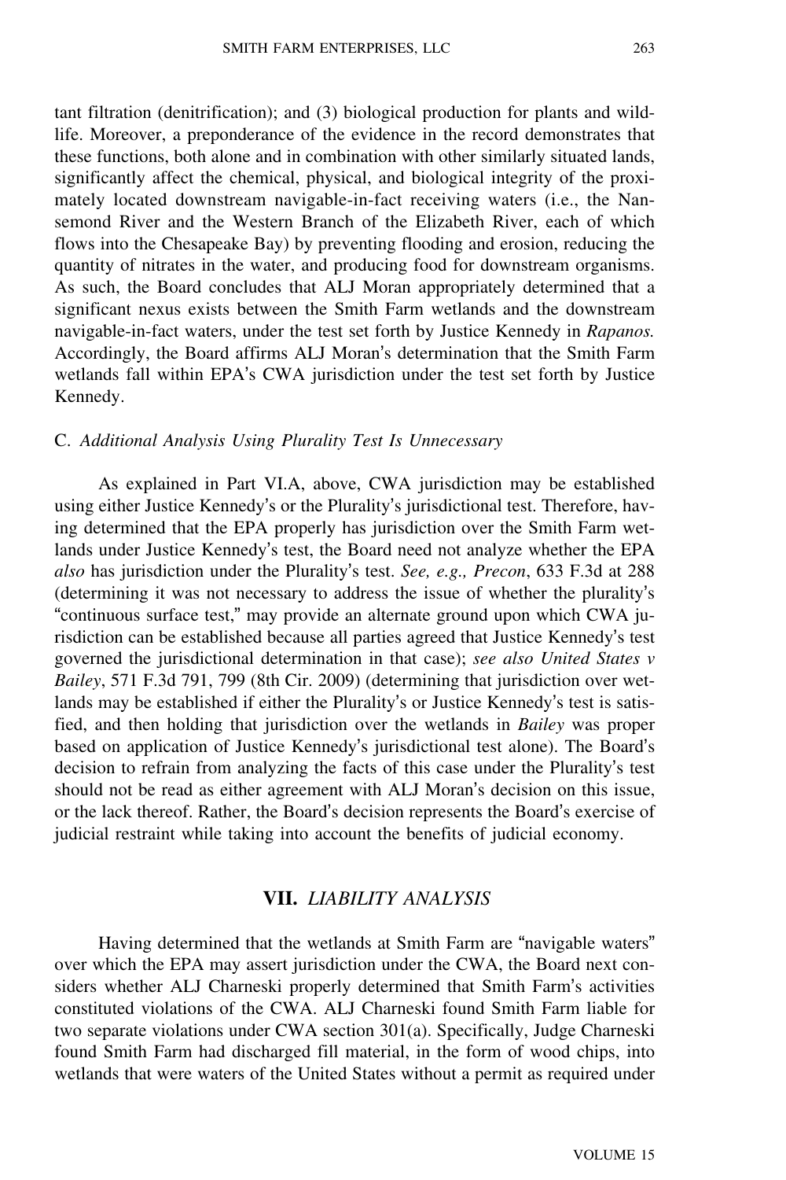tant filtration (denitrification); and (3) biological production for plants and wildlife. Moreover, a preponderance of the evidence in the record demonstrates that these functions, both alone and in combination with other similarly situated lands, significantly affect the chemical, physical, and biological integrity of the proximately located downstream navigable-in-fact receiving waters (i.e., the Nansemond River and the Western Branch of the Elizabeth River, each of which flows into the Chesapeake Bay) by preventing flooding and erosion, reducing the quantity of nitrates in the water, and producing food for downstream organisms. As such, the Board concludes that ALJ Moran appropriately determined that a significant nexus exists between the Smith Farm wetlands and the downstream navigable-in-fact waters, under the test set forth by Justice Kennedy in *Rapanos.* Accordingly, the Board affirms ALJ Moran's determination that the Smith Farm wetlands fall within EPA's CWA jurisdiction under the test set forth by Justice Kennedy.

### C. *Additional Analysis Using Plurality Test Is Unnecessary*

As explained in Part VI.A, above, CWA jurisdiction may be established using either Justice Kennedy's or the Plurality's jurisdictional test. Therefore, having determined that the EPA properly has jurisdiction over the Smith Farm wetlands under Justice Kennedy's test, the Board need not analyze whether the EPA *also* has jurisdiction under the Plurality's test. *See, e.g., Precon*, 633 F.3d at 288 (determining it was not necessary to address the issue of whether the plurality's "continuous surface test," may provide an alternate ground upon which CWA jurisdiction can be established because all parties agreed that Justice Kennedy's test governed the jurisdictional determination in that case); *see also United States v Bailey*, 571 F.3d 791, 799 (8th Cir. 2009) (determining that jurisdiction over wetlands may be established if either the Plurality's or Justice Kennedy's test is satisfied, and then holding that jurisdiction over the wetlands in *Bailey* was proper based on application of Justice Kennedy's jurisdictional test alone). The Board's decision to refrain from analyzing the facts of this case under the Plurality's test should not be read as either agreement with ALJ Moran's decision on this issue, or the lack thereof. Rather, the Board's decision represents the Board's exercise of judicial restraint while taking into account the benefits of judicial economy.

## VII. *LIABILITY ANALYSIS*

Having determined that the wetlands at Smith Farm are "navigable waters" over which the EPA may assert jurisdiction under the CWA, the Board next considers whether ALJ Charneski properly determined that Smith Farm's activities constituted violations of the CWA. ALJ Charneski found Smith Farm liable for two separate violations under CWA section 301(a). Specifically, Judge Charneski found Smith Farm had discharged fill material, in the form of wood chips, into wetlands that were waters of the United States without a permit as required under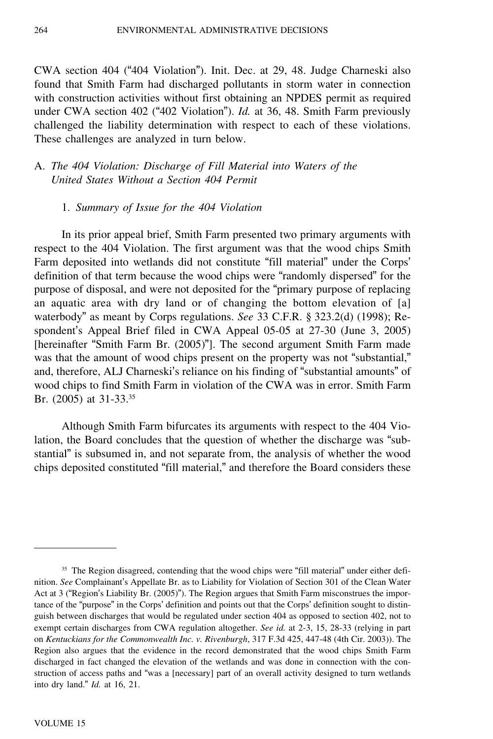CWA section 404 ("404 Violation"). Init. Dec. at 29, 48. Judge Charneski also found that Smith Farm had discharged pollutants in storm water in connection with construction activities without first obtaining an NPDES permit as required under CWA section 402 ("402 Violation"). *Id.* at 36, 48. Smith Farm previously challenged the liability determination with respect to each of these violations. These challenges are analyzed in turn below.

### A. *The 404 Violation: Discharge of Fill Material into Waters of the United States Without a Section 404 Permit*

#### 1. *Summary of Issue for the 404 Violation*

In its prior appeal brief, Smith Farm presented two primary arguments with respect to the 404 Violation. The first argument was that the wood chips Smith Farm deposited into wetlands did not constitute "fill material" under the Corps' definition of that term because the wood chips were "randomly dispersed" for the purpose of disposal, and were not deposited for the "primary purpose of replacing an aquatic area with dry land or of changing the bottom elevation of [a] waterbody" as meant by Corps regulations. *See* 33 C.F.R. § 323.2(d) (1998); Respondent's Appeal Brief filed in CWA Appeal 05-05 at 27-30 (June 3, 2005) [hereinafter "Smith Farm Br. (2005)"]. The second argument Smith Farm made was that the amount of wood chips present on the property was not "substantial," and, therefore, ALJ Charneski's reliance on his finding of "substantial amounts" of wood chips to find Smith Farm in violation of the CWA was in error. Smith Farm Br. (2005) at 31-33.[35]

Although Smith Farm bifurcates its arguments with respect to the 404 Violation, the Board concludes that the question of whether the discharge was "substantial" is subsumed in, and not separate from, the analysis of whether the wood chips deposited constituted "fill material," and therefore the Board considers these

---

[35] The Region disagreed, contending that the wood chips were "fill material" under either definition. *See* Complainant's Appellate Br. as to Liability for Violation of Section 301 of the Clean Water Act at 3 ("Region's Liability Br. (2005)"). The Region argues that Smith Farm misconstrues the importance of the "purpose" in the Corps' definition and points out that the Corps' definition sought to distinguish between discharges that would be regulated under section 404 as opposed to section 402, not to exempt certain discharges from CWA regulation altogether. *See id.* at 2-3, 15, 28-33 (relying in part on *Kentuckians for the Commonwealth Inc. v. Rivenburgh*, 317 F.3d 425, 447-48 (4th Cir. 2003)). The Region also argues that the evidence in the record demonstrated that the wood chips Smith Farm discharged in fact changed the elevation of the wetlands and was done in connection with the construction of access paths and "was a [necessary] part of an overall activity designed to turn wetlands into dry land." *Id.* at 16, 21.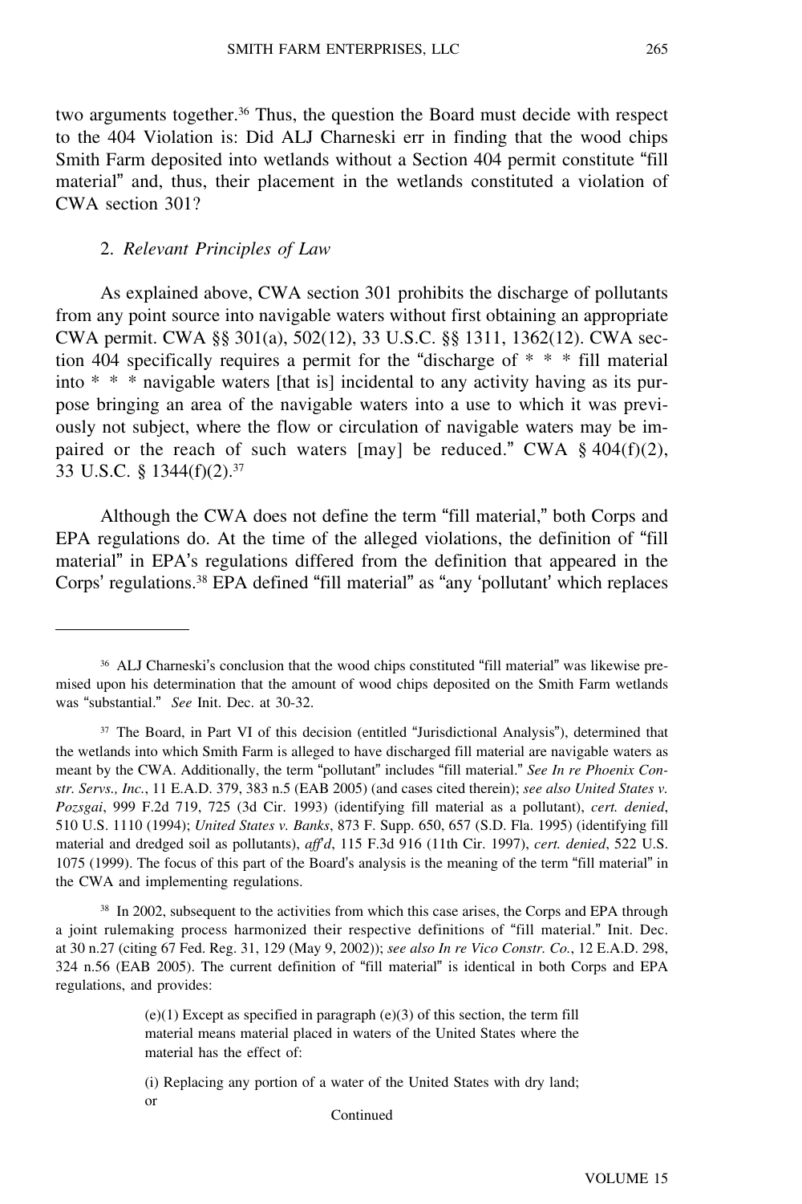two arguments together.[36] Thus, the question the Board must decide with respect to the 404 Violation is: Did ALJ Charneski err in finding that the wood chips Smith Farm deposited into wetlands without a Section 404 permit constitute "fill material" and, thus, their placement in the wetlands constituted a violation of CWA section 301?

2. *Relevant Principles of Law*

As explained above, CWA section 301 prohibits the discharge of pollutants from any point source into navigable waters without first obtaining an appropriate CWA permit. CWA §§ 301(a), 502(12), 33 U.S.C. §§ 1311, 1362(12). CWA section 404 specifically requires a permit for the "discharge of * * * fill material into * * * navigable waters [that is] incidental to any activity having as its purpose bringing an area of the navigable waters into a use to which it was previously not subject, where the flow or circulation of navigable waters may be impaired or the reach of such waters [may] be reduced." CWA § 404(f)(2), 33 U.S.C. § 1344(f)(2).[37]

Although the CWA does not define the term "fill material," both Corps and EPA regulations do. At the time of the alleged violations, the definition of "fill material" in EPA's regulations differed from the definition that appeared in the Corps' regulations.[38] EPA defined "fill material" as "any 'pollutant' which replaces

---

[36] ALJ Charneski's conclusion that the wood chips constituted "fill material" was likewise premised upon his determination that the amount of wood chips deposited on the Smith Farm wetlands was "substantial." *See* Init. Dec. at 30-32.

[37] The Board, in Part VI of this decision (entitled "Jurisdictional Analysis"), determined that the wetlands into which Smith Farm is alleged to have discharged fill material are navigable waters as meant by the CWA. Additionally, the term "pollutant" includes "fill material." *See In re Phoenix Constr. Servs., Inc.*, 11 E.A.D. 379, 383 n.5 (EAB 2005) (and cases cited therein); *see also United States v. Pozsgai*, 999 F.2d 719, 725 (3d Cir. 1993) (identifying fill material as a pollutant), *cert. denied*, 510 U.S. 1110 (1994); *United States v. Banks*, 873 F. Supp. 650, 657 (S.D. Fla. 1995) (identifying fill material and dredged soil as pollutants), *aff'd*, 115 F.3d 916 (11th Cir. 1997), *cert. denied*, 522 U.S. 1075 (1999). The focus of this part of the Board's analysis is the meaning of the term "fill material" in the CWA and implementing regulations.

[38] In 2002, subsequent to the activities from which this case arises, the Corps and EPA through a joint rulemaking process harmonized their respective definitions of "fill material." Init. Dec. at 30 n.27 (citing 67 Fed. Reg. 31, 129 (May 9, 2002)); *see also In re Vico Constr. Co.*, 12 E.A.D. 298, 324 n.56 (EAB 2005). The current definition of "fill material" is identical in both Corps and EPA regulations, and provides:

> (e)(1) Except as specified in paragraph (e)(3) of this section, the term fill material means material placed in waters of the United States where the material has the effect of:
>
> (i) Replacing any portion of a water of the United States with dry land; or

Continued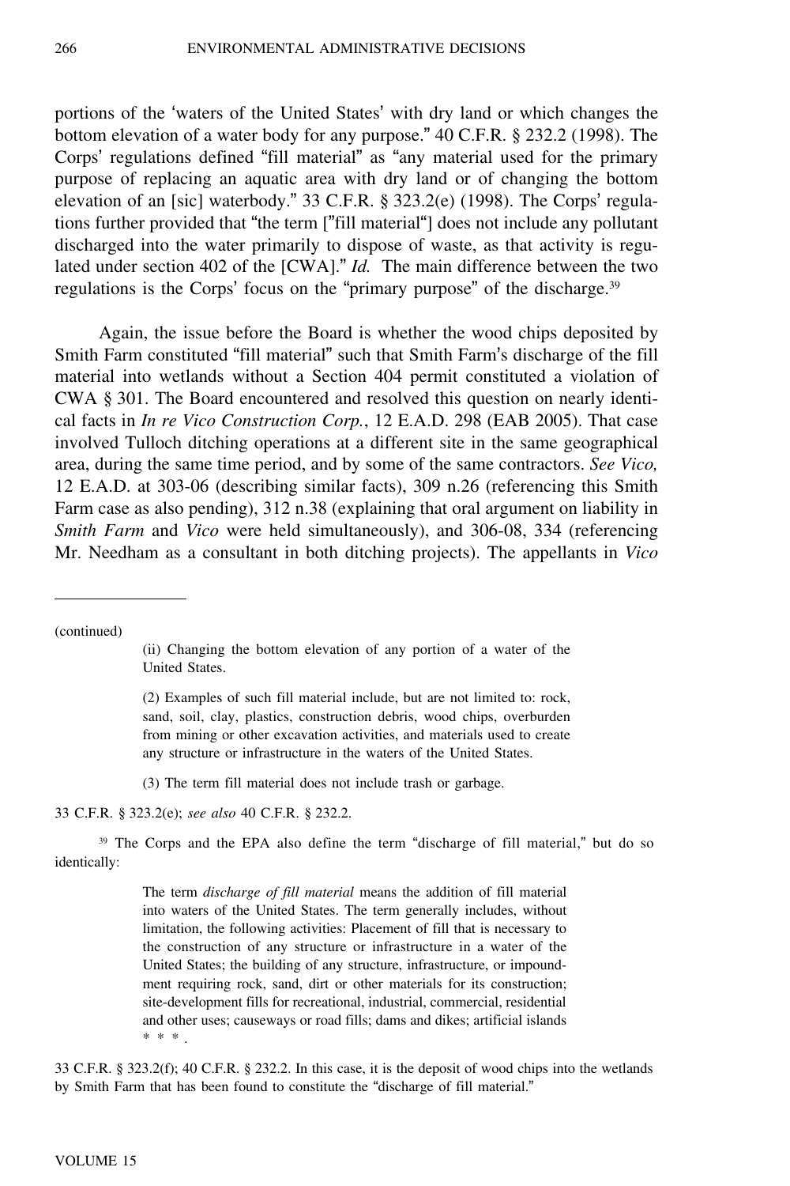portions of the 'waters of the United States' with dry land or which changes the bottom elevation of a water body for any purpose." 40 C.F.R. § 232.2 (1998). The Corps' regulations defined "fill material" as "any material used for the primary purpose of replacing an aquatic area with dry land or of changing the bottom elevation of an [sic] waterbody." 33 C.F.R. § 323.2(e) (1998). The Corps' regulations further provided that "the term ["fill material"] does not include any pollutant discharged into the water primarily to dispose of waste, as that activity is regulated under section 402 of the [CWA]." *Id.* The main difference between the two regulations is the Corps' focus on the "primary purpose" of the discharge.[39]

Again, the issue before the Board is whether the wood chips deposited by Smith Farm constituted "fill material" such that Smith Farm's discharge of the fill material into wetlands without a Section 404 permit constituted a violation of CWA § 301. The Board encountered and resolved this question on nearly identical facts in *In re Vico Construction Corp.*, 12 E.A.D. 298 (EAB 2005). That case involved Tulloch ditching operations at a different site in the same geographical area, during the same time period, and by some of the same contractors. *See Vico,* 12 E.A.D. at 303-06 (describing similar facts), 309 n.26 (referencing this Smith Farm case as also pending), 312 n.38 (explaining that oral argument on liability in *Smith Farm* and *Vico* were held simultaneously), and 306-08, 334 (referencing Mr. Needham as a consultant in both ditching projects). The appellants in *Vico*

---

(continued)

> (ii) Changing the bottom elevation of any portion of a water of the United States.
>
> (2) Examples of such fill material include, but are not limited to: rock, sand, soil, clay, plastics, construction debris, wood chips, overburden from mining or other excavation activities, and materials used to create any structure or infrastructure in the waters of the United States.
>
> (3) The term fill material does not include trash or garbage.

33 C.F.R. § 323.2(e); *see also* 40 C.F.R. § 232.2.

[39] The Corps and the EPA also define the term "discharge of fill material," but do so identically:

> The term *discharge of fill material* means the addition of fill material into waters of the United States. The term generally includes, without limitation, the following activities: Placement of fill that is necessary to the construction of any structure or infrastructure in a water of the United States; the building of any structure, infrastructure, or impoundment requiring rock, sand, dirt or other materials for its construction; site-development fills for recreational, industrial, commercial, residential and other uses; causeways or road fills; dams and dikes; artificial islands * * * .

33 C.F.R. § 323.2(f); 40 C.F.R. § 232.2. In this case, it is the deposit of wood chips into the wetlands by Smith Farm that has been found to constitute the "discharge of fill material."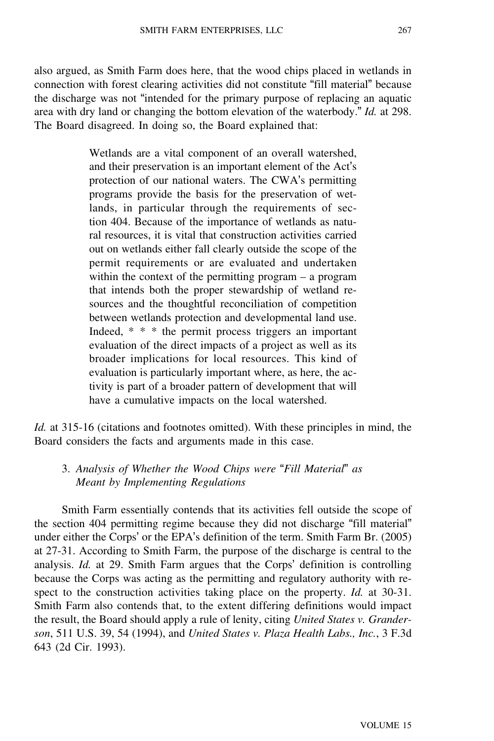also argued, as Smith Farm does here, that the wood chips placed in wetlands in connection with forest clearing activities did not constitute "fill material" because the discharge was not "intended for the primary purpose of replacing an aquatic area with dry land or changing the bottom elevation of the waterbody." *Id.* at 298. The Board disagreed. In doing so, the Board explained that:

> Wetlands are a vital component of an overall watershed, and their preservation is an important element of the Act's protection of our national waters. The CWA's permitting programs provide the basis for the preservation of wetlands, in particular through the requirements of section 404. Because of the importance of wetlands as natural resources, it is vital that construction activities carried out on wetlands either fall clearly outside the scope of the permit requirements or are evaluated and undertaken within the context of the permitting program – a program that intends both the proper stewardship of wetland resources and the thoughtful reconciliation of competition between wetlands protection and developmental land use. Indeed, * * * the permit process triggers an important evaluation of the direct impacts of a project as well as its broader implications for local resources. This kind of evaluation is particularly important where, as here, the activity is part of a broader pattern of development that will have a cumulative impacts on the local watershed.

*Id.* at 315-16 (citations and footnotes omitted). With these principles in mind, the Board considers the facts and arguments made in this case.

### 3. *Analysis of Whether the Wood Chips were "Fill Material" as Meant by Implementing Regulations*

Smith Farm essentially contends that its activities fell outside the scope of the section 404 permitting regime because they did not discharge "fill material" under either the Corps' or the EPA's definition of the term. Smith Farm Br. (2005) at 27-31. According to Smith Farm, the purpose of the discharge is central to the analysis. *Id.* at 29. Smith Farm argues that the Corps' definition is controlling because the Corps was acting as the permitting and regulatory authority with respect to the construction activities taking place on the property. *Id.* at 30-31. Smith Farm also contends that, to the extent differing definitions would impact the result, the Board should apply a rule of lenity, citing *United States v. Granderson*, 511 U.S. 39, 54 (1994), and *United States v. Plaza Health Labs., Inc.*, 3 F.3d 643 (2d Cir. 1993).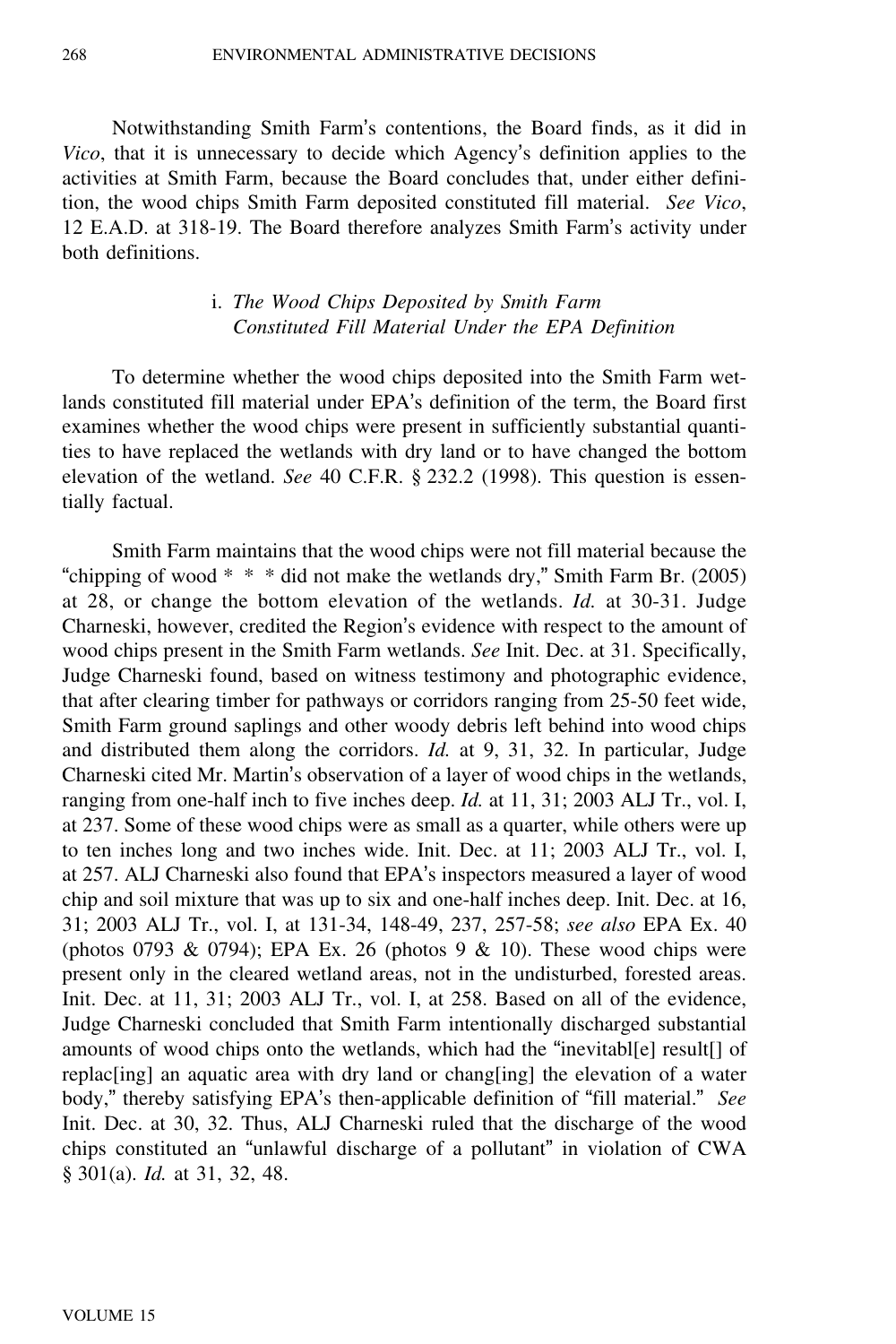Notwithstanding Smith Farm's contentions, the Board finds, as it did in *Vico*, that it is unnecessary to decide which Agency's definition applies to the activities at Smith Farm, because the Board concludes that, under either definition, the wood chips Smith Farm deposited constituted fill material. *See Vico*, 12 E.A.D. at 318-19. The Board therefore analyzes Smith Farm's activity under both definitions.

### i. *The Wood Chips Deposited by Smith Farm Constituted Fill Material Under the EPA Definition*

To determine whether the wood chips deposited into the Smith Farm wetlands constituted fill material under EPA's definition of the term, the Board first examines whether the wood chips were present in sufficiently substantial quantities to have replaced the wetlands with dry land or to have changed the bottom elevation of the wetland. *See* 40 C.F.R. § 232.2 (1998). This question is essentially factual.

Smith Farm maintains that the wood chips were not fill material because the "chipping of wood * * * did not make the wetlands dry," Smith Farm Br. (2005) at 28, or change the bottom elevation of the wetlands. *Id.* at 30-31. Judge Charneski, however, credited the Region's evidence with respect to the amount of wood chips present in the Smith Farm wetlands. *See* Init. Dec. at 31. Specifically, Judge Charneski found, based on witness testimony and photographic evidence, that after clearing timber for pathways or corridors ranging from 25-50 feet wide, Smith Farm ground saplings and other woody debris left behind into wood chips and distributed them along the corridors. *Id.* at 9, 31, 32. In particular, Judge Charneski cited Mr. Martin's observation of a layer of wood chips in the wetlands, ranging from one-half inch to five inches deep. *Id.* at 11, 31; 2003 ALJ Tr., vol. I, at 237. Some of these wood chips were as small as a quarter, while others were up to ten inches long and two inches wide. Init. Dec. at 11; 2003 ALJ Tr., vol. I, at 257. ALJ Charneski also found that EPA's inspectors measured a layer of wood chip and soil mixture that was up to six and one-half inches deep. Init. Dec. at 16, 31; 2003 ALJ Tr., vol. I, at 131-34, 148-49, 237, 257-58; *see also* EPA Ex. 40 (photos 0793 & 0794); EPA Ex. 26 (photos 9 & 10). These wood chips were present only in the cleared wetland areas, not in the undisturbed, forested areas. Init. Dec. at 11, 31; 2003 ALJ Tr., vol. I, at 258. Based on all of the evidence, Judge Charneski concluded that Smith Farm intentionally discharged substantial amounts of wood chips onto the wetlands, which had the "inevitabl[e] result[] of replac[ing] an aquatic area with dry land or chang[ing] the elevation of a water body," thereby satisfying EPA's then-applicable definition of "fill material." *See* Init. Dec. at 30, 32. Thus, ALJ Charneski ruled that the discharge of the wood chips constituted an "unlawful discharge of a pollutant" in violation of CWA § 301(a). *Id.* at 31, 32, 48.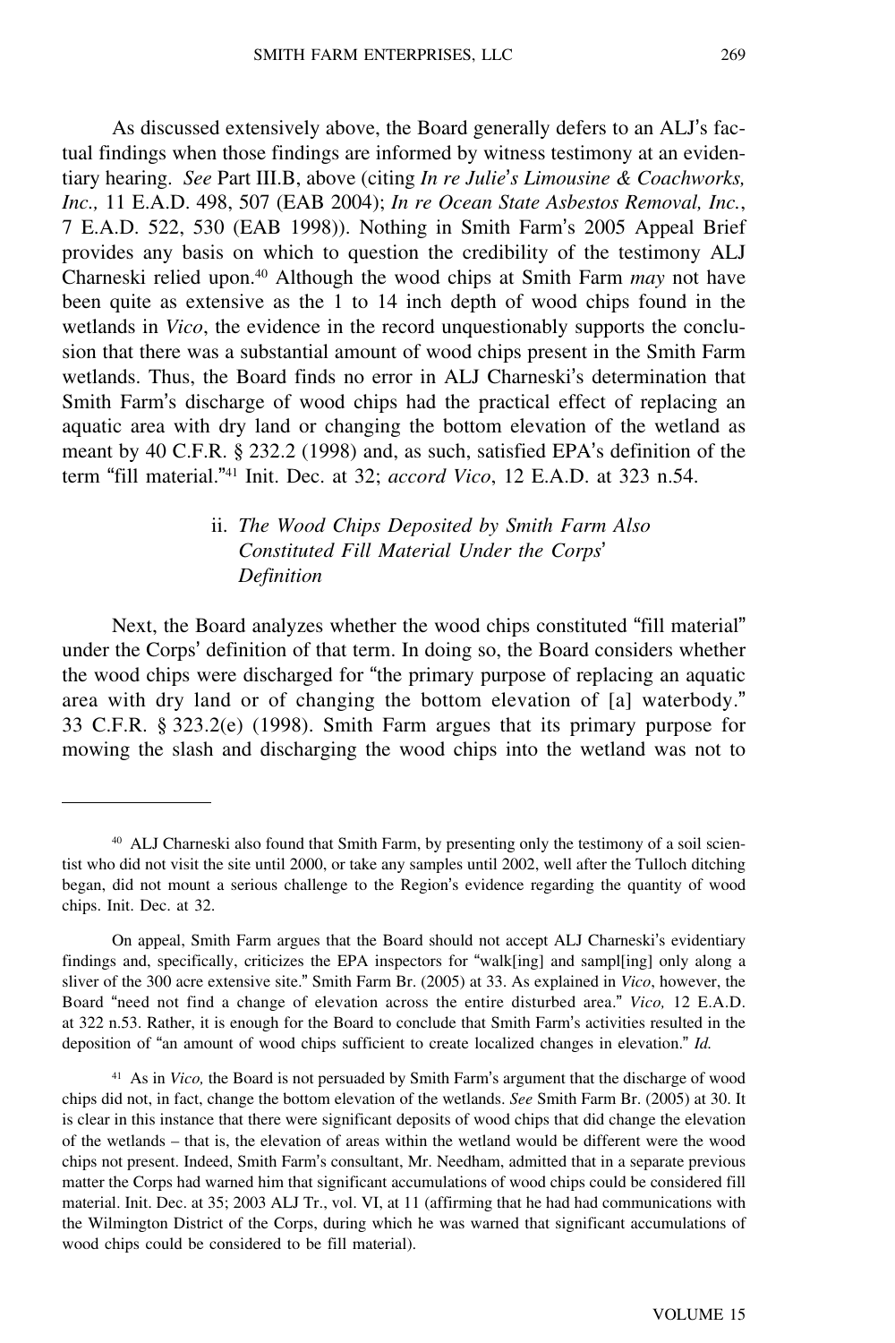As discussed extensively above, the Board generally defers to an ALJ's factual findings when those findings are informed by witness testimony at an evidentiary hearing. *See* Part III.B, above (citing *In re Julie's Limousine & Coachworks, Inc.,* 11 E.A.D. 498, 507 (EAB 2004); *In re Ocean State Asbestos Removal, Inc.*, 7 E.A.D. 522, 530 (EAB 1998)). Nothing in Smith Farm's 2005 Appeal Brief provides any basis on which to question the credibility of the testimony ALJ Charneski relied upon.[40] Although the wood chips at Smith Farm *may* not have been quite as extensive as the 1 to 14 inch depth of wood chips found in the wetlands in *Vico*, the evidence in the record unquestionably supports the conclusion that there was a substantial amount of wood chips present in the Smith Farm wetlands. Thus, the Board finds no error in ALJ Charneski's determination that Smith Farm's discharge of wood chips had the practical effect of replacing an aquatic area with dry land or changing the bottom elevation of the wetland as meant by 40 C.F.R. § 232.2 (1998) and, as such, satisfied EPA's definition of the term "fill material."[41] Init. Dec. at 32; *accord Vico*, 12 E.A.D. at 323 n.54.

### ii. *The Wood Chips Deposited by Smith Farm Also Constituted Fill Material Under the Corps' Definition*

Next, the Board analyzes whether the wood chips constituted "fill material" under the Corps' definition of that term. In doing so, the Board considers whether the wood chips were discharged for "the primary purpose of replacing an aquatic area with dry land or of changing the bottom elevation of [a] waterbody." 33 C.F.R. § 323.2(e) (1998). Smith Farm argues that its primary purpose for mowing the slash and discharging the wood chips into the wetland was not to

---

[40] ALJ Charneski also found that Smith Farm, by presenting only the testimony of a soil scientist who did not visit the site until 2000, or take any samples until 2002, well after the Tulloch ditching began, did not mount a serious challenge to the Region's evidence regarding the quantity of wood chips. Init. Dec. at 32.

On appeal, Smith Farm argues that the Board should not accept ALJ Charneski's evidentiary findings and, specifically, criticizes the EPA inspectors for "walk[ing] and sampl[ing] only along a sliver of the 300 acre extensive site." Smith Farm Br. (2005) at 33. As explained in *Vico*, however, the Board "need not find a change of elevation across the entire disturbed area." *Vico,* 12 E.A.D. at 322 n.53. Rather, it is enough for the Board to conclude that Smith Farm's activities resulted in the deposition of "an amount of wood chips sufficient to create localized changes in elevation." *Id.*

[41] As in *Vico,* the Board is not persuaded by Smith Farm's argument that the discharge of wood chips did not, in fact, change the bottom elevation of the wetlands. *See* Smith Farm Br. (2005) at 30. It is clear in this instance that there were significant deposits of wood chips that did change the elevation of the wetlands – that is, the elevation of areas within the wetland would be different were the wood chips not present. Indeed, Smith Farm's consultant, Mr. Needham, admitted that in a separate previous matter the Corps had warned him that significant accumulations of wood chips could be considered fill material. Init. Dec. at 35; 2003 ALJ Tr., vol. VI, at 11 (affirming that he had had communications with the Wilmington District of the Corps, during which he was warned that significant accumulations of wood chips could be considered to be fill material).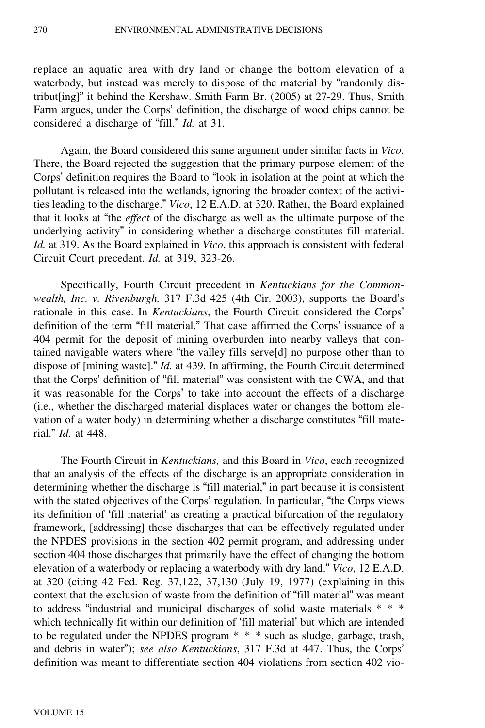replace an aquatic area with dry land or change the bottom elevation of a waterbody, but instead was merely to dispose of the material by "randomly distribut[ing]" it behind the Kershaw. Smith Farm Br. (2005) at 27-29. Thus, Smith Farm argues, under the Corps' definition, the discharge of wood chips cannot be considered a discharge of "fill." *Id.* at 31.

Again, the Board considered this same argument under similar facts in *Vico.* There, the Board rejected the suggestion that the primary purpose element of the Corps' definition requires the Board to "look in isolation at the point at which the pollutant is released into the wetlands, ignoring the broader context of the activities leading to the discharge." *Vico*, 12 E.A.D. at 320. Rather, the Board explained that it looks at "the *effect* of the discharge as well as the ultimate purpose of the underlying activity" in considering whether a discharge constitutes fill material. *Id.* at 319. As the Board explained in *Vico*, this approach is consistent with federal Circuit Court precedent. *Id.* at 319, 323-26.

Specifically, Fourth Circuit precedent in *Kentuckians for the Commonwealth, Inc. v. Rivenburgh,* 317 F.3d 425 (4th Cir. 2003), supports the Board's rationale in this case. In *Kentuckians*, the Fourth Circuit considered the Corps' definition of the term "fill material." That case affirmed the Corps' issuance of a 404 permit for the deposit of mining overburden into nearby valleys that contained navigable waters where "the valley fills serve[d] no purpose other than to dispose of [mining waste]." *Id.* at 439. In affirming, the Fourth Circuit determined that the Corps' definition of "fill material" was consistent with the CWA, and that it was reasonable for the Corps' to take into account the effects of a discharge (i.e., whether the discharged material displaces water or changes the bottom elevation of a water body) in determining whether a discharge constitutes "fill material." *Id.* at 448.

The Fourth Circuit in *Kentuckians,* and this Board in *Vico*, each recognized that an analysis of the effects of the discharge is an appropriate consideration in determining whether the discharge is "fill material," in part because it is consistent with the stated objectives of the Corps' regulation. In particular, "the Corps views its definition of 'fill material' as creating a practical bifurcation of the regulatory framework, [addressing] those discharges that can be effectively regulated under the NPDES provisions in the section 402 permit program, and addressing under section 404 those discharges that primarily have the effect of changing the bottom elevation of a waterbody or replacing a waterbody with dry land." *Vico*, 12 E.A.D. at 320 (citing 42 Fed. Reg. 37,122, 37,130 (July 19, 1977) (explaining in this context that the exclusion of waste from the definition of "fill material" was meant to address "industrial and municipal discharges of solid waste materials * * * which technically fit within our definition of 'fill material' but which are intended to be regulated under the NPDES program * * * such as sludge, garbage, trash, and debris in water"); *see also Kentuckians*, 317 F.3d at 447. Thus, the Corps' definition was meant to differentiate section 404 violations from section 402 vio-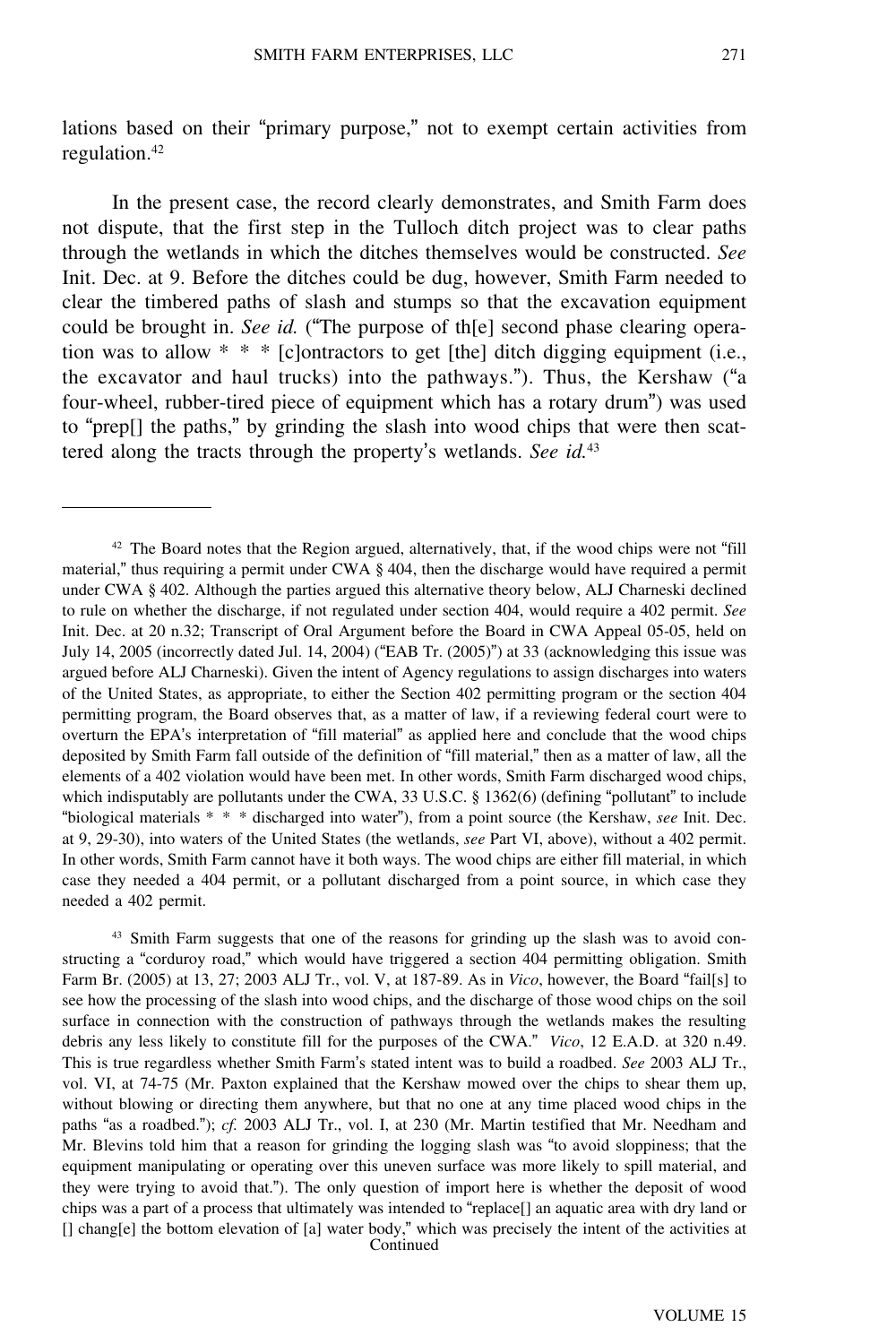lations based on their "primary purpose," not to exempt certain activities from regulation.[42]

In the present case, the record clearly demonstrates, and Smith Farm does not dispute, that the first step in the Tulloch ditch project was to clear paths through the wetlands in which the ditches themselves would be constructed. *See* Init. Dec. at 9. Before the ditches could be dug, however, Smith Farm needed to clear the timbered paths of slash and stumps so that the excavation equipment could be brought in. *See id.* ("The purpose of th[e] second phase clearing operation was to allow * * * [c]ontractors to get [the] ditch digging equipment (i.e., the excavator and haul trucks) into the pathways."). Thus, the Kershaw ("a four-wheel, rubber-tired piece of equipment which has a rotary drum") was used to "prep[] the paths," by grinding the slash into wood chips that were then scattered along the tracts through the property's wetlands. *See id.*[43]

---

[42] The Board notes that the Region argued, alternatively, that, if the wood chips were not "fill material," thus requiring a permit under CWA § 404, then the discharge would have required a permit under CWA § 402. Although the parties argued this alternative theory below, ALJ Charneski declined to rule on whether the discharge, if not regulated under section 404, would require a 402 permit. *See* Init. Dec. at 20 n.32; Transcript of Oral Argument before the Board in CWA Appeal 05-05, held on July 14, 2005 (incorrectly dated Jul. 14, 2004) ("EAB Tr. (2005)") at 33 (acknowledging this issue was argued before ALJ Charneski). Given the intent of Agency regulations to assign discharges into waters of the United States, as appropriate, to either the Section 402 permitting program or the section 404 permitting program, the Board observes that, as a matter of law, if a reviewing federal court were to overturn the EPA's interpretation of "fill material" as applied here and conclude that the wood chips deposited by Smith Farm fall outside of the definition of "fill material," then as a matter of law, all the elements of a 402 violation would have been met. In other words, Smith Farm discharged wood chips, which indisputably are pollutants under the CWA, 33 U.S.C. § 1362(6) (defining "pollutant" to include "biological materials * * * discharged into water"), from a point source (the Kershaw, *see* Init. Dec. at 9, 29-30), into waters of the United States (the wetlands, *see* Part VI, above), without a 402 permit. In other words, Smith Farm cannot have it both ways. The wood chips are either fill material, in which case they needed a 404 permit, or a pollutant discharged from a point source, in which case they needed a 402 permit.

[43] Smith Farm suggests that one of the reasons for grinding up the slash was to avoid constructing a "corduroy road," which would have triggered a section 404 permitting obligation. Smith Farm Br. (2005) at 13, 27; 2003 ALJ Tr., vol. V, at 187-89. As in *Vico*, however, the Board "fail[s] to see how the processing of the slash into wood chips, and the discharge of those wood chips on the soil surface in connection with the construction of pathways through the wetlands makes the resulting debris any less likely to constitute fill for the purposes of the CWA." *Vico*, 12 E.A.D. at 320 n.49. This is true regardless whether Smith Farm's stated intent was to build a roadbed. *See* 2003 ALJ Tr., vol. VI, at 74-75 (Mr. Paxton explained that the Kershaw mowed over the chips to shear them up, without blowing or directing them anywhere, but that no one at any time placed wood chips in the paths "as a roadbed."); *cf.* 2003 ALJ Tr., vol. I, at 230 (Mr. Martin testified that Mr. Needham and Mr. Blevins told him that a reason for grinding the logging slash was "to avoid sloppiness; that the equipment manipulating or operating over this uneven surface was more likely to spill material, and they were trying to avoid that."). The only question of import here is whether the deposit of wood chips was a part of a process that ultimately was intended to "replace[] an aquatic area with dry land or [] chang[e] the bottom elevation of [a] water body," which was precisely the intent of the activities at

Continued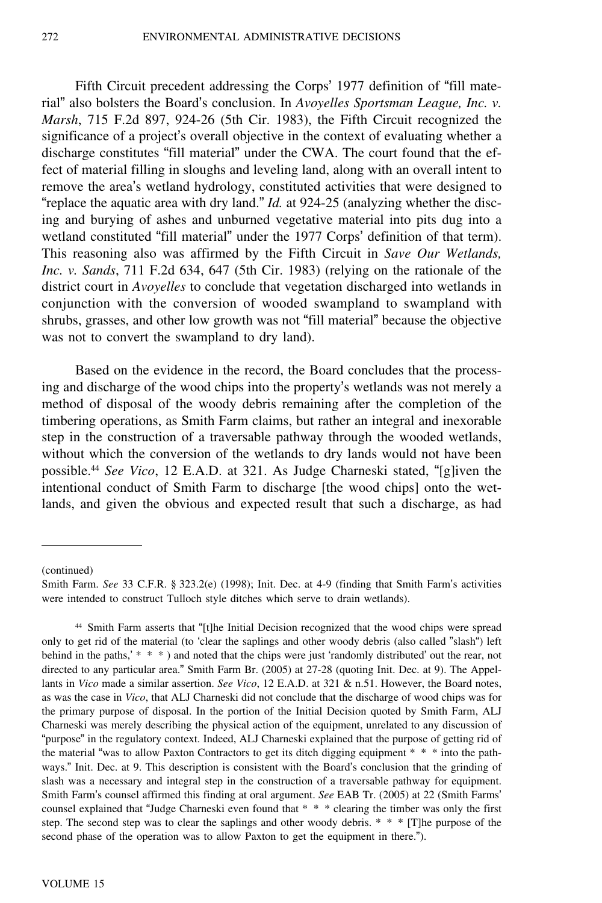Fifth Circuit precedent addressing the Corps' 1977 definition of "fill material" also bolsters the Board's conclusion. In *Avoyelles Sportsman League, Inc. v. Marsh*, 715 F.2d 897, 924-26 (5th Cir. 1983), the Fifth Circuit recognized the significance of a project's overall objective in the context of evaluating whether a discharge constitutes "fill material" under the CWA. The court found that the effect of material filling in sloughs and leveling land, along with an overall intent to remove the area's wetland hydrology, constituted activities that were designed to "replace the aquatic area with dry land." *Id.* at 924-25 (analyzing whether the discing and burying of ashes and unburned vegetative material into pits dug into a wetland constituted "fill material" under the 1977 Corps' definition of that term). This reasoning also was affirmed by the Fifth Circuit in *Save Our Wetlands, Inc. v. Sands*, 711 F.2d 634, 647 (5th Cir. 1983) (relying on the rationale of the district court in *Avoyelles* to conclude that vegetation discharged into wetlands in conjunction with the conversion of wooded swampland to swampland with shrubs, grasses, and other low growth was not "fill material" because the objective was not to convert the swampland to dry land).

Based on the evidence in the record, the Board concludes that the processing and discharge of the wood chips into the property's wetlands was not merely a method of disposal of the woody debris remaining after the completion of the timbering operations, as Smith Farm claims, but rather an integral and inexorable step in the construction of a traversable pathway through the wooded wetlands, without which the conversion of the wetlands to dry lands would not have been possible.[44] *See Vico*, 12 E.A.D. at 321. As Judge Charneski stated, "[g]iven the intentional conduct of Smith Farm to discharge [the wood chips] onto the wetlands, and given the obvious and expected result that such a discharge, as had

---

(continued)

Smith Farm. *See* 33 C.F.R. § 323.2(e) (1998); Init. Dec. at 4-9 (finding that Smith Farm's activities were intended to construct Tulloch style ditches which serve to drain wetlands).

[44] Smith Farm asserts that "[t]he Initial Decision recognized that the wood chips were spread only to get rid of the material (to 'clear the saplings and other woody debris (also called "slash") left behind in the paths,' * * * ) and noted that the chips were just 'randomly distributed' out the rear, not directed to any particular area." Smith Farm Br. (2005) at 27-28 (quoting Init. Dec. at 9). The Appellants in *Vico* made a similar assertion. *See Vico*, 12 E.A.D. at 321 & n.51. However, the Board notes, as was the case in *Vico*, that ALJ Charneski did not conclude that the discharge of wood chips was for the primary purpose of disposal. In the portion of the Initial Decision quoted by Smith Farm, ALJ Charneski was merely describing the physical action of the equipment, unrelated to any discussion of "purpose" in the regulatory context. Indeed, ALJ Charneski explained that the purpose of getting rid of the material "was to allow Paxton Contractors to get its ditch digging equipment * * * into the pathways." Init. Dec. at 9. This description is consistent with the Board's conclusion that the grinding of slash was a necessary and integral step in the construction of a traversable pathway for equipment. Smith Farm's counsel affirmed this finding at oral argument. *See* EAB Tr. (2005) at 22 (Smith Farms' counsel explained that "Judge Charneski even found that * * * clearing the timber was only the first step. The second step was to clear the saplings and other woody debris. * * * [T]he purpose of the second phase of the operation was to allow Paxton to get the equipment in there.").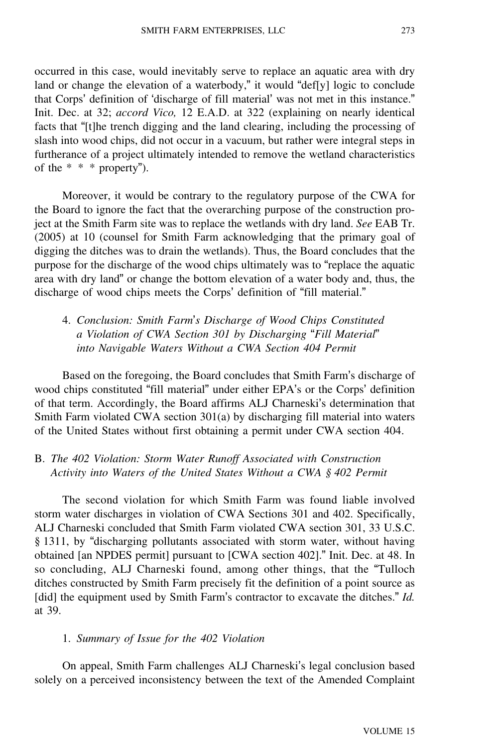occurred in this case, would inevitably serve to replace an aquatic area with dry land or change the elevation of a waterbody," it would "def[y] logic to conclude that Corps' definition of 'discharge of fill material' was not met in this instance." Init. Dec. at 32; *accord Vico,* 12 E.A.D. at 322 (explaining on nearly identical facts that "[t]he trench digging and the land clearing, including the processing of slash into wood chips, did not occur in a vacuum, but rather were integral steps in furtherance of a project ultimately intended to remove the wetland characteristics of the * * * property").

Moreover, it would be contrary to the regulatory purpose of the CWA for the Board to ignore the fact that the overarching purpose of the construction project at the Smith Farm site was to replace the wetlands with dry land. *See* EAB Tr. (2005) at 10 (counsel for Smith Farm acknowledging that the primary goal of digging the ditches was to drain the wetlands). Thus, the Board concludes that the purpose for the discharge of the wood chips ultimately was to "replace the aquatic area with dry land" or change the bottom elevation of a water body and, thus, the discharge of wood chips meets the Corps' definition of "fill material."

#### 4. *Conclusion: Smith Farm's Discharge of Wood Chips Constituted a Violation of CWA Section 301 by Discharging "Fill Material" into Navigable Waters Without a CWA Section 404 Permit*

Based on the foregoing, the Board concludes that Smith Farm's discharge of wood chips constituted "fill material" under either EPA's or the Corps' definition of that term. Accordingly, the Board affirms ALJ Charneski's determination that Smith Farm violated CWA section 301(a) by discharging fill material into waters of the United States without first obtaining a permit under CWA section 404.

### B. *The 402 Violation: Storm Water Runoff Associated with Construction Activity into Waters of the United States Without a CWA § 402 Permit*

The second violation for which Smith Farm was found liable involved storm water discharges in violation of CWA Sections 301 and 402. Specifically, ALJ Charneski concluded that Smith Farm violated CWA section 301, 33 U.S.C. § 1311, by "discharging pollutants associated with storm water, without having obtained [an NPDES permit] pursuant to [CWA section 402]." Init. Dec. at 48. In so concluding, ALJ Charneski found, among other things, that the "Tulloch ditches constructed by Smith Farm precisely fit the definition of a point source as [did] the equipment used by Smith Farm's contractor to excavate the ditches." *Id.* at 39.

#### 1. *Summary of Issue for the 402 Violation*

On appeal, Smith Farm challenges ALJ Charneski's legal conclusion based solely on a perceived inconsistency between the text of the Amended Complaint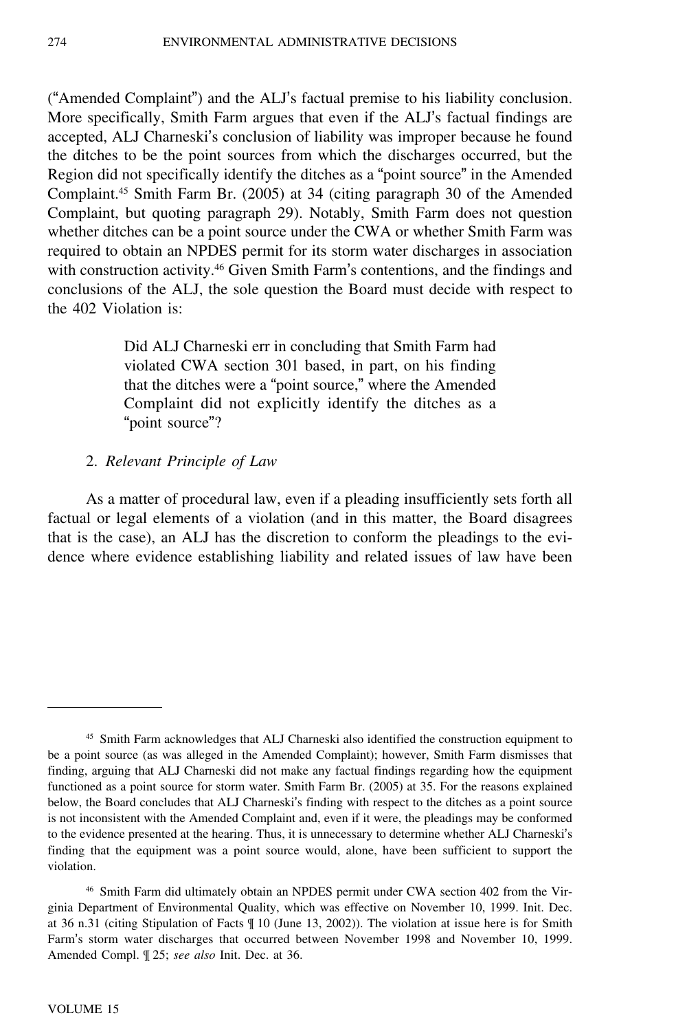("Amended Complaint") and the ALJ's factual premise to his liability conclusion. More specifically, Smith Farm argues that even if the ALJ's factual findings are accepted, ALJ Charneski's conclusion of liability was improper because he found the ditches to be the point sources from which the discharges occurred, but the Region did not specifically identify the ditches as a "point source" in the Amended Complaint.[45] Smith Farm Br. (2005) at 34 (citing paragraph 30 of the Amended Complaint, but quoting paragraph 29). Notably, Smith Farm does not question whether ditches can be a point source under the CWA or whether Smith Farm was required to obtain an NPDES permit for its storm water discharges in association with construction activity.[46] Given Smith Farm's contentions, and the findings and conclusions of the ALJ, the sole question the Board must decide with respect to the 402 Violation is:

> Did ALJ Charneski err in concluding that Smith Farm had violated CWA section 301 based, in part, on his finding that the ditches were a "point source," where the Amended Complaint did not explicitly identify the ditches as a "point source"?

2. *Relevant Principle of Law*

As a matter of procedural law, even if a pleading insufficiently sets forth all factual or legal elements of a violation (and in this matter, the Board disagrees that is the case), an ALJ has the discretion to conform the pleadings to the evidence where evidence establishing liability and related issues of law have been

---

[45] Smith Farm acknowledges that ALJ Charneski also identified the construction equipment to be a point source (as was alleged in the Amended Complaint); however, Smith Farm dismisses that finding, arguing that ALJ Charneski did not make any factual findings regarding how the equipment functioned as a point source for storm water. Smith Farm Br. (2005) at 35. For the reasons explained below, the Board concludes that ALJ Charneski's finding with respect to the ditches as a point source is not inconsistent with the Amended Complaint and, even if it were, the pleadings may be conformed to the evidence presented at the hearing. Thus, it is unnecessary to determine whether ALJ Charneski's finding that the equipment was a point source would, alone, have been sufficient to support the violation.

[46] Smith Farm did ultimately obtain an NPDES permit under CWA section 402 from the Virginia Department of Environmental Quality, which was effective on November 10, 1999. Init. Dec. at 36 n.31 (citing Stipulation of Facts ¶ 10 (June 13, 2002)). The violation at issue here is for Smith Farm's storm water discharges that occurred between November 1998 and November 10, 1999. Amended Compl. ¶ 25; *see also* Init. Dec. at 36.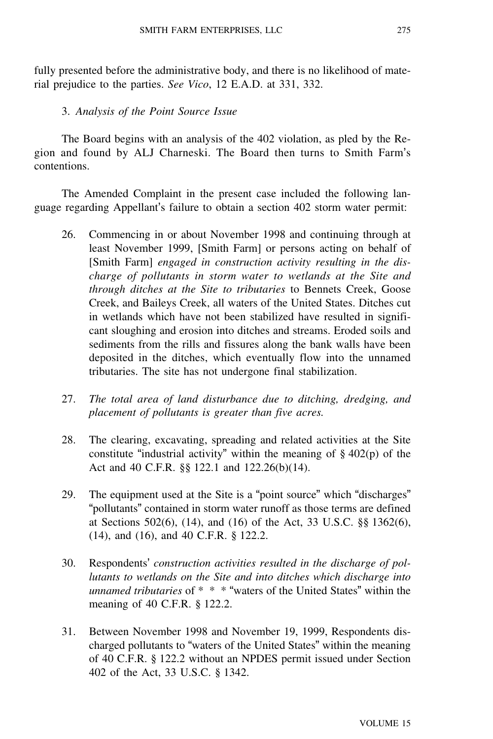fully presented before the administrative body, and there is no likelihood of material prejudice to the parties. *See Vico*, 12 E.A.D. at 331, 332.

### 3. *Analysis of the Point Source Issue*

The Board begins with an analysis of the 402 violation, as pled by the Region and found by ALJ Charneski. The Board then turns to Smith Farm's contentions.

The Amended Complaint in the present case included the following language regarding Appellant's failure to obtain a section 402 storm water permit:

> 26. Commencing in or about November 1998 and continuing through at least November 1999, [Smith Farm] or persons acting on behalf of [Smith Farm] *engaged in construction activity resulting in the discharge of pollutants in storm water to wetlands at the Site and through ditches at the Site to tributaries* to Bennets Creek, Goose Creek, and Baileys Creek, all waters of the United States. Ditches cut in wetlands which have not been stabilized have resulted in significant sloughing and erosion into ditches and streams. Eroded soils and sediments from the rills and fissures along the bank walls have been deposited in the ditches, which eventually flow into the unnamed tributaries. The site has not undergone final stabilization.
>
> 27. *The total area of land disturbance due to ditching, dredging, and placement of pollutants is greater than five acres.*
>
> 28. The clearing, excavating, spreading and related activities at the Site constitute "industrial activity" within the meaning of § 402(p) of the Act and 40 C.F.R. §§ 122.1 and 122.26(b)(14).
>
> 29. The equipment used at the Site is a "point source" which "discharges" "pollutants" contained in storm water runoff as those terms are defined at Sections 502(6), (14), and (16) of the Act, 33 U.S.C. §§ 1362(6), (14), and (16), and 40 C.F.R. § 122.2.
>
> 30. Respondents' *construction activities resulted in the discharge of pollutants to wetlands on the Site and into ditches which discharge into unnamed tributaries* of * * * "waters of the United States" within the meaning of 40 C.F.R. § 122.2.
>
> 31. Between November 1998 and November 19, 1999, Respondents discharged pollutants to "waters of the United States" within the meaning of 40 C.F.R. § 122.2 without an NPDES permit issued under Section 402 of the Act, 33 U.S.C. § 1342.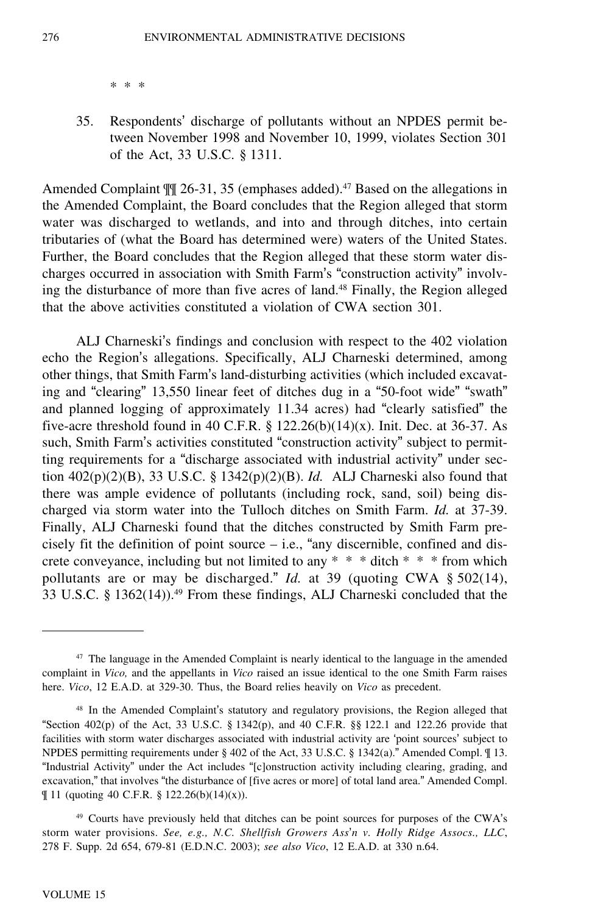* * *

35. Respondents' discharge of pollutants without an NPDES permit between November 1998 and November 10, 1999, violates Section 301 of the Act, 33 U.S.C. § 1311.

Amended Complaint ¶¶ 26-31, 35 (emphases added).[47] Based on the allegations in the Amended Complaint, the Board concludes that the Region alleged that storm water was discharged to wetlands, and into and through ditches, into certain tributaries of (what the Board has determined were) waters of the United States. Further, the Board concludes that the Region alleged that these storm water discharges occurred in association with Smith Farm's "construction activity" involving the disturbance of more than five acres of land.[48] Finally, the Region alleged that the above activities constituted a violation of CWA section 301.

ALJ Charneski's findings and conclusion with respect to the 402 violation echo the Region's allegations. Specifically, ALJ Charneski determined, among other things, that Smith Farm's land-disturbing activities (which included excavating and "clearing" 13,550 linear feet of ditches dug in a "50-foot wide" "swath" and planned logging of approximately 11.34 acres) had "clearly satisfied" the five-acre threshold found in 40 C.F.R. § 122.26(b)(14)(x). Init. Dec. at 36-37. As such, Smith Farm's activities constituted "construction activity" subject to permitting requirements for a "discharge associated with industrial activity" under section 402(p)(2)(B), 33 U.S.C. § 1342(p)(2)(B). *Id.* ALJ Charneski also found that there was ample evidence of pollutants (including rock, sand, soil) being discharged via storm water into the Tulloch ditches on Smith Farm. *Id.* at 37-39. Finally, ALJ Charneski found that the ditches constructed by Smith Farm precisely fit the definition of point source – i.e., "any discernible, confined and discrete conveyance, including but not limited to any * * * ditch * * * from which pollutants are or may be discharged." *Id.* at 39 (quoting CWA § 502(14), 33 U.S.C. § 1362(14)).[49] From these findings, ALJ Charneski concluded that the

---

[47] The language in the Amended Complaint is nearly identical to the language in the amended complaint in *Vico,* and the appellants in *Vico* raised an issue identical to the one Smith Farm raises here. *Vico*, 12 E.A.D. at 329-30. Thus, the Board relies heavily on *Vico* as precedent.

[48] In the Amended Complaint's statutory and regulatory provisions, the Region alleged that "Section 402(p) of the Act, 33 U.S.C. § 1342(p), and 40 C.F.R. §§ 122.1 and 122.26 provide that facilities with storm water discharges associated with industrial activity are 'point sources' subject to NPDES permitting requirements under § 402 of the Act, 33 U.S.C. § 1342(a)." Amended Compl. ¶ 13. "Industrial Activity" under the Act includes "[c]onstruction activity including clearing, grading, and excavation," that involves "the disturbance of [five acres or more] of total land area." Amended Compl. ¶ 11 (quoting 40 C.F.R. § 122.26(b)(14)(x)).

[49] Courts have previously held that ditches can be point sources for purposes of the CWA's storm water provisions. *See, e.g., N.C. Shellfish Growers Ass'n v. Holly Ridge Assocs., LLC*, 278 F. Supp. 2d 654, 679-81 (E.D.N.C. 2003); *see also Vico*, 12 E.A.D. at 330 n.64.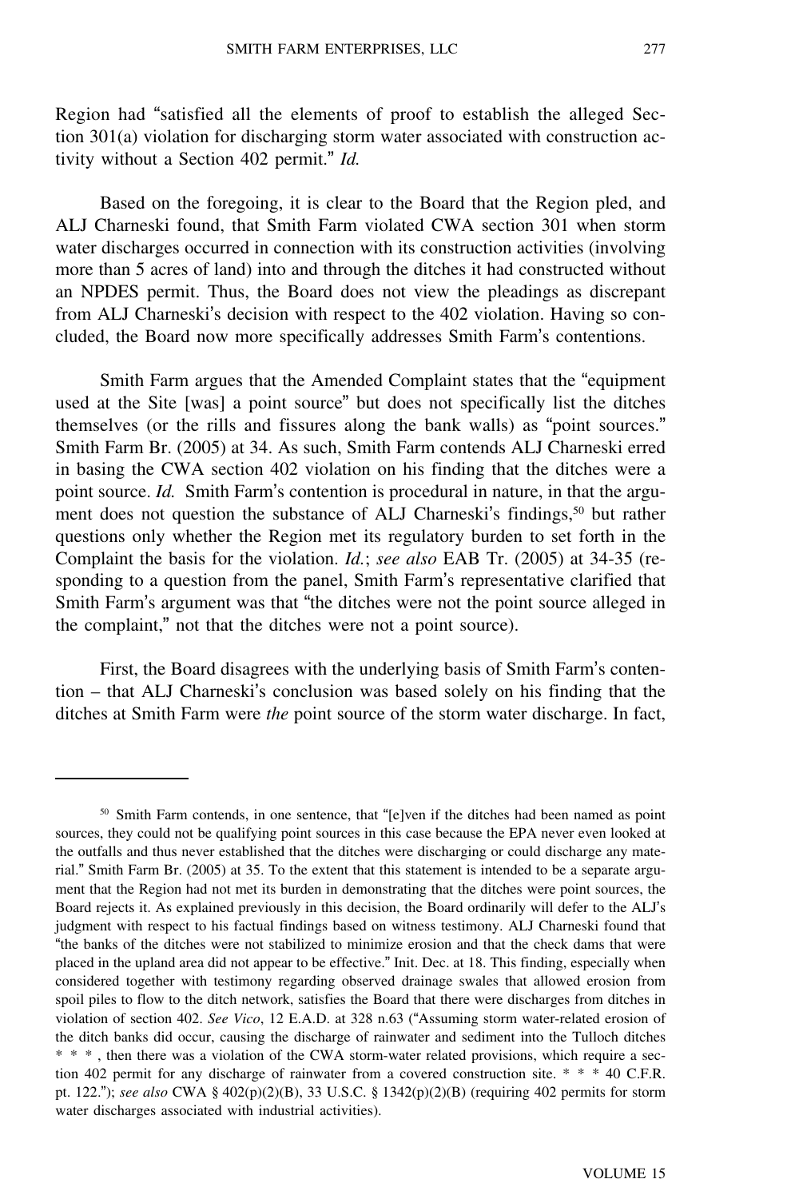Region had "satisfied all the elements of proof to establish the alleged Section 301(a) violation for discharging storm water associated with construction activity without a Section 402 permit." *Id.*

Based on the foregoing, it is clear to the Board that the Region pled, and ALJ Charneski found, that Smith Farm violated CWA section 301 when storm water discharges occurred in connection with its construction activities (involving more than 5 acres of land) into and through the ditches it had constructed without an NPDES permit. Thus, the Board does not view the pleadings as discrepant from ALJ Charneski's decision with respect to the 402 violation. Having so concluded, the Board now more specifically addresses Smith Farm's contentions.

Smith Farm argues that the Amended Complaint states that the "equipment used at the Site [was] a point source" but does not specifically list the ditches themselves (or the rills and fissures along the bank walls) as "point sources." Smith Farm Br. (2005) at 34. As such, Smith Farm contends ALJ Charneski erred in basing the CWA section 402 violation on his finding that the ditches were a point source. *Id.* Smith Farm's contention is procedural in nature, in that the argument does not question the substance of ALJ Charneski's findings,[50] but rather questions only whether the Region met its regulatory burden to set forth in the Complaint the basis for the violation. *Id.*; *see also* EAB Tr. (2005) at 34-35 (responding to a question from the panel, Smith Farm's representative clarified that Smith Farm's argument was that "the ditches were not the point source alleged in the complaint," not that the ditches were not a point source).

First, the Board disagrees with the underlying basis of Smith Farm's contention – that ALJ Charneski's conclusion was based solely on his finding that the ditches at Smith Farm were *the* point source of the storm water discharge. In fact,

---

[50] Smith Farm contends, in one sentence, that "[e]ven if the ditches had been named as point sources, they could not be qualifying point sources in this case because the EPA never even looked at the outfalls and thus never established that the ditches were discharging or could discharge any material." Smith Farm Br. (2005) at 35. To the extent that this statement is intended to be a separate argument that the Region had not met its burden in demonstrating that the ditches were point sources, the Board rejects it. As explained previously in this decision, the Board ordinarily will defer to the ALJ's judgment with respect to his factual findings based on witness testimony. ALJ Charneski found that "the banks of the ditches were not stabilized to minimize erosion and that the check dams that were placed in the upland area did not appear to be effective." Init. Dec. at 18. This finding, especially when considered together with testimony regarding observed drainage swales that allowed erosion from spoil piles to flow to the ditch network, satisfies the Board that there were discharges from ditches in violation of section 402. *See Vico*, 12 E.A.D. at 328 n.63 ("Assuming storm water-related erosion of the ditch banks did occur, causing the discharge of rainwater and sediment into the Tulloch ditches * * * , then there was a violation of the CWA storm-water related provisions, which require a section 402 permit for any discharge of rainwater from a covered construction site. * * * 40 C.F.R. pt. 122."); *see also* CWA § 402(p)(2)(B), 33 U.S.C. § 1342(p)(2)(B) (requiring 402 permits for storm water discharges associated with industrial activities).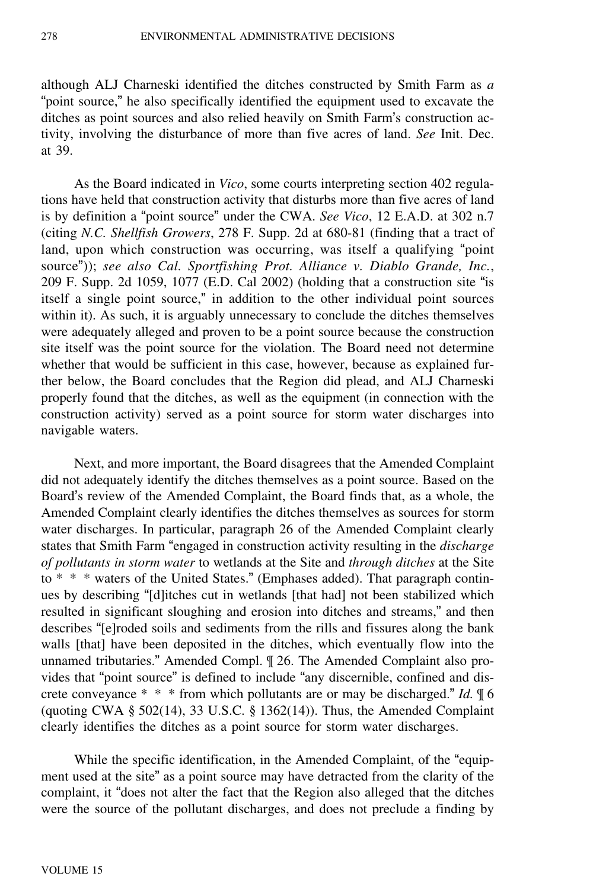although ALJ Charneski identified the ditches constructed by Smith Farm as *a* "point source," he also specifically identified the equipment used to excavate the ditches as point sources and also relied heavily on Smith Farm's construction activity, involving the disturbance of more than five acres of land. *See* Init. Dec. at 39.

As the Board indicated in *Vico*, some courts interpreting section 402 regulations have held that construction activity that disturbs more than five acres of land is by definition a "point source" under the CWA. *See Vico*, 12 E.A.D. at 302 n.7 (citing *N.C. Shellfish Growers*, 278 F. Supp. 2d at 680-81 (finding that a tract of land, upon which construction was occurring, was itself a qualifying "point source")); *see also Cal. Sportfishing Prot. Alliance v. Diablo Grande, Inc.*, 209 F. Supp. 2d 1059, 1077 (E.D. Cal 2002) (holding that a construction site "is itself a single point source," in addition to the other individual point sources within it). As such, it is arguably unnecessary to conclude the ditches themselves were adequately alleged and proven to be a point source because the construction site itself was the point source for the violation. The Board need not determine whether that would be sufficient in this case, however, because as explained further below, the Board concludes that the Region did plead, and ALJ Charneski properly found that the ditches, as well as the equipment (in connection with the construction activity) served as a point source for storm water discharges into navigable waters.

Next, and more important, the Board disagrees that the Amended Complaint did not adequately identify the ditches themselves as a point source. Based on the Board's review of the Amended Complaint, the Board finds that, as a whole, the Amended Complaint clearly identifies the ditches themselves as sources for storm water discharges. In particular, paragraph 26 of the Amended Complaint clearly states that Smith Farm "engaged in construction activity resulting in the *discharge of pollutants in storm water* to wetlands at the Site and *through ditches* at the Site to * * * waters of the United States." (Emphases added). That paragraph continues by describing "[d]itches cut in wetlands [that had] not been stabilized which resulted in significant sloughing and erosion into ditches and streams," and then describes "[e]roded soils and sediments from the rills and fissures along the bank walls [that] have been deposited in the ditches, which eventually flow into the unnamed tributaries." Amended Compl. ¶ 26. The Amended Complaint also provides that "point source" is defined to include "any discernible, confined and discrete conveyance * * * from which pollutants are or may be discharged." *Id.* ¶ 6 (quoting CWA § 502(14), 33 U.S.C. § 1362(14)). Thus, the Amended Complaint clearly identifies the ditches as a point source for storm water discharges.

While the specific identification, in the Amended Complaint, of the "equipment used at the site" as a point source may have detracted from the clarity of the complaint, it "does not alter the fact that the Region also alleged that the ditches were the source of the pollutant discharges, and does not preclude a finding by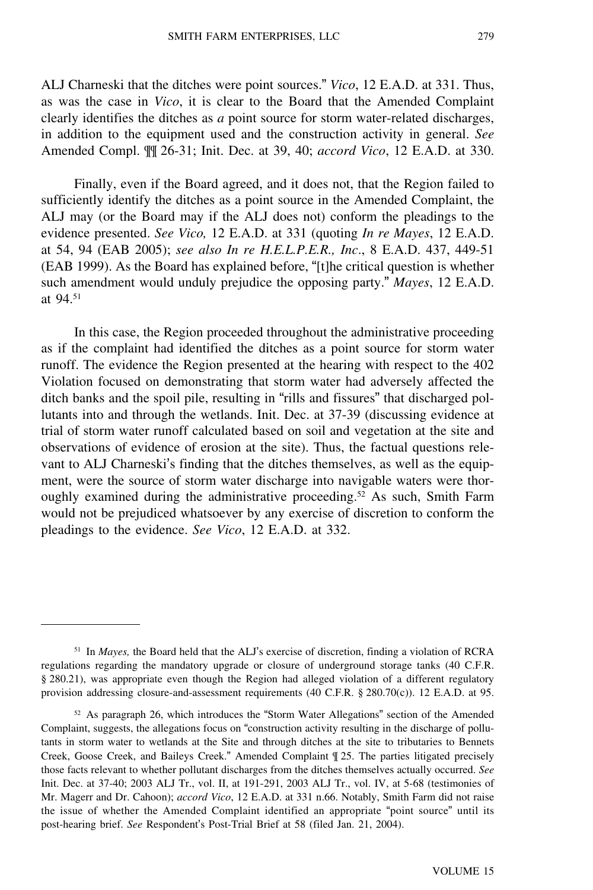ALJ Charneski that the ditches were point sources." *Vico*, 12 E.A.D. at 331. Thus, as was the case in *Vico*, it is clear to the Board that the Amended Complaint clearly identifies the ditches as *a* point source for storm water-related discharges, in addition to the equipment used and the construction activity in general. *See* Amended Compl. ¶¶ 26-31; Init. Dec. at 39, 40; *accord Vico*, 12 E.A.D. at 330.

Finally, even if the Board agreed, and it does not, that the Region failed to sufficiently identify the ditches as a point source in the Amended Complaint, the ALJ may (or the Board may if the ALJ does not) conform the pleadings to the evidence presented. *See Vico,* 12 E.A.D. at 331 (quoting *In re Mayes*, 12 E.A.D. at 54, 94 (EAB 2005); *see also In re H.E.L.P.E.R., Inc*., 8 E.A.D. 437, 449-51 (EAB 1999). As the Board has explained before, "[t]he critical question is whether such amendment would unduly prejudice the opposing party." *Mayes*, 12 E.A.D. at 94.[51]

In this case, the Region proceeded throughout the administrative proceeding as if the complaint had identified the ditches as a point source for storm water runoff. The evidence the Region presented at the hearing with respect to the 402 Violation focused on demonstrating that storm water had adversely affected the ditch banks and the spoil pile, resulting in "rills and fissures" that discharged pollutants into and through the wetlands. Init. Dec. at 37-39 (discussing evidence at trial of storm water runoff calculated based on soil and vegetation at the site and observations of evidence of erosion at the site). Thus, the factual questions relevant to ALJ Charneski's finding that the ditches themselves, as well as the equipment, were the source of storm water discharge into navigable waters were thoroughly examined during the administrative proceeding.[52] As such, Smith Farm would not be prejudiced whatsoever by any exercise of discretion to conform the pleadings to the evidence. *See Vico*, 12 E.A.D. at 332.

---

[51] In *Mayes,* the Board held that the ALJ's exercise of discretion, finding a violation of RCRA regulations regarding the mandatory upgrade or closure of underground storage tanks (40 C.F.R. § 280.21), was appropriate even though the Region had alleged violation of a different regulatory provision addressing closure-and-assessment requirements (40 C.F.R. § 280.70(c)). 12 E.A.D. at 95.

[52] As paragraph 26, which introduces the "Storm Water Allegations" section of the Amended Complaint, suggests, the allegations focus on "construction activity resulting in the discharge of pollutants in storm water to wetlands at the Site and through ditches at the site to tributaries to Bennets Creek, Goose Creek, and Baileys Creek." Amended Complaint ¶ 25. The parties litigated precisely those facts relevant to whether pollutant discharges from the ditches themselves actually occurred. *See* Init. Dec. at 37-40; 2003 ALJ Tr., vol. II, at 191-291, 2003 ALJ Tr., vol. IV, at 5-68 (testimonies of Mr. Magerr and Dr. Cahoon); *accord Vico*, 12 E.A.D. at 331 n.66. Notably, Smith Farm did not raise the issue of whether the Amended Complaint identified an appropriate "point source" until its post-hearing brief. *See* Respondent's Post-Trial Brief at 58 (filed Jan. 21, 2004).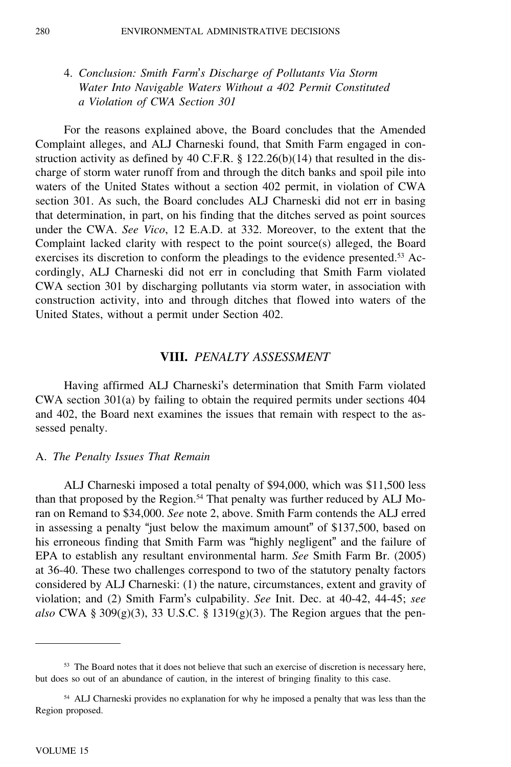4. *Conclusion: Smith Farm's Discharge of Pollutants Via Storm Water Into Navigable Waters Without a 402 Permit Constituted a Violation of CWA Section 301*

For the reasons explained above, the Board concludes that the Amended Complaint alleges, and ALJ Charneski found, that Smith Farm engaged in construction activity as defined by 40 C.F.R. § 122.26(b)(14) that resulted in the discharge of storm water runoff from and through the ditch banks and spoil pile into waters of the United States without a section 402 permit, in violation of CWA section 301. As such, the Board concludes ALJ Charneski did not err in basing that determination, in part, on his finding that the ditches served as point sources under the CWA. *See Vico*, 12 E.A.D. at 332. Moreover, to the extent that the Complaint lacked clarity with respect to the point source(s) alleged, the Board exercises its discretion to conform the pleadings to the evidence presented.[53] Accordingly, ALJ Charneski did not err in concluding that Smith Farm violated CWA section 301 by discharging pollutants via storm water, in association with construction activity, into and through ditches that flowed into waters of the United States, without a permit under Section 402.

## VIII. *PENALTY ASSESSMENT*

Having affirmed ALJ Charneski's determination that Smith Farm violated CWA section 301(a) by failing to obtain the required permits under sections 404 and 402, the Board next examines the issues that remain with respect to the assessed penalty.

A. *The Penalty Issues That Remain*

ALJ Charneski imposed a total penalty of $94,000, which was $11,500 less than that proposed by the Region.[54] That penalty was further reduced by ALJ Moran on Remand to $34,000. *See* note 2, above. Smith Farm contends the ALJ erred in assessing a penalty "just below the maximum amount" of $137,500, based on his erroneous finding that Smith Farm was "highly negligent" and the failure of EPA to establish any resultant environmental harm. *See* Smith Farm Br. (2005) at 36-40. These two challenges correspond to two of the statutory penalty factors considered by ALJ Charneski: (1) the nature, circumstances, extent and gravity of violation; and (2) Smith Farm's culpability. *See* Init. Dec. at 40-42, 44-45; *see also* CWA § 309(g)(3), 33 U.S.C. § 1319(g)(3). The Region argues that the pen-

---

[53] The Board notes that it does not believe that such an exercise of discretion is necessary here, but does so out of an abundance of caution, in the interest of bringing finality to this case.

[54] ALJ Charneski provides no explanation for why he imposed a penalty that was less than the Region proposed.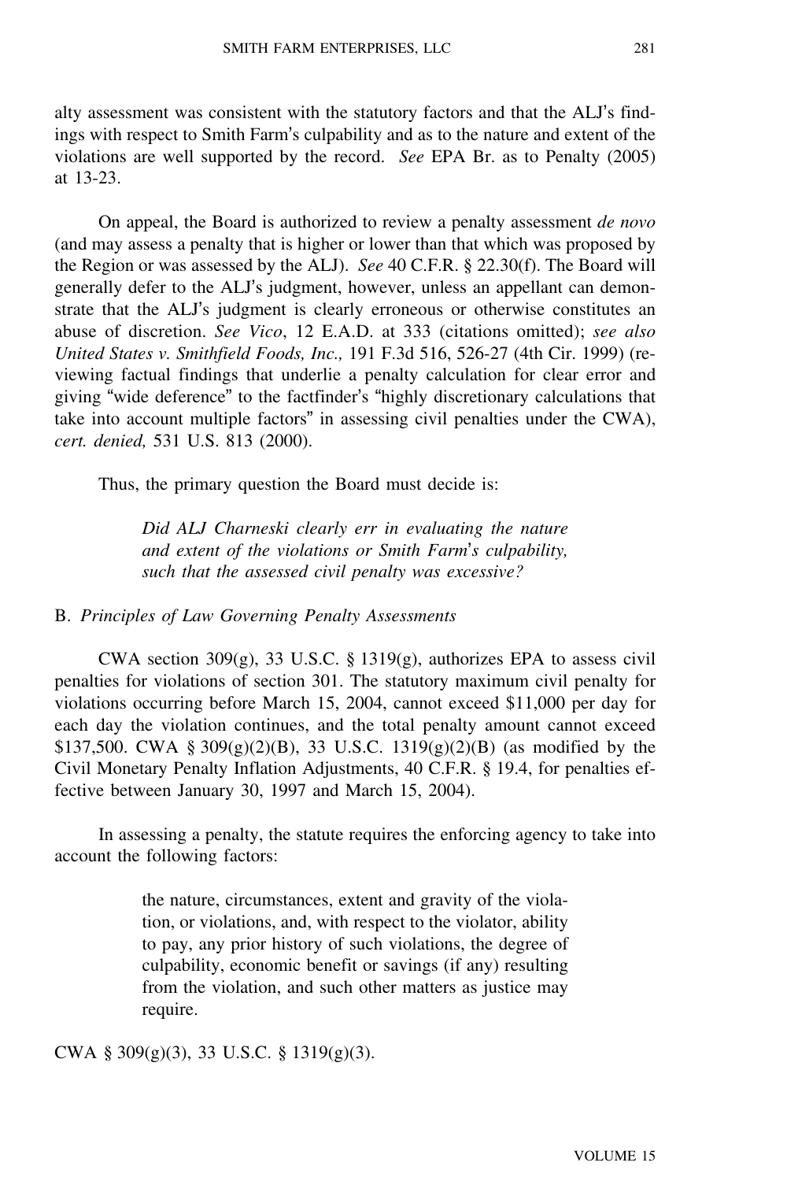alty assessment was consistent with the statutory factors and that the ALJ's findings with respect to Smith Farm's culpability and as to the nature and extent of the violations are well supported by the record. *See* EPA Br. as to Penalty (2005) at 13-23.

On appeal, the Board is authorized to review a penalty assessment *de novo* (and may assess a penalty that is higher or lower than that which was proposed by the Region or was assessed by the ALJ). *See* 40 C.F.R. § 22.30(f). The Board will generally defer to the ALJ's judgment, however, unless an appellant can demonstrate that the ALJ's judgment is clearly erroneous or otherwise constitutes an abuse of discretion. *See Vico*, 12 E.A.D. at 333 (citations omitted); *see also United States v. Smithfield Foods, Inc.,* 191 F.3d 516, 526-27 (4th Cir. 1999) (reviewing factual findings that underlie a penalty calculation for clear error and giving "wide deference" to the factfinder's "highly discretionary calculations that take into account multiple factors" in assessing civil penalties under the CWA), *cert. denied,* 531 U.S. 813 (2000).

Thus, the primary question the Board must decide is:

> *Did ALJ Charneski clearly err in evaluating the nature and extent of the violations or Smith Farm's culpability, such that the assessed civil penalty was excessive?*

B. *Principles of Law Governing Penalty Assessments*

CWA section 309(g), 33 U.S.C. § 1319(g), authorizes EPA to assess civil penalties for violations of section 301. The statutory maximum civil penalty for violations occurring before March 15, 2004, cannot exceed $11,000 per day for each day the violation continues, and the total penalty amount cannot exceed $137,500. CWA § 309(g)(2)(B), 33 U.S.C. 1319(g)(2)(B) (as modified by the Civil Monetary Penalty Inflation Adjustments, 40 C.F.R. § 19.4, for penalties effective between January 30, 1997 and March 15, 2004).

In assessing a penalty, the statute requires the enforcing agency to take into account the following factors:

> the nature, circumstances, extent and gravity of the violation, or violations, and, with respect to the violator, ability to pay, any prior history of such violations, the degree of culpability, economic benefit or savings (if any) resulting from the violation, and such other matters as justice may require.

CWA § 309(g)(3), 33 U.S.C. § 1319(g)(3).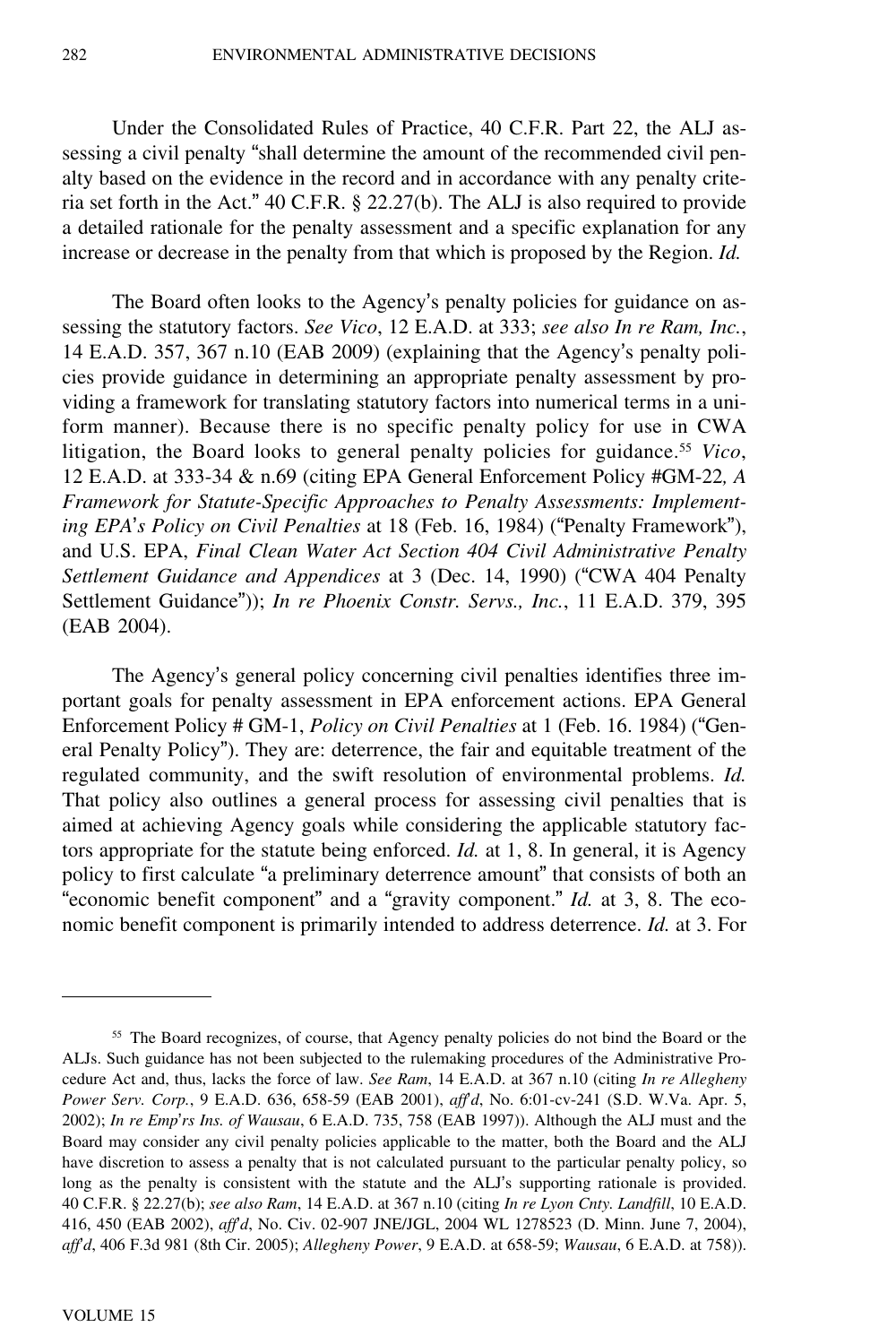Under the Consolidated Rules of Practice, 40 C.F.R. Part 22, the ALJ assessing a civil penalty "shall determine the amount of the recommended civil penalty based on the evidence in the record and in accordance with any penalty criteria set forth in the Act." 40 C.F.R. § 22.27(b). The ALJ is also required to provide a detailed rationale for the penalty assessment and a specific explanation for any increase or decrease in the penalty from that which is proposed by the Region. *Id.*

The Board often looks to the Agency's penalty policies for guidance on assessing the statutory factors. *See Vico*, 12 E.A.D. at 333; *see also In re Ram, Inc.*, 14 E.A.D. 357, 367 n.10 (EAB 2009) (explaining that the Agency's penalty policies provide guidance in determining an appropriate penalty assessment by providing a framework for translating statutory factors into numerical terms in a uniform manner). Because there is no specific penalty policy for use in CWA litigation, the Board looks to general penalty policies for guidance.[55] *Vico*, 12 E.A.D. at 333-34 & n.69 (citing EPA General Enforcement Policy #GM-22*, A Framework for Statute-Specific Approaches to Penalty Assessments: Implementing EPA's Policy on Civil Penalties* at 18 (Feb. 16, 1984) ("Penalty Framework"), and U.S. EPA, *Final Clean Water Act Section 404 Civil Administrative Penalty Settlement Guidance and Appendices* at 3 (Dec. 14, 1990) ("CWA 404 Penalty Settlement Guidance")); *In re Phoenix Constr. Servs., Inc.*, 11 E.A.D. 379, 395 (EAB 2004).

The Agency's general policy concerning civil penalties identifies three important goals for penalty assessment in EPA enforcement actions. EPA General Enforcement Policy # GM-1, *Policy on Civil Penalties* at 1 (Feb. 16. 1984) ("General Penalty Policy"). They are: deterrence, the fair and equitable treatment of the regulated community, and the swift resolution of environmental problems. *Id.* That policy also outlines a general process for assessing civil penalties that is aimed at achieving Agency goals while considering the applicable statutory factors appropriate for the statute being enforced. *Id.* at 1, 8. In general, it is Agency policy to first calculate "a preliminary deterrence amount" that consists of both an "economic benefit component" and a "gravity component." *Id.* at 3, 8. The economic benefit component is primarily intended to address deterrence. *Id.* at 3. For

[55] The Board recognizes, of course, that Agency penalty policies do not bind the Board or the ALJs. Such guidance has not been subjected to the rulemaking procedures of the Administrative Procedure Act and, thus, lacks the force of law. *See Ram*, 14 E.A.D. at 367 n.10 (citing *In re Allegheny Power Serv. Corp.*, 9 E.A.D. 636, 658-59 (EAB 2001), *aff'd*, No. 6:01-cv-241 (S.D. W.Va. Apr. 5, 2002); *In re Emp'rs Ins. of Wausau*, 6 E.A.D. 735, 758 (EAB 1997)). Although the ALJ must and the Board may consider any civil penalty policies applicable to the matter, both the Board and the ALJ have discretion to assess a penalty that is not calculated pursuant to the particular penalty policy, so long as the penalty is consistent with the statute and the ALJ's supporting rationale is provided. 40 C.F.R. § 22.27(b); *see also Ram*, 14 E.A.D. at 367 n.10 (citing *In re Lyon Cnty. Landfill*, 10 E.A.D. 416, 450 (EAB 2002), *aff'd*, No. Civ. 02-907 JNE/JGL, 2004 WL 1278523 (D. Minn. June 7, 2004), *aff'd*, 406 F.3d 981 (8th Cir. 2005); *Allegheny Power*, 9 E.A.D. at 658-59; *Wausau*, 6 E.A.D. at 758)).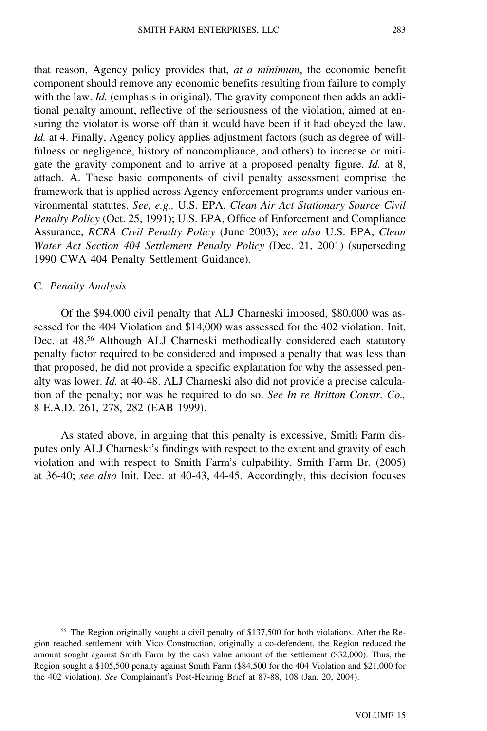that reason, Agency policy provides that, *at a minimum*, the economic benefit component should remove any economic benefits resulting from failure to comply with the law. *Id.* (emphasis in original). The gravity component then adds an additional penalty amount, reflective of the seriousness of the violation, aimed at ensuring the violator is worse off than it would have been if it had obeyed the law. *Id.* at 4. Finally, Agency policy applies adjustment factors (such as degree of willfulness or negligence, history of noncompliance, and others) to increase or mitigate the gravity component and to arrive at a proposed penalty figure. *Id.* at 8, attach. A. These basic components of civil penalty assessment comprise the framework that is applied across Agency enforcement programs under various environmental statutes. *See, e.g.,* U.S. EPA, *Clean Air Act Stationary Source Civil Penalty Policy* (Oct. 25, 1991); U.S. EPA, Office of Enforcement and Compliance Assurance, *RCRA Civil Penalty Policy* (June 2003); *see also* U.S. EPA, *Clean Water Act Section 404 Settlement Penalty Policy* (Dec. 21, 2001) (superseding 1990 CWA 404 Penalty Settlement Guidance).

### C. *Penalty Analysis*

Of the $94,000 civil penalty that ALJ Charneski imposed, $80,000 was assessed for the 404 Violation and $14,000 was assessed for the 402 violation. Init. Dec. at 48.[56] Although ALJ Charneski methodically considered each statutory penalty factor required to be considered and imposed a penalty that was less than that proposed, he did not provide a specific explanation for why the assessed penalty was lower. *Id.* at 40-48. ALJ Charneski also did not provide a precise calculation of the penalty; nor was he required to do so. *See In re Britton Constr. Co.,* 8 E.A.D. 261, 278, 282 (EAB 1999).

As stated above, in arguing that this penalty is excessive, Smith Farm disputes only ALJ Charneski's findings with respect to the extent and gravity of each violation and with respect to Smith Farm's culpability. Smith Farm Br. (2005) at 36-40; *see also* Init. Dec. at 40-43, 44-45. Accordingly, this decision focuses

---

[56] The Region originally sought a civil penalty of $137,500 for both violations. After the Region reached settlement with Vico Construction, originally a co-defendant, the Region reduced the amount sought against Smith Farm by the cash value amount of the settlement ($32,000). Thus, the Region sought a $105,500 penalty against Smith Farm ($84,500 for the 404 Violation and $21,000 for the 402 violation). *See* Complainant's Post-Hearing Brief at 87-88, 108 (Jan. 20, 2004).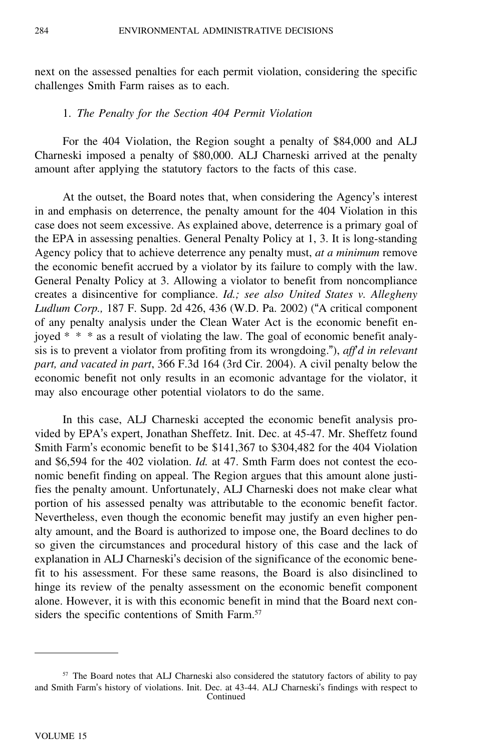next on the assessed penalties for each permit violation, considering the specific challenges Smith Farm raises as to each.

1. *The Penalty for the Section 404 Permit Violation*

For the 404 Violation, the Region sought a penalty of $84,000 and ALJ Charneski imposed a penalty of $80,000. ALJ Charneski arrived at the penalty amount after applying the statutory factors to the facts of this case.

At the outset, the Board notes that, when considering the Agency's interest in and emphasis on deterrence, the penalty amount for the 404 Violation in this case does not seem excessive. As explained above, deterrence is a primary goal of the EPA in assessing penalties. General Penalty Policy at 1, 3. It is long-standing Agency policy that to achieve deterrence any penalty must, *at a minimum* remove the economic benefit accrued by a violator by its failure to comply with the law. General Penalty Policy at 3. Allowing a violator to benefit from noncompliance creates a disincentive for compliance. *Id.; see also United States v. Allegheny Ludlum Corp.,* 187 F. Supp. 2d 426, 436 (W.D. Pa. 2002) ("A critical component of any penalty analysis under the Clean Water Act is the economic benefit enjoyed * * * as a result of violating the law. The goal of economic benefit analysis is to prevent a violator from profiting from its wrongdoing."), *aff'd in relevant part, and vacated in part*, 366 F.3d 164 (3rd Cir. 2004). A civil penalty below the economic benefit not only results in an ecomonic advantage for the violator, it may also encourage other potential violators to do the same.

In this case, ALJ Charneski accepted the economic benefit analysis provided by EPA's expert, Jonathan Sheffetz. Init. Dec. at 45-47. Mr. Sheffetz found Smith Farm's economic benefit to be $141,367 to $304,482 for the 404 Violation and $6,594 for the 402 violation. *Id.* at 47. Smth Farm does not contest the economic benefit finding on appeal. The Region argues that this amount alone justifies the penalty amount. Unfortunately, ALJ Charneski does not make clear what portion of his assessed penalty was attributable to the economic benefit factor. Nevertheless, even though the economic benefit may justify an even higher penalty amount, and the Board is authorized to impose one, the Board declines to do so given the circumstances and procedural history of this case and the lack of explanation in ALJ Charneski's decision of the significance of the economic benefit to his assessment. For these same reasons, the Board is also disinclined to hinge its review of the penalty assessment on the economic benefit component alone. However, it is with this economic benefit in mind that the Board next considers the specific contentions of Smith Farm.[57]

---

[57] The Board notes that ALJ Charneski also considered the statutory factors of ability to pay and Smith Farm's history of violations. Init. Dec. at 43-44. ALJ Charneski's findings with respect to Continued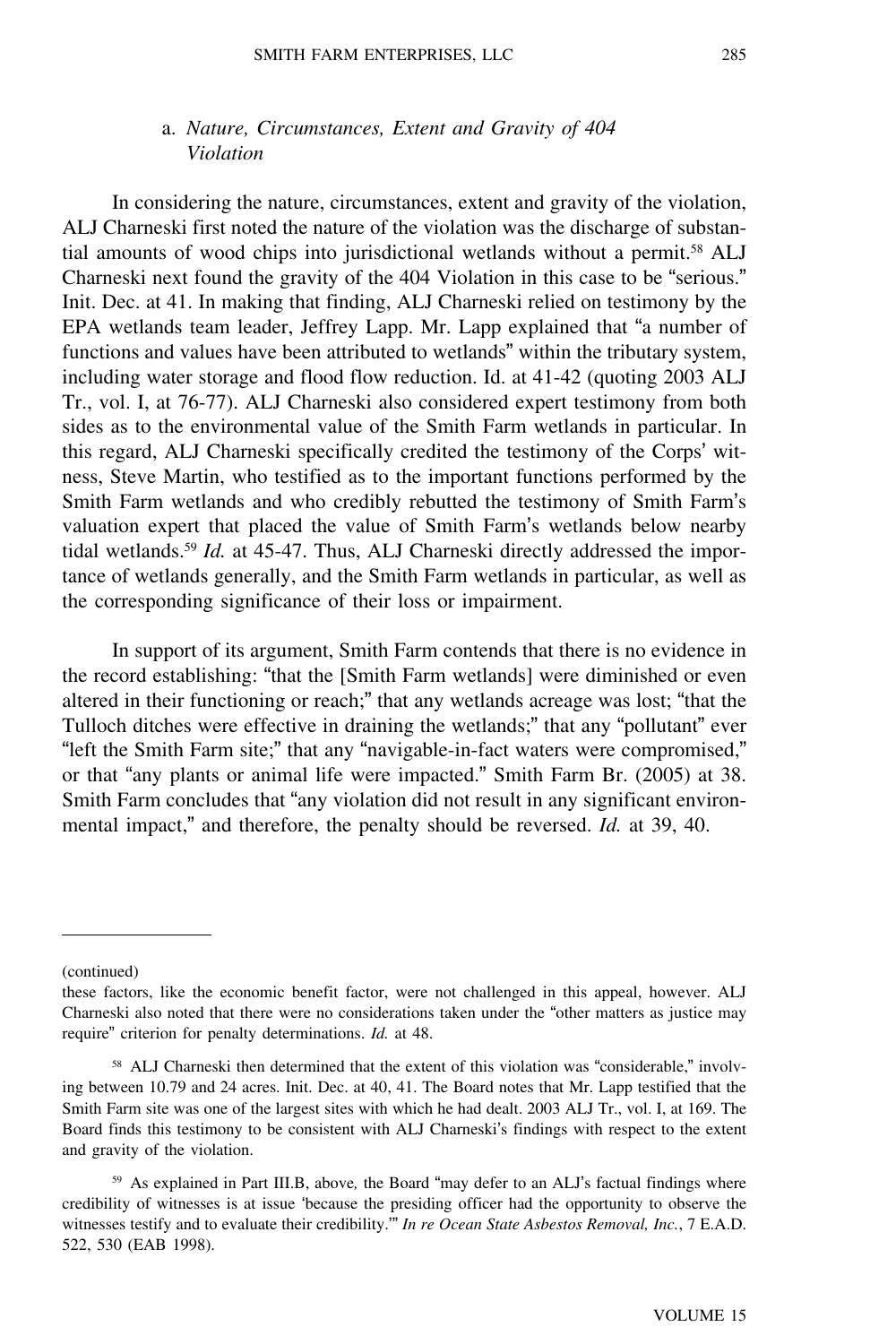### a. *Nature, Circumstances, Extent and Gravity of 404 Violation*

In considering the nature, circumstances, extent and gravity of the violation, ALJ Charneski first noted the nature of the violation was the discharge of substantial amounts of wood chips into jurisdictional wetlands without a permit.[58] ALJ Charneski next found the gravity of the 404 Violation in this case to be "serious." Init. Dec. at 41. In making that finding, ALJ Charneski relied on testimony by the EPA wetlands team leader, Jeffrey Lapp. Mr. Lapp explained that "a number of functions and values have been attributed to wetlands" within the tributary system, including water storage and flood flow reduction. Id. at 41-42 (quoting 2003 ALJ Tr., vol. I, at 76-77). ALJ Charneski also considered expert testimony from both sides as to the environmental value of the Smith Farm wetlands in particular. In this regard, ALJ Charneski specifically credited the testimony of the Corps' witness, Steve Martin, who testified as to the important functions performed by the Smith Farm wetlands and who credibly rebutted the testimony of Smith Farm's valuation expert that placed the value of Smith Farm's wetlands below nearby tidal wetlands.[59] *Id.* at 45-47. Thus, ALJ Charneski directly addressed the importance of wetlands generally, and the Smith Farm wetlands in particular, as well as the corresponding significance of their loss or impairment.

In support of its argument, Smith Farm contends that there is no evidence in the record establishing: "that the [Smith Farm wetlands] were diminished or even altered in their functioning or reach;" that any wetlands acreage was lost; "that the Tulloch ditches were effective in draining the wetlands;" that any "pollutant" ever "left the Smith Farm site;" that any "navigable-in-fact waters were compromised," or that "any plants or animal life were impacted." Smith Farm Br. (2005) at 38. Smith Farm concludes that "any violation did not result in any significant environmental impact," and therefore, the penalty should be reversed. *Id.* at 39, 40.

---

(continued)
these factors, like the economic benefit factor, were not challenged in this appeal, however. ALJ Charneski also noted that there were no considerations taken under the "other matters as justice may require" criterion for penalty determinations. *Id.* at 48.

[58] ALJ Charneski then determined that the extent of this violation was "considerable," involving between 10.79 and 24 acres. Init. Dec. at 40, 41. The Board notes that Mr. Lapp testified that the Smith Farm site was one of the largest sites with which he had dealt. 2003 ALJ Tr., vol. I, at 169. The Board finds this testimony to be consistent with ALJ Charneski's findings with respect to the extent and gravity of the violation.

[59] As explained in Part III.B, above*,* the Board "may defer to an ALJ's factual findings where credibility of witnesses is at issue 'because the presiding officer had the opportunity to observe the witnesses testify and to evaluate their credibility.'" *In re Ocean State Asbestos Removal, Inc.*, 7 E.A.D. 522, 530 (EAB 1998).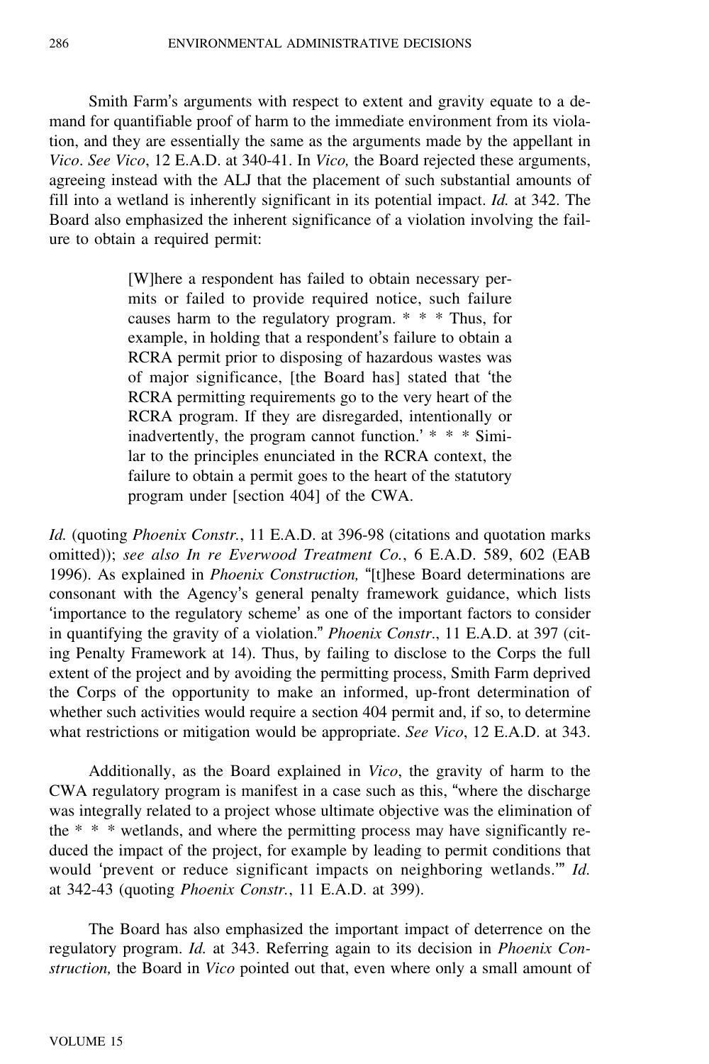Smith Farm's arguments with respect to extent and gravity equate to a demand for quantifiable proof of harm to the immediate environment from its violation, and they are essentially the same as the arguments made by the appellant in *Vico*. *See Vico*, 12 E.A.D. at 340-41. In *Vico,* the Board rejected these arguments, agreeing instead with the ALJ that the placement of such substantial amounts of fill into a wetland is inherently significant in its potential impact. *Id.* at 342. The Board also emphasized the inherent significance of a violation involving the failure to obtain a required permit:

> [W]here a respondent has failed to obtain necessary permits or failed to provide required notice, such failure causes harm to the regulatory program. * * * Thus, for example, in holding that a respondent's failure to obtain a RCRA permit prior to disposing of hazardous wastes was of major significance, [the Board has] stated that 'the RCRA permitting requirements go to the very heart of the RCRA program. If they are disregarded, intentionally or inadvertently, the program cannot function.' * * * Similar to the principles enunciated in the RCRA context, the failure to obtain a permit goes to the heart of the statutory program under [section 404] of the CWA.

*Id.* (quoting *Phoenix Constr.*, 11 E.A.D. at 396-98 (citations and quotation marks omitted)); *see also In re Everwood Treatment Co.*, 6 E.A.D. 589, 602 (EAB 1996). As explained in *Phoenix Construction,* "[t]hese Board determinations are consonant with the Agency's general penalty framework guidance, which lists 'importance to the regulatory scheme' as one of the important factors to consider in quantifying the gravity of a violation." *Phoenix Constr*., 11 E.A.D. at 397 (citing Penalty Framework at 14). Thus, by failing to disclose to the Corps the full extent of the project and by avoiding the permitting process, Smith Farm deprived the Corps of the opportunity to make an informed, up-front determination of whether such activities would require a section 404 permit and, if so, to determine what restrictions or mitigation would be appropriate. *See Vico*, 12 E.A.D. at 343.

Additionally, as the Board explained in *Vico*, the gravity of harm to the CWA regulatory program is manifest in a case such as this, "where the discharge was integrally related to a project whose ultimate objective was the elimination of the * * * wetlands, and where the permitting process may have significantly reduced the impact of the project, for example by leading to permit conditions that would 'prevent or reduce significant impacts on neighboring wetlands.'" *Id.* at 342-43 (quoting *Phoenix Constr.*, 11 E.A.D. at 399).

The Board has also emphasized the important impact of deterrence on the regulatory program. *Id.* at 343. Referring again to its decision in *Phoenix Construction,* the Board in *Vico* pointed out that, even where only a small amount of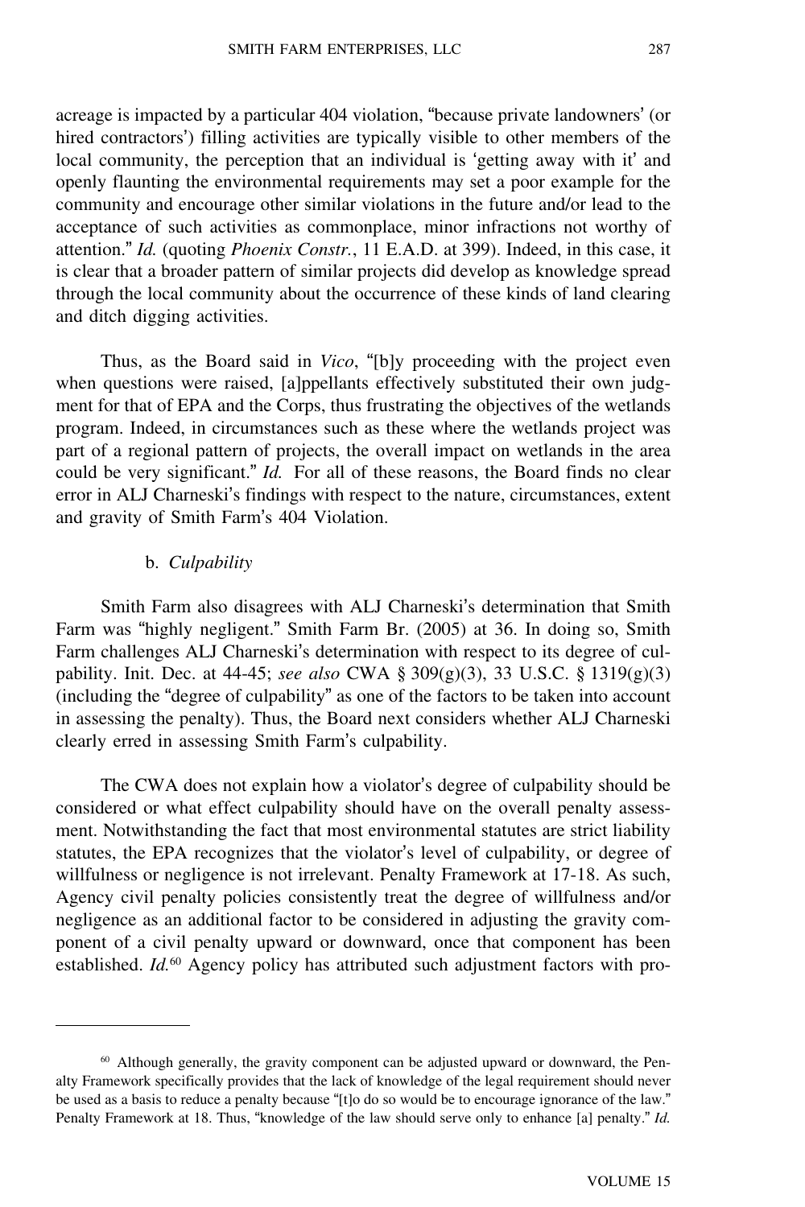acreage is impacted by a particular 404 violation, "because private landowners' (or hired contractors') filling activities are typically visible to other members of the local community, the perception that an individual is 'getting away with it' and openly flaunting the environmental requirements may set a poor example for the community and encourage other similar violations in the future and/or lead to the acceptance of such activities as commonplace, minor infractions not worthy of attention." *Id.* (quoting *Phoenix Constr.*, 11 E.A.D. at 399). Indeed, in this case, it is clear that a broader pattern of similar projects did develop as knowledge spread through the local community about the occurrence of these kinds of land clearing and ditch digging activities.

Thus, as the Board said in *Vico*, "[b]y proceeding with the project even when questions were raised, [a]ppellants effectively substituted their own judgment for that of EPA and the Corps, thus frustrating the objectives of the wetlands program. Indeed, in circumstances such as these where the wetlands project was part of a regional pattern of projects, the overall impact on wetlands in the area could be very significant." *Id.* For all of these reasons, the Board finds no clear error in ALJ Charneski's findings with respect to the nature, circumstances, extent and gravity of Smith Farm's 404 Violation.

b. *Culpability*

Smith Farm also disagrees with ALJ Charneski's determination that Smith Farm was "highly negligent." Smith Farm Br. (2005) at 36. In doing so, Smith Farm challenges ALJ Charneski's determination with respect to its degree of culpability. Init. Dec. at 44-45; *see also* CWA § 309(g)(3), 33 U.S.C. § 1319(g)(3) (including the "degree of culpability" as one of the factors to be taken into account in assessing the penalty). Thus, the Board next considers whether ALJ Charneski clearly erred in assessing Smith Farm's culpability.

The CWA does not explain how a violator's degree of culpability should be considered or what effect culpability should have on the overall penalty assessment. Notwithstanding the fact that most environmental statutes are strict liability statutes, the EPA recognizes that the violator's level of culpability, or degree of willfulness or negligence is not irrelevant. Penalty Framework at 17-18. As such, Agency civil penalty policies consistently treat the degree of willfulness and/or negligence as an additional factor to be considered in adjusting the gravity component of a civil penalty upward or downward, once that component has been established. *Id.*[60] Agency policy has attributed such adjustment factors with pro-

---

[60] Although generally, the gravity component can be adjusted upward or downward, the Penalty Framework specifically provides that the lack of knowledge of the legal requirement should never be used as a basis to reduce a penalty because "[t]o do so would be to encourage ignorance of the law." Penalty Framework at 18. Thus, "knowledge of the law should serve only to enhance [a] penalty." *Id.*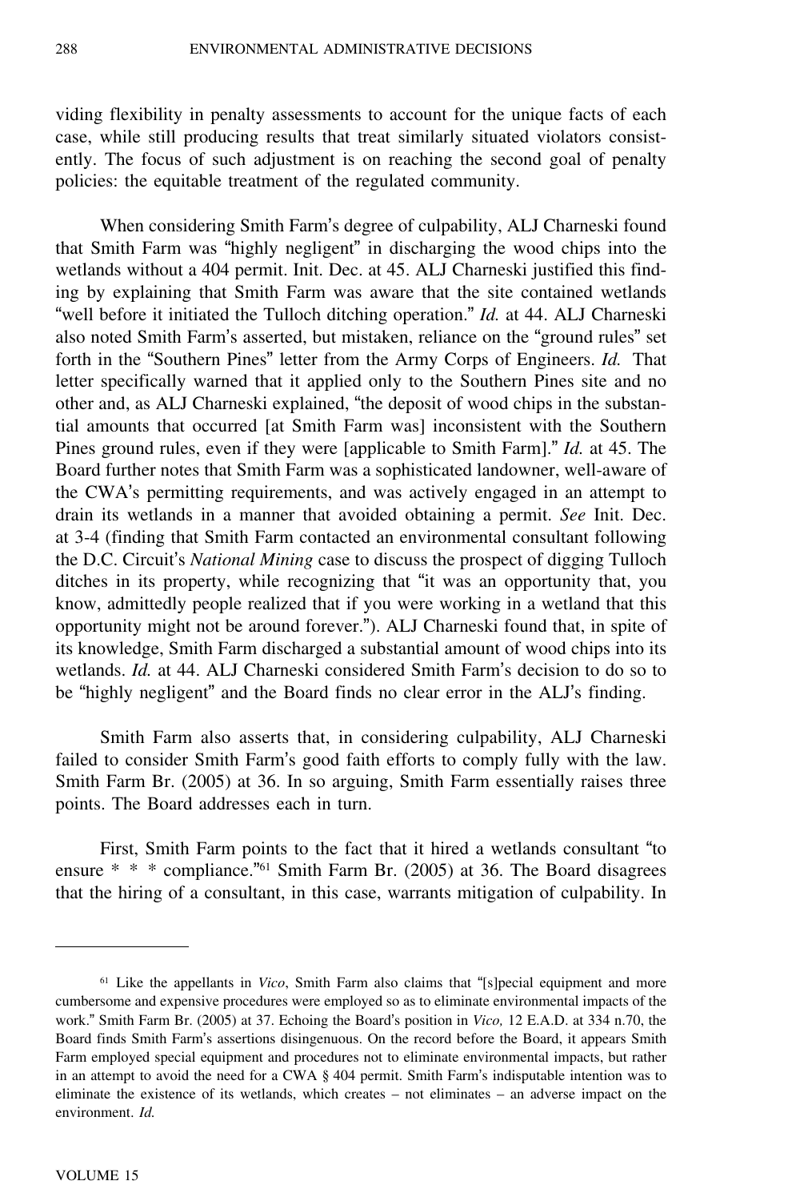viding flexibility in penalty assessments to account for the unique facts of each case, while still producing results that treat similarly situated violators consistently. The focus of such adjustment is on reaching the second goal of penalty policies: the equitable treatment of the regulated community.

When considering Smith Farm's degree of culpability, ALJ Charneski found that Smith Farm was "highly negligent" in discharging the wood chips into the wetlands without a 404 permit. Init. Dec. at 45. ALJ Charneski justified this finding by explaining that Smith Farm was aware that the site contained wetlands "well before it initiated the Tulloch ditching operation." *Id.* at 44. ALJ Charneski also noted Smith Farm's asserted, but mistaken, reliance on the "ground rules" set forth in the "Southern Pines" letter from the Army Corps of Engineers. *Id.* That letter specifically warned that it applied only to the Southern Pines site and no other and, as ALJ Charneski explained, "the deposit of wood chips in the substantial amounts that occurred [at Smith Farm was] inconsistent with the Southern Pines ground rules, even if they were [applicable to Smith Farm]." *Id.* at 45. The Board further notes that Smith Farm was a sophisticated landowner, well-aware of the CWA's permitting requirements, and was actively engaged in an attempt to drain its wetlands in a manner that avoided obtaining a permit. *See* Init. Dec. at 3-4 (finding that Smith Farm contacted an environmental consultant following the D.C. Circuit's *National Mining* case to discuss the prospect of digging Tulloch ditches in its property, while recognizing that "it was an opportunity that, you know, admittedly people realized that if you were working in a wetland that this opportunity might not be around forever."). ALJ Charneski found that, in spite of its knowledge, Smith Farm discharged a substantial amount of wood chips into its wetlands. *Id.* at 44. ALJ Charneski considered Smith Farm's decision to do so to be "highly negligent" and the Board finds no clear error in the ALJ's finding.

Smith Farm also asserts that, in considering culpability, ALJ Charneski failed to consider Smith Farm's good faith efforts to comply fully with the law. Smith Farm Br. (2005) at 36. In so arguing, Smith Farm essentially raises three points. The Board addresses each in turn.

First, Smith Farm points to the fact that it hired a wetlands consultant "to ensure * * * compliance."[61] Smith Farm Br. (2005) at 36. The Board disagrees that the hiring of a consultant, in this case, warrants mitigation of culpability. In

---

[61] Like the appellants in *Vico*, Smith Farm also claims that "[s]pecial equipment and more cumbersome and expensive procedures were employed so as to eliminate environmental impacts of the work." Smith Farm Br. (2005) at 37. Echoing the Board's position in *Vico,* 12 E.A.D. at 334 n.70, the Board finds Smith Farm's assertions disingenuous. On the record before the Board, it appears Smith Farm employed special equipment and procedures not to eliminate environmental impacts, but rather in an attempt to avoid the need for a CWA § 404 permit. Smith Farm's indisputable intention was to eliminate the existence of its wetlands, which creates – not eliminates – an adverse impact on the environment. *Id.*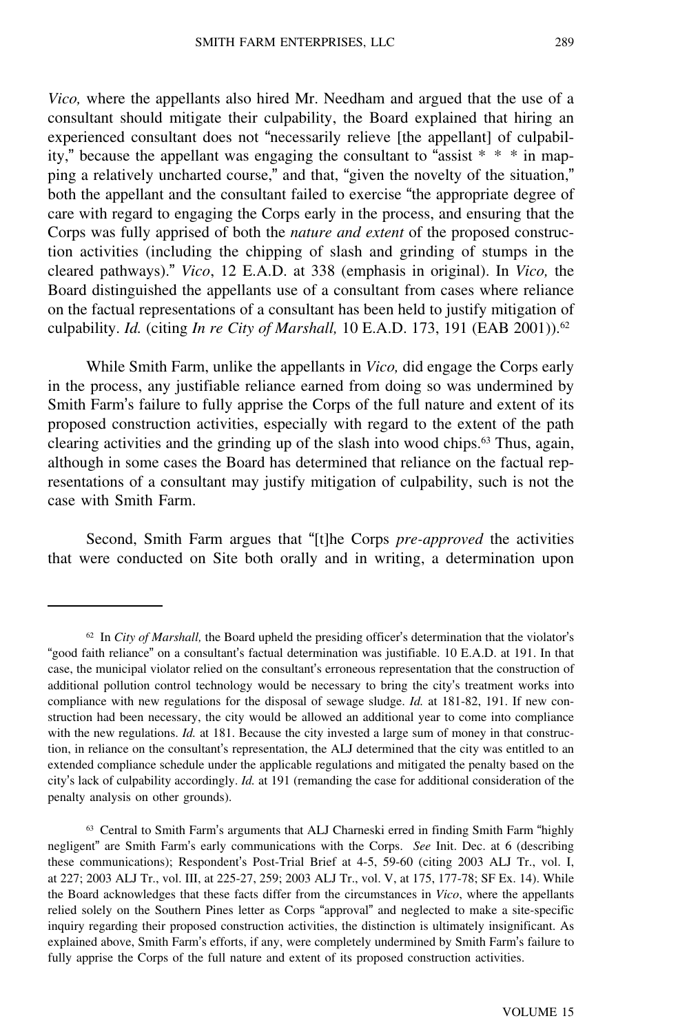*Vico,* where the appellants also hired Mr. Needham and argued that the use of a consultant should mitigate their culpability, the Board explained that hiring an experienced consultant does not "necessarily relieve [the appellant] of culpability," because the appellant was engaging the consultant to "assist * * * in mapping a relatively uncharted course," and that, "given the novelty of the situation," both the appellant and the consultant failed to exercise "the appropriate degree of care with regard to engaging the Corps early in the process, and ensuring that the Corps was fully apprised of both the *nature and extent* of the proposed construction activities (including the chipping of slash and grinding of stumps in the cleared pathways)." *Vico*, 12 E.A.D. at 338 (emphasis in original). In *Vico,* the Board distinguished the appellants use of a consultant from cases where reliance on the factual representations of a consultant has been held to justify mitigation of culpability. *Id.* (citing *In re City of Marshall,* 10 E.A.D. 173, 191 (EAB 2001)).[62]

While Smith Farm, unlike the appellants in *Vico,* did engage the Corps early in the process, any justifiable reliance earned from doing so was undermined by Smith Farm's failure to fully apprise the Corps of the full nature and extent of its proposed construction activities, especially with regard to the extent of the path clearing activities and the grinding up of the slash into wood chips.[63] Thus, again, although in some cases the Board has determined that reliance on the factual representations of a consultant may justify mitigation of culpability, such is not the case with Smith Farm.

Second, Smith Farm argues that "[t]he Corps *pre-approved* the activities that were conducted on Site both orally and in writing, a determination upon

---

[62] In *City of Marshall,* the Board upheld the presiding officer's determination that the violator's "good faith reliance" on a consultant's factual determination was justifiable. 10 E.A.D. at 191. In that case, the municipal violator relied on the consultant's erroneous representation that the construction of additional pollution control technology would be necessary to bring the city's treatment works into compliance with new regulations for the disposal of sewage sludge. *Id.* at 181-82, 191. If new construction had been necessary, the city would be allowed an additional year to come into compliance with the new regulations. *Id.* at 181. Because the city invested a large sum of money in that construction, in reliance on the consultant's representation, the ALJ determined that the city was entitled to an extended compliance schedule under the applicable regulations and mitigated the penalty based on the city's lack of culpability accordingly. *Id.* at 191 (remanding the case for additional consideration of the penalty analysis on other grounds).

[63] Central to Smith Farm's arguments that ALJ Charneski erred in finding Smith Farm "highly negligent" are Smith Farm's early communications with the Corps. *See* Init. Dec. at 6 (describing these communications); Respondent's Post-Trial Brief at 4-5, 59-60 (citing 2003 ALJ Tr., vol. I, at 227; 2003 ALJ Tr., vol. III, at 225-27, 259; 2003 ALJ Tr., vol. V, at 175, 177-78; SF Ex. 14). While the Board acknowledges that these facts differ from the circumstances in *Vico*, where the appellants relied solely on the Southern Pines letter as Corps "approval" and neglected to make a site-specific inquiry regarding their proposed construction activities, the distinction is ultimately insignificant. As explained above, Smith Farm's efforts, if any, were completely undermined by Smith Farm's failure to fully apprise the Corps of the full nature and extent of its proposed construction activities.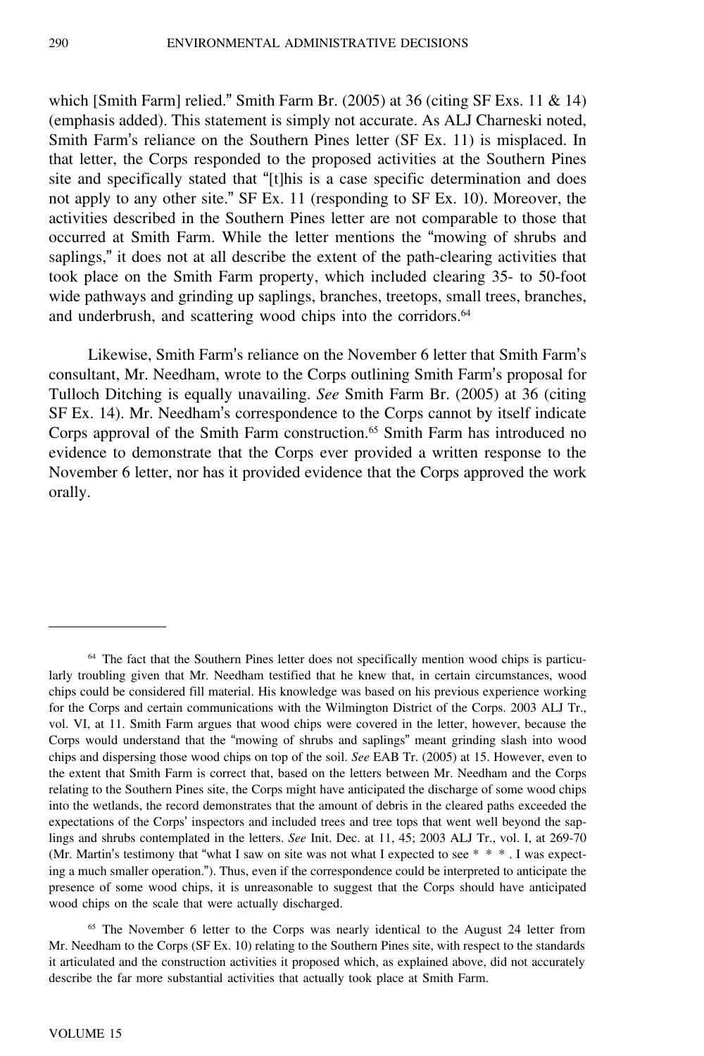which [Smith Farm] relied." Smith Farm Br. (2005) at 36 (citing SF Exs. 11 & 14) (emphasis added). This statement is simply not accurate. As ALJ Charneski noted, Smith Farm's reliance on the Southern Pines letter (SF Ex. 11) is misplaced. In that letter, the Corps responded to the proposed activities at the Southern Pines site and specifically stated that "[t]his is a case specific determination and does not apply to any other site." SF Ex. 11 (responding to SF Ex. 10). Moreover, the activities described in the Southern Pines letter are not comparable to those that occurred at Smith Farm. While the letter mentions the "mowing of shrubs and saplings," it does not at all describe the extent of the path-clearing activities that took place on the Smith Farm property, which included clearing 35- to 50-foot wide pathways and grinding up saplings, branches, treetops, small trees, branches, and underbrush, and scattering wood chips into the corridors.[64]

Likewise, Smith Farm's reliance on the November 6 letter that Smith Farm's consultant, Mr. Needham, wrote to the Corps outlining Smith Farm's proposal for Tulloch Ditching is equally unavailing. *See* Smith Farm Br. (2005) at 36 (citing SF Ex. 14). Mr. Needham's correspondence to the Corps cannot by itself indicate Corps approval of the Smith Farm construction.[65] Smith Farm has introduced no evidence to demonstrate that the Corps ever provided a written response to the November 6 letter, nor has it provided evidence that the Corps approved the work orally.

---

[64] The fact that the Southern Pines letter does not specifically mention wood chips is particularly troubling given that Mr. Needham testified that he knew that, in certain circumstances, wood chips could be considered fill material. His knowledge was based on his previous experience working for the Corps and certain communications with the Wilmington District of the Corps. 2003 ALJ Tr., vol. VI, at 11. Smith Farm argues that wood chips were covered in the letter, however, because the Corps would understand that the "mowing of shrubs and saplings" meant grinding slash into wood chips and dispersing those wood chips on top of the soil. *See* EAB Tr. (2005) at 15. However, even to the extent that Smith Farm is correct that, based on the letters between Mr. Needham and the Corps relating to the Southern Pines site, the Corps might have anticipated the discharge of some wood chips into the wetlands, the record demonstrates that the amount of debris in the cleared paths exceeded the expectations of the Corps' inspectors and included trees and tree tops that went well beyond the saplings and shrubs contemplated in the letters. *See* Init. Dec. at 11, 45; 2003 ALJ Tr., vol. I, at 269-70 (Mr. Martin's testimony that "what I saw on site was not what I expected to see * * * . I was expecting a much smaller operation."). Thus, even if the correspondence could be interpreted to anticipate the presence of some wood chips, it is unreasonable to suggest that the Corps should have anticipated wood chips on the scale that were actually discharged.

[65] The November 6 letter to the Corps was nearly identical to the August 24 letter from Mr. Needham to the Corps (SF Ex. 10) relating to the Southern Pines site, with respect to the standards it articulated and the construction activities it proposed which, as explained above, did not accurately describe the far more substantial activities that actually took place at Smith Farm.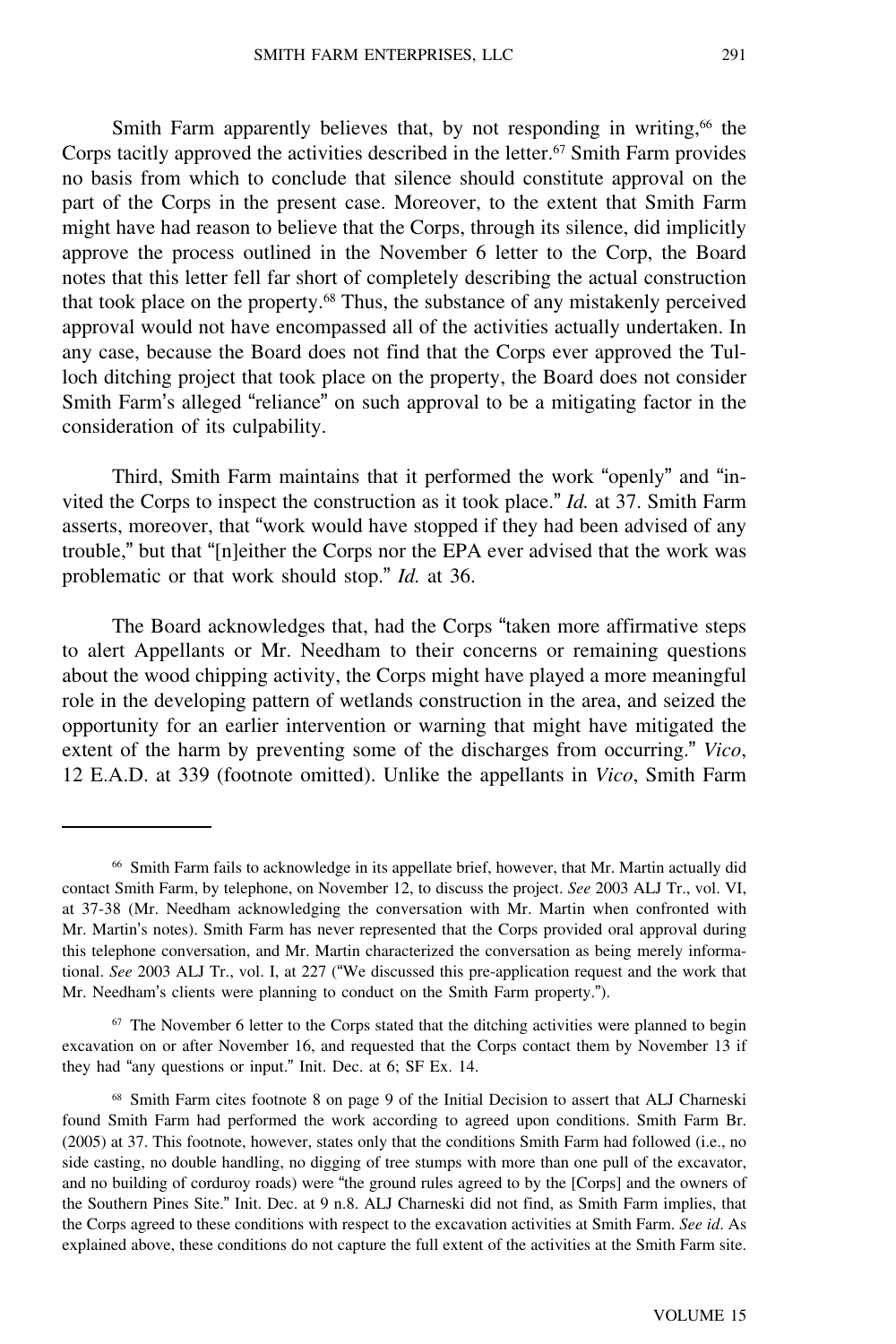Smith Farm apparently believes that, by not responding in writing,[66] the Corps tacitly approved the activities described in the letter.[67] Smith Farm provides no basis from which to conclude that silence should constitute approval on the part of the Corps in the present case. Moreover, to the extent that Smith Farm might have had reason to believe that the Corps, through its silence, did implicitly approve the process outlined in the November 6 letter to the Corp, the Board notes that this letter fell far short of completely describing the actual construction that took place on the property.[68] Thus, the substance of any mistakenly perceived approval would not have encompassed all of the activities actually undertaken. In any case, because the Board does not find that the Corps ever approved the Tulloch ditching project that took place on the property, the Board does not consider Smith Farm's alleged "reliance" on such approval to be a mitigating factor in the consideration of its culpability.

Third, Smith Farm maintains that it performed the work "openly" and "invited the Corps to inspect the construction as it took place." *Id.* at 37. Smith Farm asserts, moreover, that "work would have stopped if they had been advised of any trouble," but that "[n]either the Corps nor the EPA ever advised that the work was problematic or that work should stop." *Id.* at 36.

The Board acknowledges that, had the Corps "taken more affirmative steps to alert Appellants or Mr. Needham to their concerns or remaining questions about the wood chipping activity, the Corps might have played a more meaningful role in the developing pattern of wetlands construction in the area, and seized the opportunity for an earlier intervention or warning that might have mitigated the extent of the harm by preventing some of the discharges from occurring." *Vico*, 12 E.A.D. at 339 (footnote omitted). Unlike the appellants in *Vico*, Smith Farm

---

[66] Smith Farm fails to acknowledge in its appellate brief, however, that Mr. Martin actually did contact Smith Farm, by telephone, on November 12, to discuss the project. *See* 2003 ALJ Tr., vol. VI, at 37-38 (Mr. Needham acknowledging the conversation with Mr. Martin when confronted with Mr. Martin's notes). Smith Farm has never represented that the Corps provided oral approval during this telephone conversation, and Mr. Martin characterized the conversation as being merely informational. *See* 2003 ALJ Tr., vol. I, at 227 ("We discussed this pre-application request and the work that Mr. Needham's clients were planning to conduct on the Smith Farm property.").

[67] The November 6 letter to the Corps stated that the ditching activities were planned to begin excavation on or after November 16, and requested that the Corps contact them by November 13 if they had "any questions or input." Init. Dec. at 6; SF Ex. 14.

[68] Smith Farm cites footnote 8 on page 9 of the Initial Decision to assert that ALJ Charneski found Smith Farm had performed the work according to agreed upon conditions. Smith Farm Br. (2005) at 37. This footnote, however, states only that the conditions Smith Farm had followed (i.e., no side casting, no double handling, no digging of tree stumps with more than one pull of the excavator, and no building of corduroy roads) were "the ground rules agreed to by the [Corps] and the owners of the Southern Pines Site." Init. Dec. at 9 n.8. ALJ Charneski did not find, as Smith Farm implies, that the Corps agreed to these conditions with respect to the excavation activities at Smith Farm. *See id*. As explained above, these conditions do not capture the full extent of the activities at the Smith Farm site.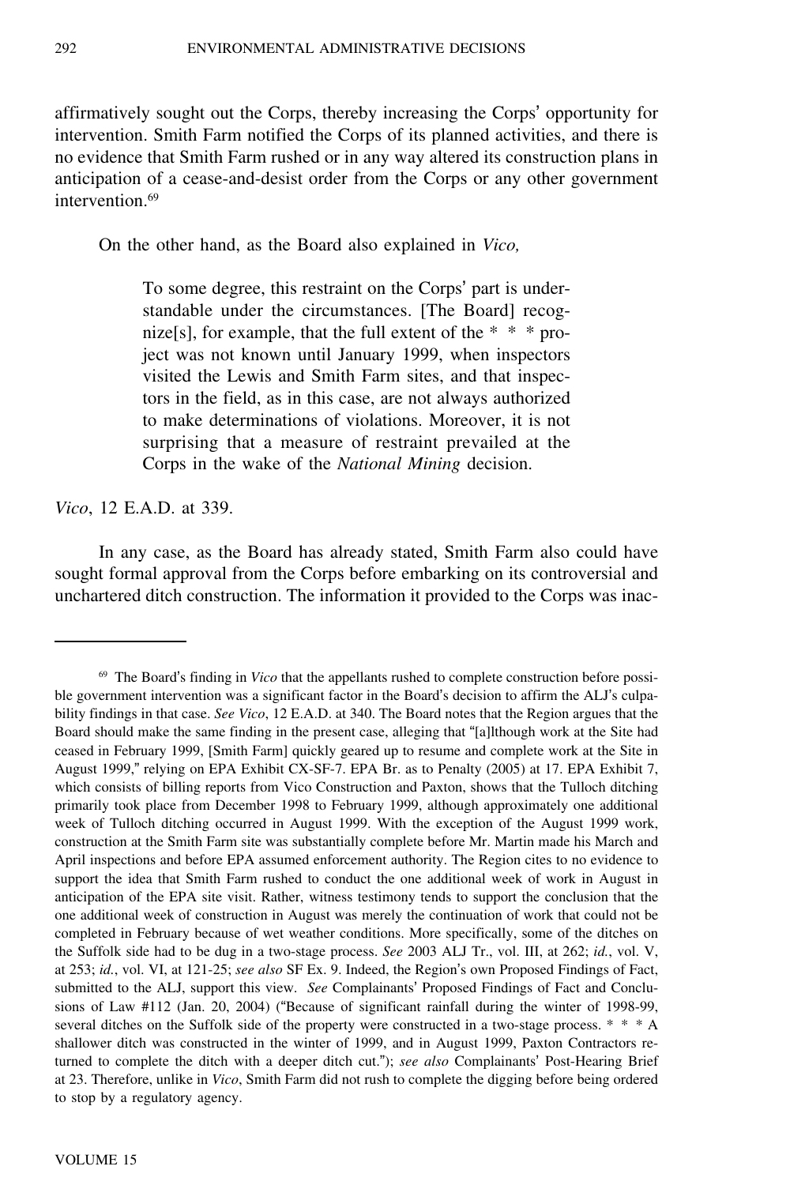affirmatively sought out the Corps, thereby increasing the Corps' opportunity for intervention. Smith Farm notified the Corps of its planned activities, and there is no evidence that Smith Farm rushed or in any way altered its construction plans in anticipation of a cease-and-desist order from the Corps or any other government intervention.[69]

On the other hand, as the Board also explained in *Vico,*

> To some degree, this restraint on the Corps' part is understandable under the circumstances. [The Board] recognize[s], for example, that the full extent of the * * * project was not known until January 1999, when inspectors visited the Lewis and Smith Farm sites, and that inspectors in the field, as in this case, are not always authorized to make determinations of violations. Moreover, it is not surprising that a measure of restraint prevailed at the Corps in the wake of the *National Mining* decision.

*Vico*, 12 E.A.D. at 339.

In any case, as the Board has already stated, Smith Farm also could have sought formal approval from the Corps before embarking on its controversial and unchartered ditch construction. The information it provided to the Corps was inac-

---

[69] The Board's finding in *Vico* that the appellants rushed to complete construction before possible government intervention was a significant factor in the Board's decision to affirm the ALJ's culpability findings in that case. *See Vico*, 12 E.A.D. at 340. The Board notes that the Region argues that the Board should make the same finding in the present case, alleging that "[a]lthough work at the Site had ceased in February 1999, [Smith Farm] quickly geared up to resume and complete work at the Site in August 1999," relying on EPA Exhibit CX-SF-7. EPA Br. as to Penalty (2005) at 17. EPA Exhibit 7, which consists of billing reports from Vico Construction and Paxton, shows that the Tulloch ditching primarily took place from December 1998 to February 1999, although approximately one additional week of Tulloch ditching occurred in August 1999. With the exception of the August 1999 work, construction at the Smith Farm site was substantially complete before Mr. Martin made his March and April inspections and before EPA assumed enforcement authority. The Region cites to no evidence to support the idea that Smith Farm rushed to conduct the one additional week of work in August in anticipation of the EPA site visit. Rather, witness testimony tends to support the conclusion that the one additional week of construction in August was merely the continuation of work that could not be completed in February because of wet weather conditions. More specifically, some of the ditches on the Suffolk side had to be dug in a two-stage process. *See* 2003 ALJ Tr., vol. III, at 262; *id.*, vol. V, at 253; *id.*, vol. VI, at 121-25; *see also* SF Ex. 9. Indeed, the Region's own Proposed Findings of Fact, submitted to the ALJ, support this view. *See* Complainants' Proposed Findings of Fact and Conclusions of Law #112 (Jan. 20, 2004) ("Because of significant rainfall during the winter of 1998-99, several ditches on the Suffolk side of the property were constructed in a two-stage process. * * * A shallower ditch was constructed in the winter of 1999, and in August 1999, Paxton Contractors returned to complete the ditch with a deeper ditch cut."); *see also* Complainants' Post-Hearing Brief at 23. Therefore, unlike in *Vico*, Smith Farm did not rush to complete the digging before being ordered to stop by a regulatory agency.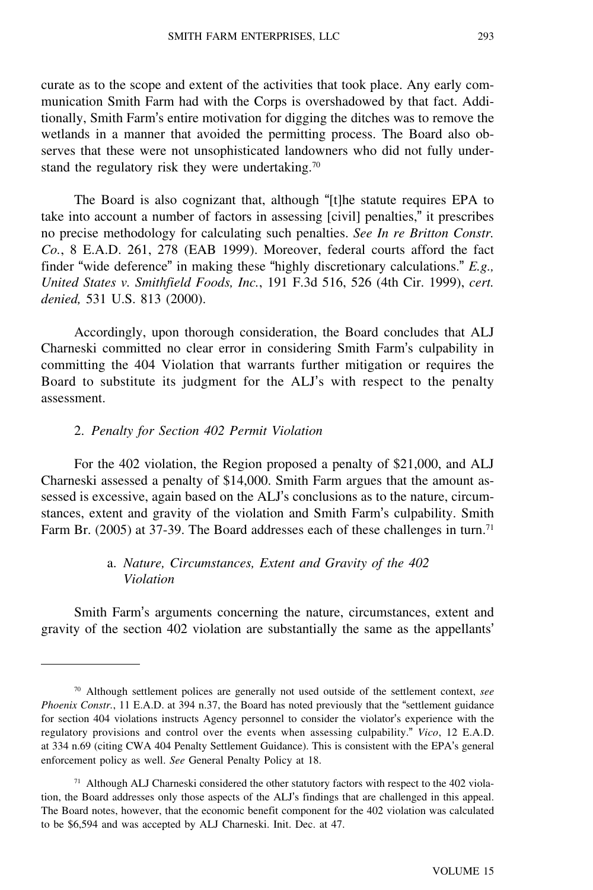curate as to the scope and extent of the activities that took place. Any early communication Smith Farm had with the Corps is overshadowed by that fact. Additionally, Smith Farm's entire motivation for digging the ditches was to remove the wetlands in a manner that avoided the permitting process. The Board also observes that these were not unsophisticated landowners who did not fully understand the regulatory risk they were undertaking.[70]

The Board is also cognizant that, although "[t]he statute requires EPA to take into account a number of factors in assessing [civil] penalties," it prescribes no precise methodology for calculating such penalties. *See In re Britton Constr. Co.*, 8 E.A.D. 261, 278 (EAB 1999). Moreover, federal courts afford the fact finder "wide deference" in making these "highly discretionary calculations." *E.g., United States v. Smithfield Foods, Inc.*, 191 F.3d 516, 526 (4th Cir. 1999), *cert. denied,* 531 U.S. 813 (2000).

Accordingly, upon thorough consideration, the Board concludes that ALJ Charneski committed no clear error in considering Smith Farm's culpability in committing the 404 Violation that warrants further mitigation or requires the Board to substitute its judgment for the ALJ's with respect to the penalty assessment.

2. *Penalty for Section 402 Permit Violation*

For the 402 violation, the Region proposed a penalty of $21,000, and ALJ Charneski assessed a penalty of $14,000. Smith Farm argues that the amount assessed is excessive, again based on the ALJ's conclusions as to the nature, circumstances, extent and gravity of the violation and Smith Farm's culpability. Smith Farm Br. (2005) at 37-39. The Board addresses each of these challenges in turn.[71]

a. *Nature, Circumstances, Extent and Gravity of the 402 Violation*

Smith Farm's arguments concerning the nature, circumstances, extent and gravity of the section 402 violation are substantially the same as the appellants'

---

[70] Although settlement polices are generally not used outside of the settlement context, *see Phoenix Constr.*, 11 E.A.D. at 394 n.37, the Board has noted previously that the "settlement guidance for section 404 violations instructs Agency personnel to consider the violator's experience with the regulatory provisions and control over the events when assessing culpability." *Vico*, 12 E.A.D. at 334 n.69 (citing CWA 404 Penalty Settlement Guidance). This is consistent with the EPA's general enforcement policy as well. *See* General Penalty Policy at 18.

[71] Although ALJ Charneski considered the other statutory factors with respect to the 402 violation, the Board addresses only those aspects of the ALJ's findings that are challenged in this appeal. The Board notes, however, that the economic benefit component for the 402 violation was calculated to be $6,594 and was accepted by ALJ Charneski. Init. Dec. at 47.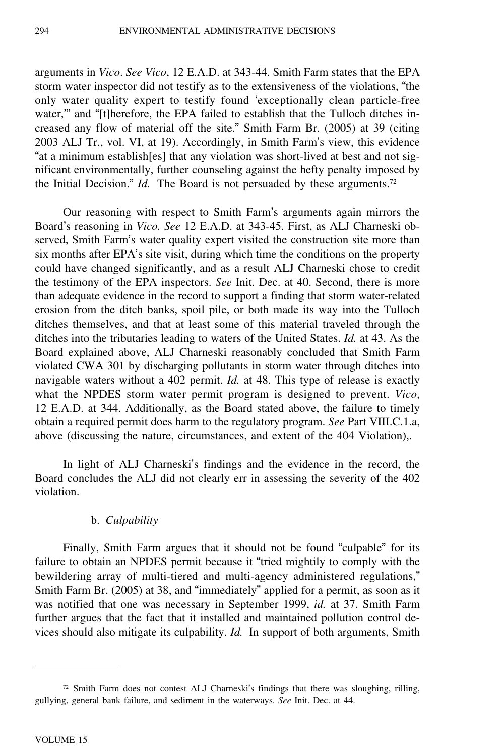arguments in *Vico*. *See Vico*, 12 E.A.D. at 343-44. Smith Farm states that the EPA storm water inspector did not testify as to the extensiveness of the violations, "the only water quality expert to testify found 'exceptionally clean particle-free water,'" and "[t]herefore, the EPA failed to establish that the Tulloch ditches increased any flow of material off the site." Smith Farm Br. (2005) at 39 (citing 2003 ALJ Tr., vol. VI, at 19). Accordingly, in Smith Farm's view, this evidence "at a minimum establish[es] that any violation was short-lived at best and not significant environmentally, further counseling against the hefty penalty imposed by the Initial Decision." *Id.* The Board is not persuaded by these arguments.[72]

Our reasoning with respect to Smith Farm's arguments again mirrors the Board's reasoning in *Vico. See* 12 E.A.D. at 343-45. First, as ALJ Charneski observed, Smith Farm's water quality expert visited the construction site more than six months after EPA's site visit, during which time the conditions on the property could have changed significantly, and as a result ALJ Charneski chose to credit the testimony of the EPA inspectors. *See* Init. Dec. at 40. Second, there is more than adequate evidence in the record to support a finding that storm water-related erosion from the ditch banks, spoil pile, or both made its way into the Tulloch ditches themselves, and that at least some of this material traveled through the ditches into the tributaries leading to waters of the United States. *Id.* at 43. As the Board explained above, ALJ Charneski reasonably concluded that Smith Farm violated CWA 301 by discharging pollutants in storm water through ditches into navigable waters without a 402 permit. *Id.* at 48. This type of release is exactly what the NPDES storm water permit program is designed to prevent. *Vico*, 12 E.A.D. at 344. Additionally, as the Board stated above, the failure to timely obtain a required permit does harm to the regulatory program. *See* Part VIII.C.1.a, above (discussing the nature, circumstances, and extent of the 404 Violation),.

In light of ALJ Charneski's findings and the evidence in the record, the Board concludes the ALJ did not clearly err in assessing the severity of the 402 violation.

b. *Culpability*

Finally, Smith Farm argues that it should not be found "culpable" for its failure to obtain an NPDES permit because it "tried mightily to comply with the bewildering array of multi-tiered and multi-agency administered regulations," Smith Farm Br. (2005) at 38, and "immediately" applied for a permit, as soon as it was notified that one was necessary in September 1999, *id.* at 37. Smith Farm further argues that the fact that it installed and maintained pollution control devices should also mitigate its culpability. *Id.* In support of both arguments, Smith

---

[72] Smith Farm does not contest ALJ Charneski's findings that there was sloughing, rilling, gullying, general bank failure, and sediment in the waterways. *See* Init. Dec. at 44.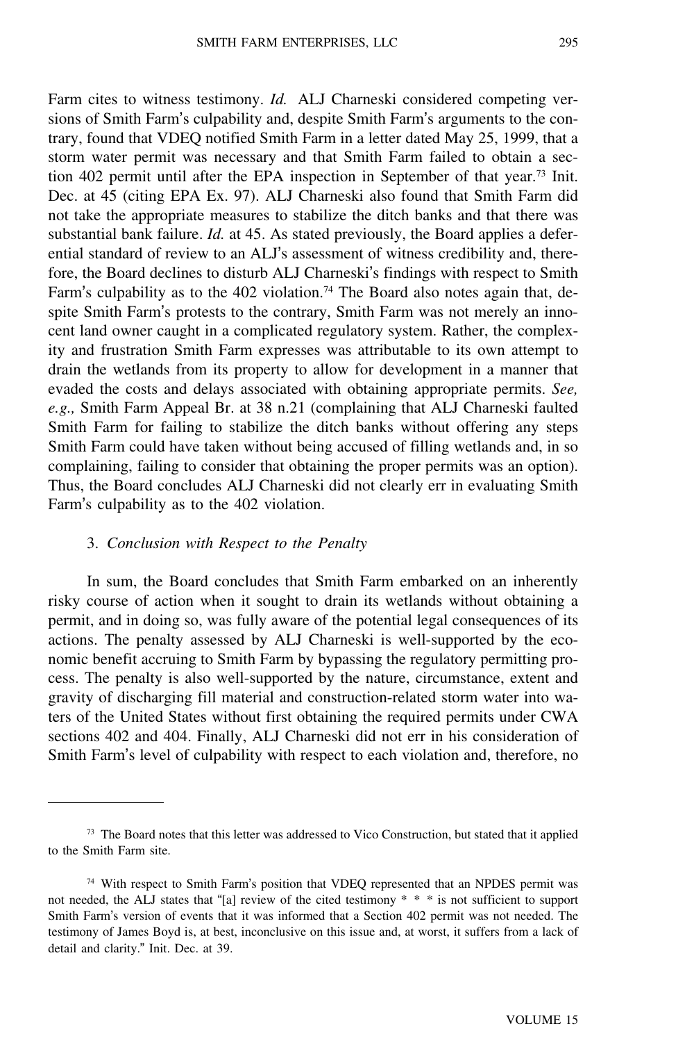Farm cites to witness testimony. *Id.* ALJ Charneski considered competing versions of Smith Farm's culpability and, despite Smith Farm's arguments to the contrary, found that VDEQ notified Smith Farm in a letter dated May 25, 1999, that a storm water permit was necessary and that Smith Farm failed to obtain a section 402 permit until after the EPA inspection in September of that year.[73] Init. Dec. at 45 (citing EPA Ex. 97). ALJ Charneski also found that Smith Farm did not take the appropriate measures to stabilize the ditch banks and that there was substantial bank failure. *Id.* at 45. As stated previously, the Board applies a deferential standard of review to an ALJ's assessment of witness credibility and, therefore, the Board declines to disturb ALJ Charneski's findings with respect to Smith Farm's culpability as to the 402 violation.[74] The Board also notes again that, despite Smith Farm's protests to the contrary, Smith Farm was not merely an innocent land owner caught in a complicated regulatory system. Rather, the complexity and frustration Smith Farm expresses was attributable to its own attempt to drain the wetlands from its property to allow for development in a manner that evaded the costs and delays associated with obtaining appropriate permits. *See, e.g.,* Smith Farm Appeal Br. at 38 n.21 (complaining that ALJ Charneski faulted Smith Farm for failing to stabilize the ditch banks without offering any steps Smith Farm could have taken without being accused of filling wetlands and, in so complaining, failing to consider that obtaining the proper permits was an option). Thus, the Board concludes ALJ Charneski did not clearly err in evaluating Smith Farm's culpability as to the 402 violation.

### 3. *Conclusion with Respect to the Penalty*

In sum, the Board concludes that Smith Farm embarked on an inherently risky course of action when it sought to drain its wetlands without obtaining a permit, and in doing so, was fully aware of the potential legal consequences of its actions. The penalty assessed by ALJ Charneski is well-supported by the economic benefit accruing to Smith Farm by bypassing the regulatory permitting process. The penalty is also well-supported by the nature, circumstance, extent and gravity of discharging fill material and construction-related storm water into waters of the United States without first obtaining the required permits under CWA sections 402 and 404. Finally, ALJ Charneski did not err in his consideration of Smith Farm's level of culpability with respect to each violation and, therefore, no

---

[73] The Board notes that this letter was addressed to Vico Construction, but stated that it applied to the Smith Farm site.

[74] With respect to Smith Farm's position that VDEQ represented that an NPDES permit was not needed, the ALJ states that "[a] review of the cited testimony * * * is not sufficient to support Smith Farm's version of events that it was informed that a Section 402 permit was not needed. The testimony of James Boyd is, at best, inconclusive on this issue and, at worst, it suffers from a lack of detail and clarity." Init. Dec. at 39.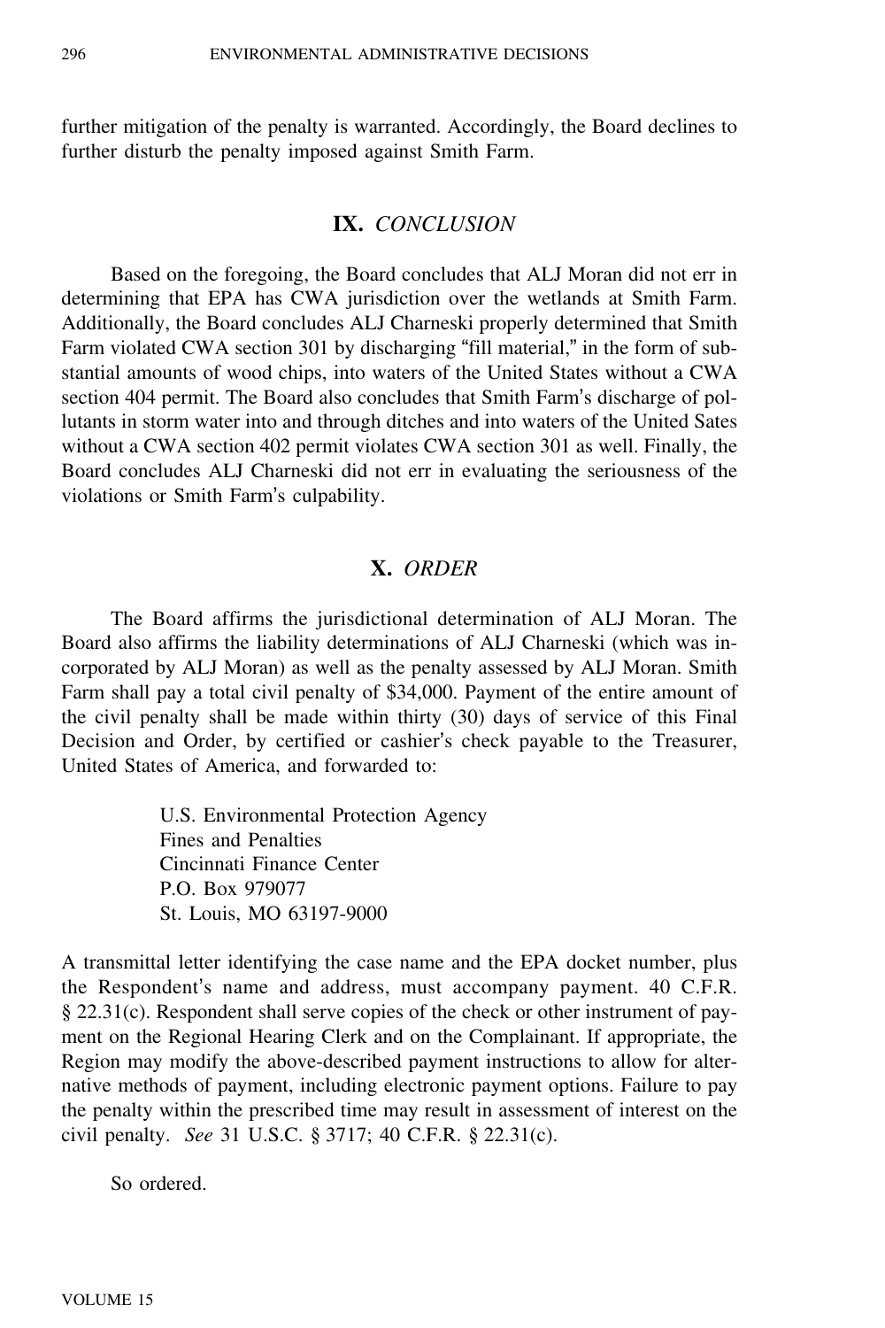further mitigation of the penalty is warranted. Accordingly, the Board declines to further disturb the penalty imposed against Smith Farm.

## IX. *CONCLUSION*

Based on the foregoing, the Board concludes that ALJ Moran did not err in determining that EPA has CWA jurisdiction over the wetlands at Smith Farm. Additionally, the Board concludes ALJ Charneski properly determined that Smith Farm violated CWA section 301 by discharging "fill material," in the form of substantial amounts of wood chips, into waters of the United States without a CWA section 404 permit. The Board also concludes that Smith Farm's discharge of pollutants in storm water into and through ditches and into waters of the United Sates without a CWA section 402 permit violates CWA section 301 as well. Finally, the Board concludes ALJ Charneski did not err in evaluating the seriousness of the violations or Smith Farm's culpability.

## X. *ORDER*

The Board affirms the jurisdictional determination of ALJ Moran. The Board also affirms the liability determinations of ALJ Charneski (which was incorporated by ALJ Moran) as well as the penalty assessed by ALJ Moran. Smith Farm shall pay a total civil penalty of $34,000. Payment of the entire amount of the civil penalty shall be made within thirty (30) days of service of this Final Decision and Order, by certified or cashier's check payable to the Treasurer, United States of America, and forwarded to:

U.S. Environmental Protection Agency
Fines and Penalties
Cincinnati Finance Center
P.O. Box 979077
St. Louis, MO 63197-9000

A transmittal letter identifying the case name and the EPA docket number, plus the Respondent's name and address, must accompany payment. 40 C.F.R. § 22.31(c). Respondent shall serve copies of the check or other instrument of payment on the Regional Hearing Clerk and on the Complainant. If appropriate, the Region may modify the above-described payment instructions to allow for alternative methods of payment, including electronic payment options. Failure to pay the penalty within the prescribed time may result in assessment of interest on the civil penalty. *See* 31 U.S.C. § 3717; 40 C.F.R. § 22.31(c).

So ordered.